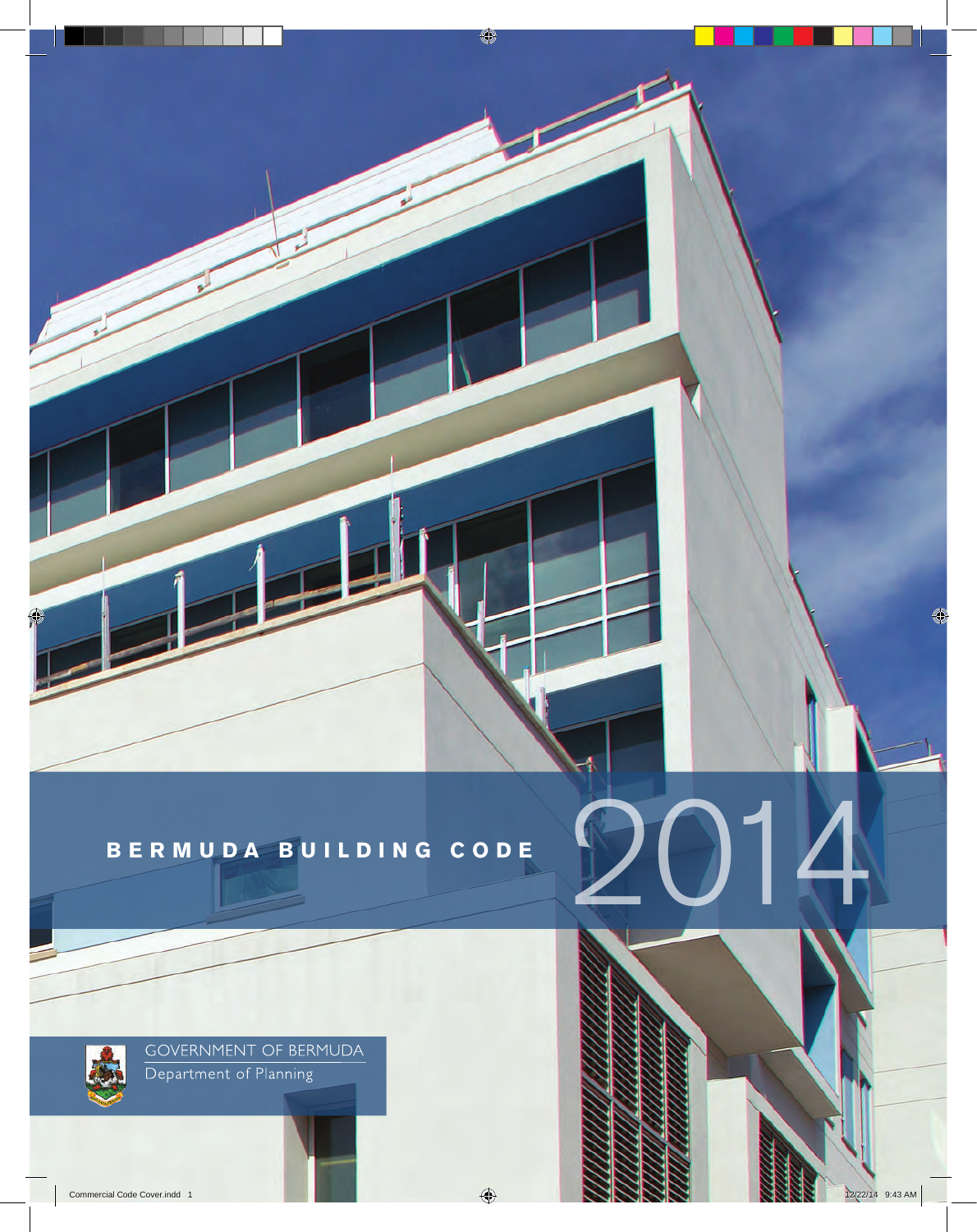# BERMUDA BUILDING CODE 2014

GOVERNMENT OF BERMUDA
Department of Planning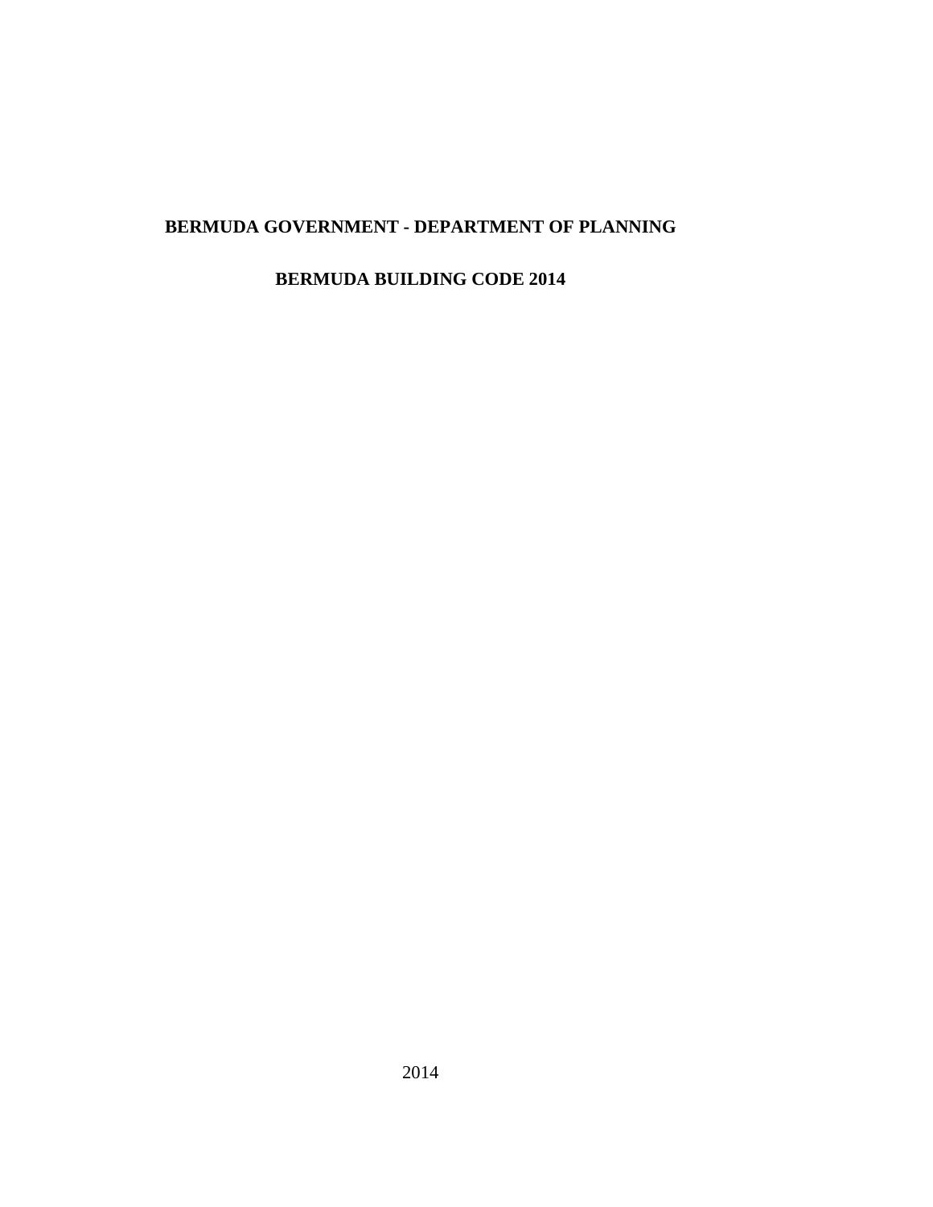**BERMUDA GOVERNMENT - DEPARTMENT OF PLANNING**

**BERMUDA BUILDING CODE 2014**

2014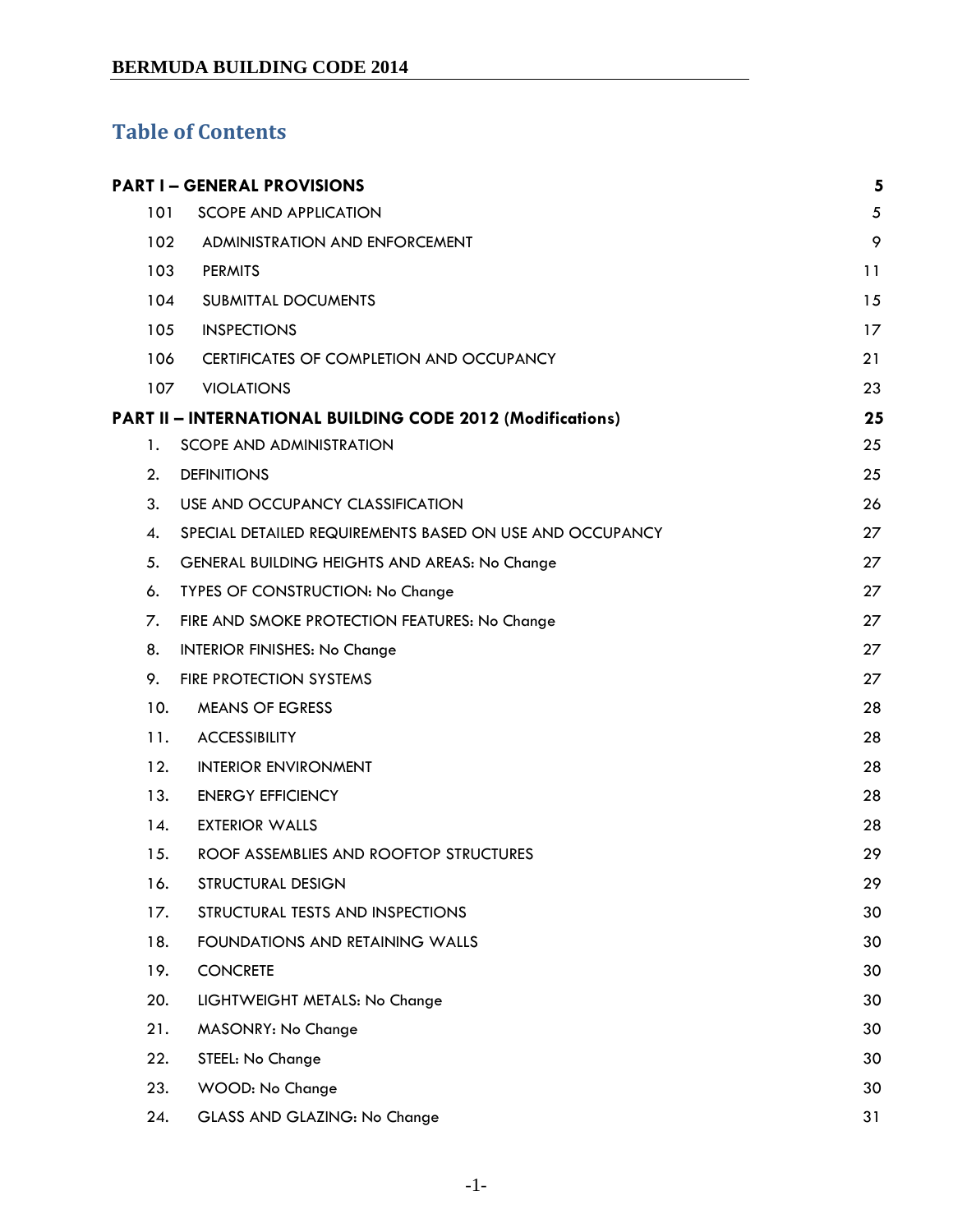## Table of Contents

| | | |
|---|---|---|
| **PART I – GENERAL PROVISIONS** | | **5** |
| 101 | SCOPE AND APPLICATION | 5 |
| 102 | ADMINISTRATION AND ENFORCEMENT | 9 |
| 103 | PERMITS | 11 |
| 104 | SUBMITTAL DOCUMENTS | 15 |
| 105 | INSPECTIONS | 17 |
| 106 | CERTIFICATES OF COMPLETION AND OCCUPANCY | 21 |
| 107 | VIOLATIONS | 23 |
| **PART II – INTERNATIONAL BUILDING CODE 2012 (Modifications)** | | **25** |
| 1. | SCOPE AND ADMINISTRATION | 25 |
| 2. | DEFINITIONS | 25 |
| 3. | USE AND OCCUPANCY CLASSIFICATION | 26 |
| 4. | SPECIAL DETAILED REQUIREMENTS BASED ON USE AND OCCUPANCY | 27 |
| 5. | GENERAL BUILDING HEIGHTS AND AREAS: No Change | 27 |
| 6. | TYPES OF CONSTRUCTION: No Change | 27 |
| 7. | FIRE AND SMOKE PROTECTION FEATURES: No Change | 27 |
| 8. | INTERIOR FINISHES: No Change | 27 |
| 9. | FIRE PROTECTION SYSTEMS | 27 |
| 10. | MEANS OF EGRESS | 28 |
| 11. | ACCESSIBILITY | 28 |
| 12. | INTERIOR ENVIRONMENT | 28 |
| 13. | ENERGY EFFICIENCY | 28 |
| 14. | EXTERIOR WALLS | 28 |
| 15. | ROOF ASSEMBLIES AND ROOFTOP STRUCTURES | 29 |
| 16. | STRUCTURAL DESIGN | 29 |
| 17. | STRUCTURAL TESTS AND INSPECTIONS | 30 |
| 18. | FOUNDATIONS AND RETAINING WALLS | 30 |
| 19. | CONCRETE | 30 |
| 20. | LIGHTWEIGHT METALS: No Change | 30 |
| 21. | MASONRY: No Change | 30 |
| 22. | STEEL: No Change | 30 |
| 23. | WOOD: No Change | 30 |
| 24. | GLASS AND GLAZING: No Change | 31 |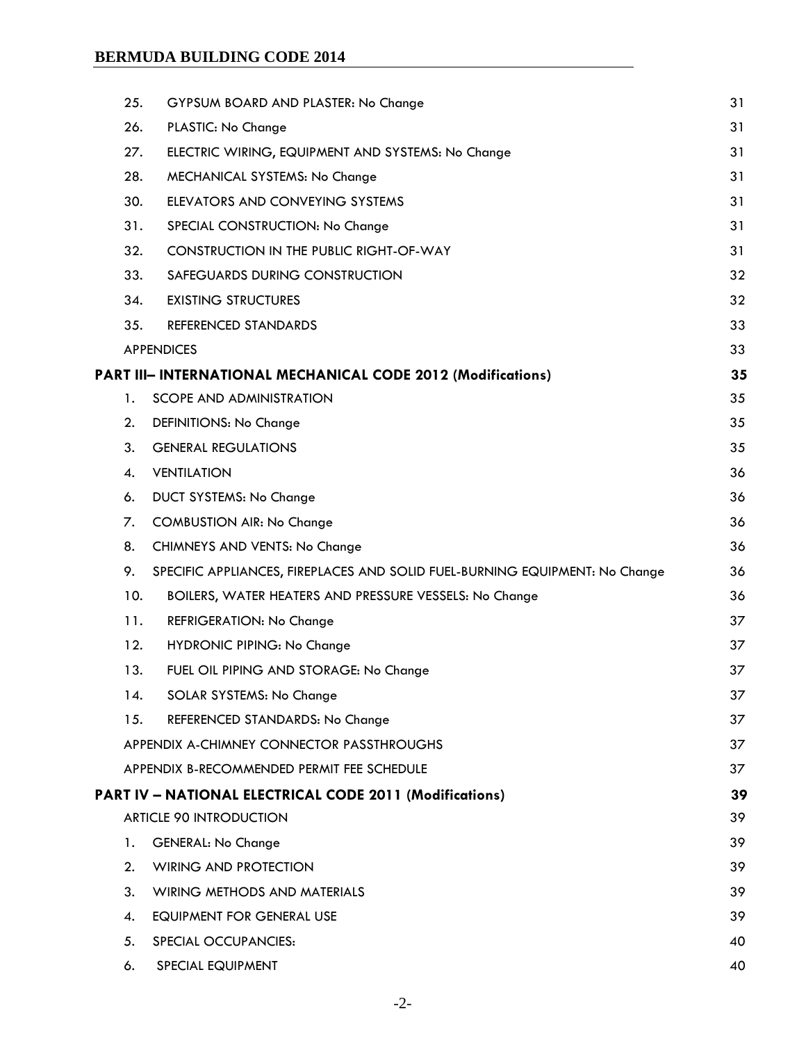| | | |
|---|---|---|
| 25. | GYPSUM BOARD AND PLASTER: No Change | 31 |
| 26. | PLASTIC: No Change | 31 |
| 27. | ELECTRIC WIRING, EQUIPMENT AND SYSTEMS: No Change | 31 |
| 28. | MECHANICAL SYSTEMS: No Change | 31 |
| 30. | ELEVATORS AND CONVEYING SYSTEMS | 31 |
| 31. | SPECIAL CONSTRUCTION: No Change | 31 |
| 32. | CONSTRUCTION IN THE PUBLIC RIGHT-OF-WAY | 31 |
| 33. | SAFEGUARDS DURING CONSTRUCTION | 32 |
| 34. | EXISTING STRUCTURES | 32 |
| 35. | REFERENCED STANDARDS | 33 |
| | APPENDICES | 33 |

**PART III– INTERNATIONAL MECHANICAL CODE 2012 (Modifications)** **35**

| | | |
|---|---|---|
| 1. | SCOPE AND ADMINISTRATION | 35 |
| 2. | DEFINITIONS: No Change | 35 |
| 3. | GENERAL REGULATIONS | 35 |
| 4. | VENTILATION | 36 |
| 6. | DUCT SYSTEMS: No Change | 36 |
| 7. | COMBUSTION AIR: No Change | 36 |
| 8. | CHIMNEYS AND VENTS: No Change | 36 |
| 9. | SPECIFIC APPLIANCES, FIREPLACES AND SOLID FUEL-BURNING EQUIPMENT: No Change | 36 |
| 10. | BOILERS, WATER HEATERS AND PRESSURE VESSELS: No Change | 36 |
| 11. | REFRIGERATION: No Change | 37 |
| 12. | HYDRONIC PIPING: No Change | 37 |
| 13. | FUEL OIL PIPING AND STORAGE: No Change | 37 |
| 14. | SOLAR SYSTEMS: No Change | 37 |
| 15. | REFERENCED STANDARDS: No Change | 37 |
| | APPENDIX A-CHIMNEY CONNECTOR PASSTHROUGHS | 37 |
| | APPENDIX B-RECOMMENDED PERMIT FEE SCHEDULE | 37 |

**PART IV – NATIONAL ELECTRICAL CODE 2011 (Modifications)** **39**

| | | |
|---|---|---|
| | ARTICLE 90 INTRODUCTION | 39 |
| 1. | GENERAL: No Change | 39 |
| 2. | WIRING AND PROTECTION | 39 |
| 3. | WIRING METHODS AND MATERIALS | 39 |
| 4. | EQUIPMENT FOR GENERAL USE | 39 |
| 5. | SPECIAL OCCUPANCIES: | 40 |
| 6. | SPECIAL EQUIPMENT | 40 |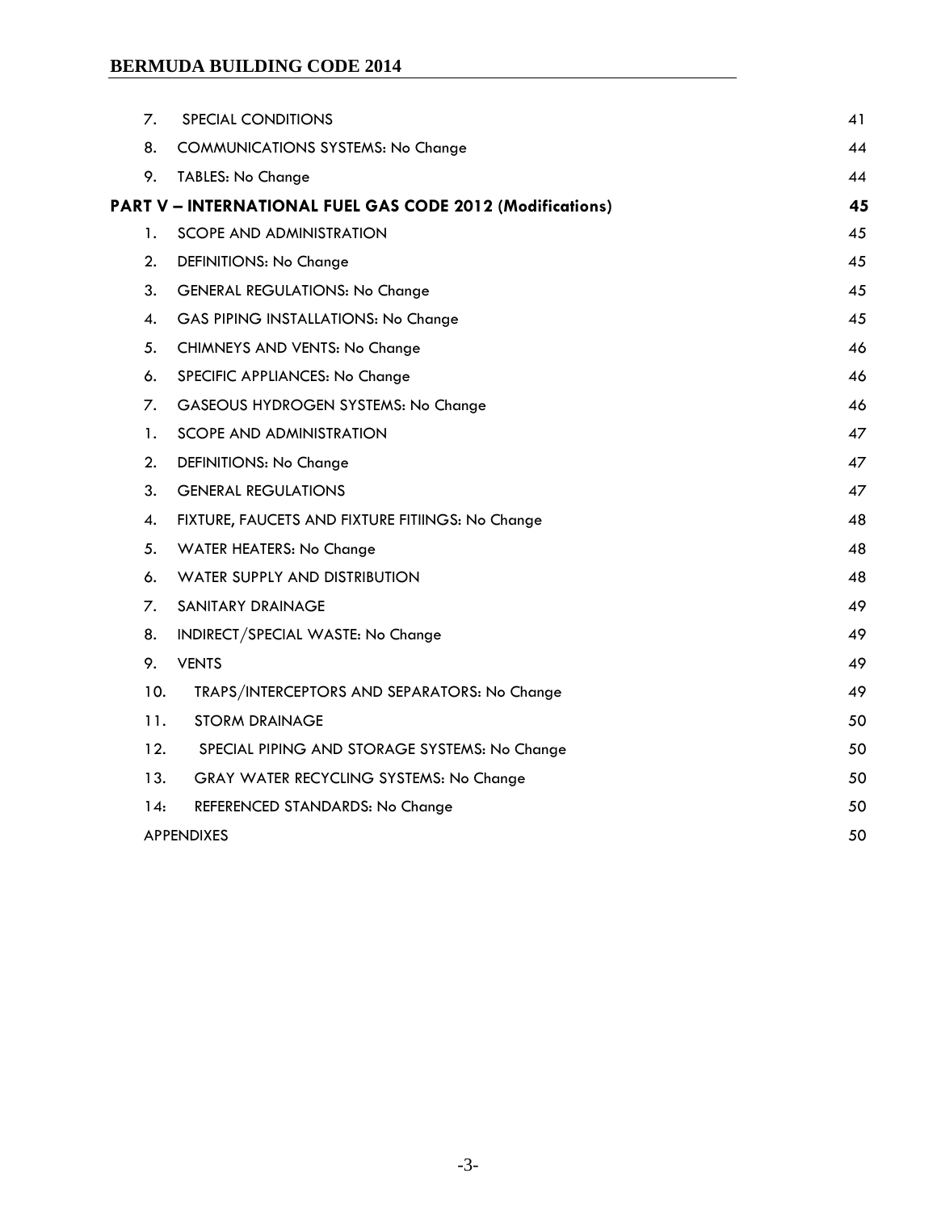| | | |
|---|---|---|
| 7. | SPECIAL CONDITIONS | 41 |
| 8. | COMMUNICATIONS SYSTEMS: No Change | 44 |
| 9. | TABLES: No Change | 44 |
| **PART V – INTERNATIONAL FUEL GAS CODE 2012 (Modifications)** | | **45** |
| 1. | SCOPE AND ADMINISTRATION | 45 |
| 2. | DEFINITIONS: No Change | 45 |
| 3. | GENERAL REGULATIONS: No Change | 45 |
| 4. | GAS PIPING INSTALLATIONS: No Change | 45 |
| 5. | CHIMNEYS AND VENTS: No Change | 46 |
| 6. | SPECIFIC APPLIANCES: No Change | 46 |
| 7. | GASEOUS HYDROGEN SYSTEMS: No Change | 46 |
| 1. | SCOPE AND ADMINISTRATION | 47 |
| 2. | DEFINITIONS: No Change | 47 |
| 3. | GENERAL REGULATIONS | 47 |
| 4. | FIXTURE, FAUCETS AND FIXTURE FITIINGS: No Change | 48 |
| 5. | WATER HEATERS: No Change | 48 |
| 6. | WATER SUPPLY AND DISTRIBUTION | 48 |
| 7. | SANITARY DRAINAGE | 49 |
| 8. | INDIRECT/SPECIAL WASTE: No Change | 49 |
| 9. | VENTS | 49 |
| 10. | TRAPS/INTERCEPTORS AND SEPARATORS: No Change | 49 |
| 11. | STORM DRAINAGE | 50 |
| 12. | SPECIAL PIPING AND STORAGE SYSTEMS: No Change | 50 |
| 13. | GRAY WATER RECYCLING SYSTEMS: No Change | 50 |
| 14: | REFERENCED STANDARDS: No Change | 50 |
| | APPENDIXES | 50 |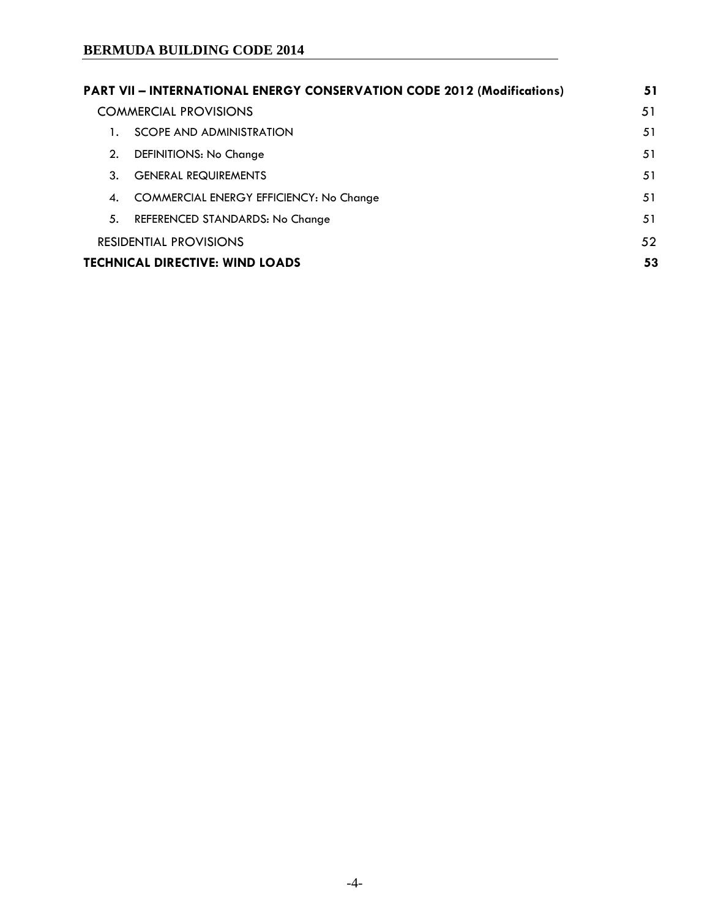| | |
|---|---|
| **PART VII – INTERNATIONAL ENERGY CONSERVATION CODE 2012 (Modifications)** | **51** |
| COMMERCIAL PROVISIONS | 51 |
| 1. SCOPE AND ADMINISTRATION | 51 |
| 2. DEFINITIONS: No Change | 51 |
| 3. GENERAL REQUIREMENTS | 51 |
| 4. COMMERCIAL ENERGY EFFICIENCY: No Change | 51 |
| 5. REFERENCED STANDARDS: No Change | 51 |
| RESIDENTIAL PROVISIONS | 52 |
| **TECHNICAL DIRECTIVE: WIND LOADS** | **53** |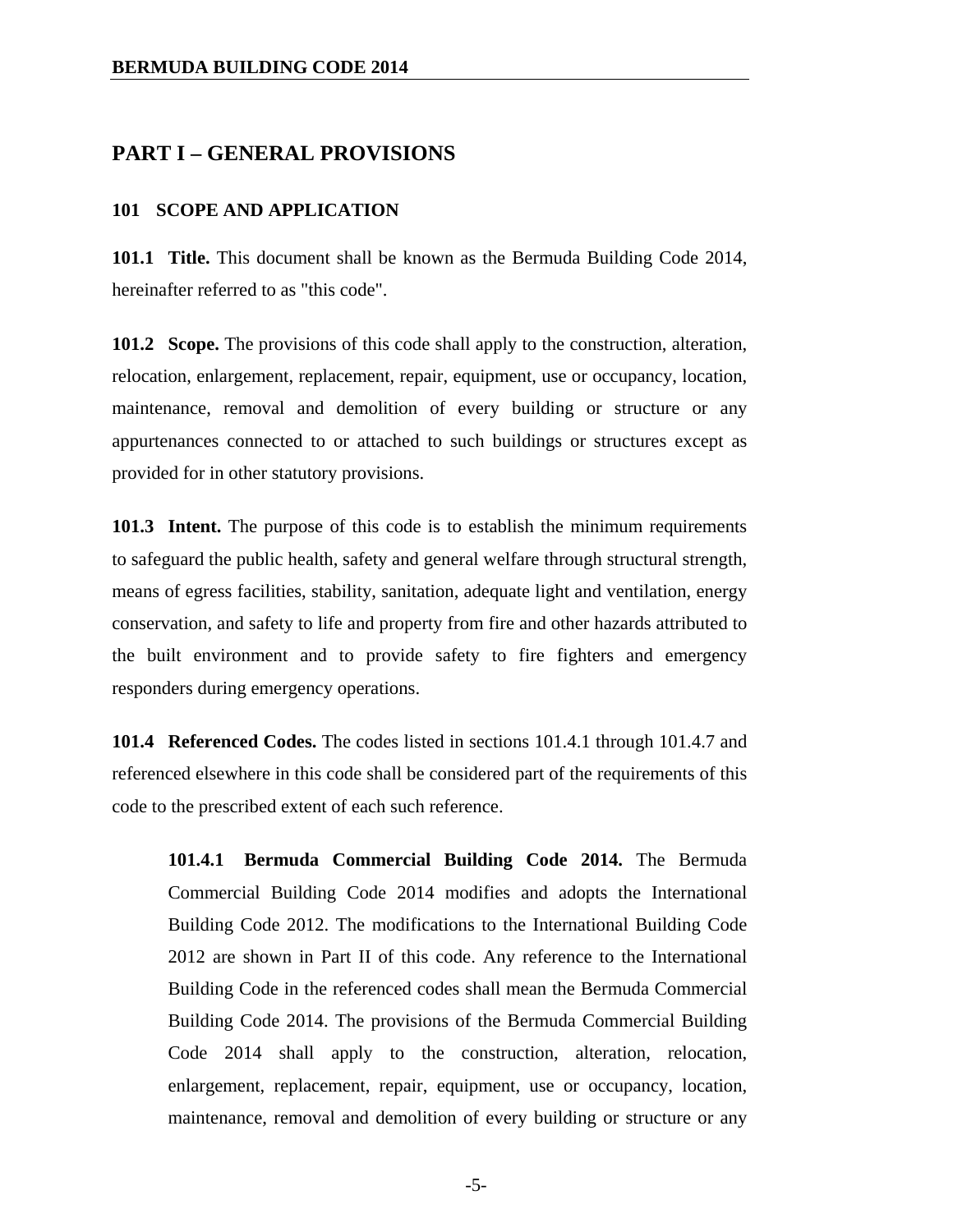## PART I – GENERAL PROVISIONS

### 101 SCOPE AND APPLICATION

**101.1 Title.** This document shall be known as the Bermuda Building Code 2014, hereinafter referred to as "this code".

**101.2 Scope.** The provisions of this code shall apply to the construction, alteration, relocation, enlargement, replacement, repair, equipment, use or occupancy, location, maintenance, removal and demolition of every building or structure or any appurtenances connected to or attached to such buildings or structures except as provided for in other statutory provisions.

**101.3 Intent.** The purpose of this code is to establish the minimum requirements to safeguard the public health, safety and general welfare through structural strength, means of egress facilities, stability, sanitation, adequate light and ventilation, energy conservation, and safety to life and property from fire and other hazards attributed to the built environment and to provide safety to fire fighters and emergency responders during emergency operations.

**101.4 Referenced Codes.** The codes listed in sections 101.4.1 through 101.4.7 and referenced elsewhere in this code shall be considered part of the requirements of this code to the prescribed extent of each such reference.

> **101.4.1 Bermuda Commercial Building Code 2014.** The Bermuda Commercial Building Code 2014 modifies and adopts the International Building Code 2012. The modifications to the International Building Code 2012 are shown in Part II of this code. Any reference to the International Building Code in the referenced codes shall mean the Bermuda Commercial Building Code 2014. The provisions of the Bermuda Commercial Building Code 2014 shall apply to the construction, alteration, relocation, enlargement, replacement, repair, equipment, use or occupancy, location, maintenance, removal and demolition of every building or structure or any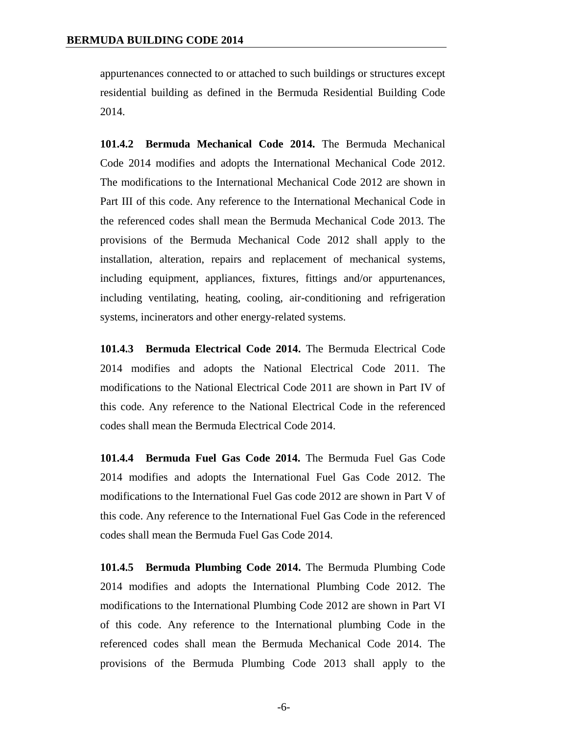appurtenances connected to or attached to such buildings or structures except residential building as defined in the Bermuda Residential Building Code 2014.

**101.4.2 Bermuda Mechanical Code 2014.** The Bermuda Mechanical Code 2014 modifies and adopts the International Mechanical Code 2012. The modifications to the International Mechanical Code 2012 are shown in Part III of this code. Any reference to the International Mechanical Code in the referenced codes shall mean the Bermuda Mechanical Code 2013. The provisions of the Bermuda Mechanical Code 2012 shall apply to the installation, alteration, repairs and replacement of mechanical systems, including equipment, appliances, fixtures, fittings and/or appurtenances, including ventilating, heating, cooling, air-conditioning and refrigeration systems, incinerators and other energy-related systems.

**101.4.3 Bermuda Electrical Code 2014.** The Bermuda Electrical Code 2014 modifies and adopts the National Electrical Code 2011. The modifications to the National Electrical Code 2011 are shown in Part IV of this code. Any reference to the National Electrical Code in the referenced codes shall mean the Bermuda Electrical Code 2014.

**101.4.4 Bermuda Fuel Gas Code 2014.** The Bermuda Fuel Gas Code 2014 modifies and adopts the International Fuel Gas Code 2012. The modifications to the International Fuel Gas code 2012 are shown in Part V of this code. Any reference to the International Fuel Gas Code in the referenced codes shall mean the Bermuda Fuel Gas Code 2014.

**101.4.5 Bermuda Plumbing Code 2014.** The Bermuda Plumbing Code 2014 modifies and adopts the International Plumbing Code 2012. The modifications to the International Plumbing Code 2012 are shown in Part VI of this code. Any reference to the International plumbing Code in the referenced codes shall mean the Bermuda Mechanical Code 2014. The provisions of the Bermuda Plumbing Code 2013 shall apply to the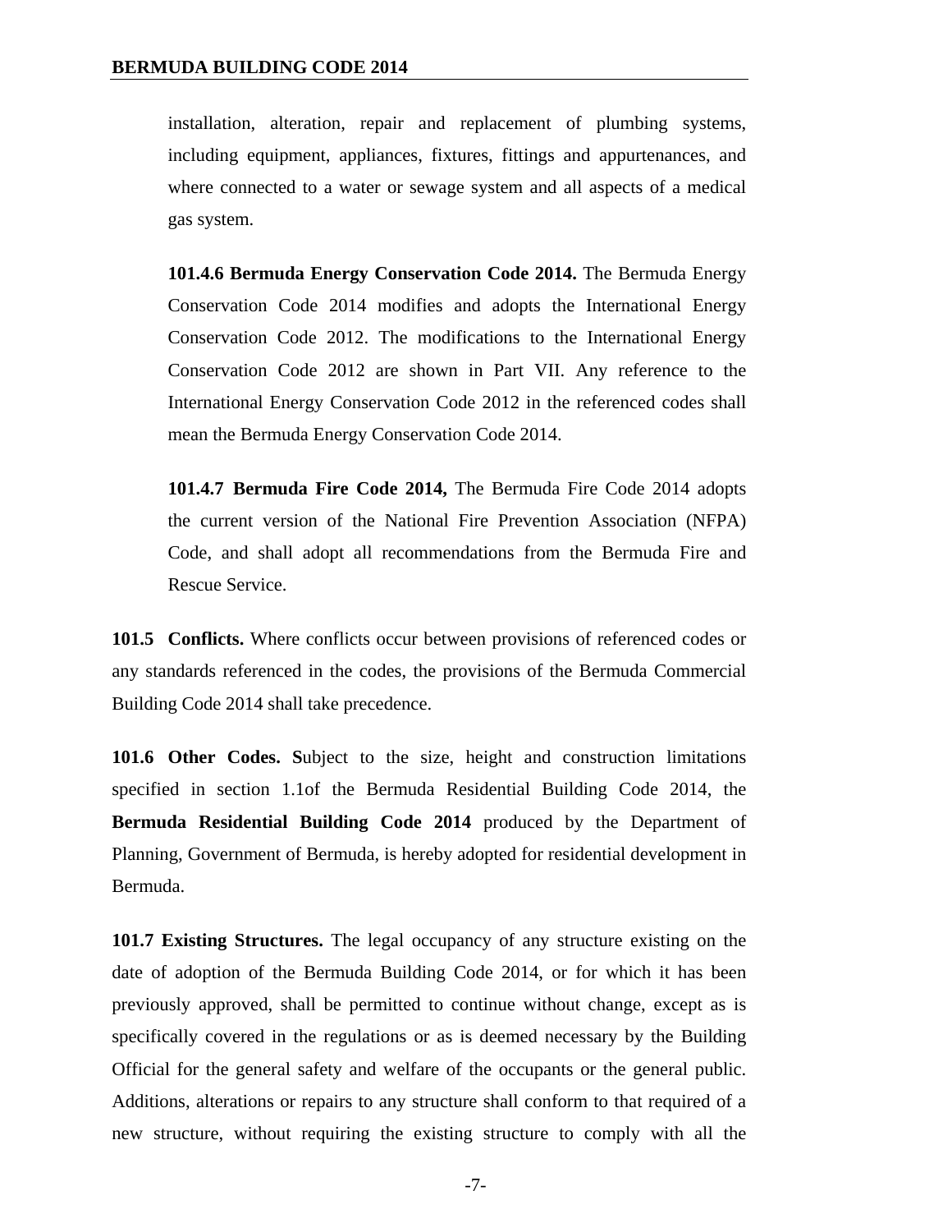installation, alteration, repair and replacement of plumbing systems, including equipment, appliances, fixtures, fittings and appurtenances, and where connected to a water or sewage system and all aspects of a medical gas system.

**101.4.6 Bermuda Energy Conservation Code 2014.** The Bermuda Energy Conservation Code 2014 modifies and adopts the International Energy Conservation Code 2012. The modifications to the International Energy Conservation Code 2012 are shown in Part VII. Any reference to the International Energy Conservation Code 2012 in the referenced codes shall mean the Bermuda Energy Conservation Code 2014.

**101.4.7 Bermuda Fire Code 2014,** The Bermuda Fire Code 2014 adopts the current version of the National Fire Prevention Association (NFPA) Code, and shall adopt all recommendations from the Bermuda Fire and Rescue Service.

**101.5 Conflicts.** Where conflicts occur between provisions of referenced codes or any standards referenced in the codes, the provisions of the Bermuda Commercial Building Code 2014 shall take precedence.

**101.6 Other Codes. S**ubject to the size, height and construction limitations specified in section 1.1of the Bermuda Residential Building Code 2014, the **Bermuda Residential Building Code 2014** produced by the Department of Planning, Government of Bermuda, is hereby adopted for residential development in Bermuda.

**101.7 Existing Structures.** The legal occupancy of any structure existing on the date of adoption of the Bermuda Building Code 2014, or for which it has been previously approved, shall be permitted to continue without change, except as is specifically covered in the regulations or as is deemed necessary by the Building Official for the general safety and welfare of the occupants or the general public. Additions, alterations or repairs to any structure shall conform to that required of a new structure, without requiring the existing structure to comply with all the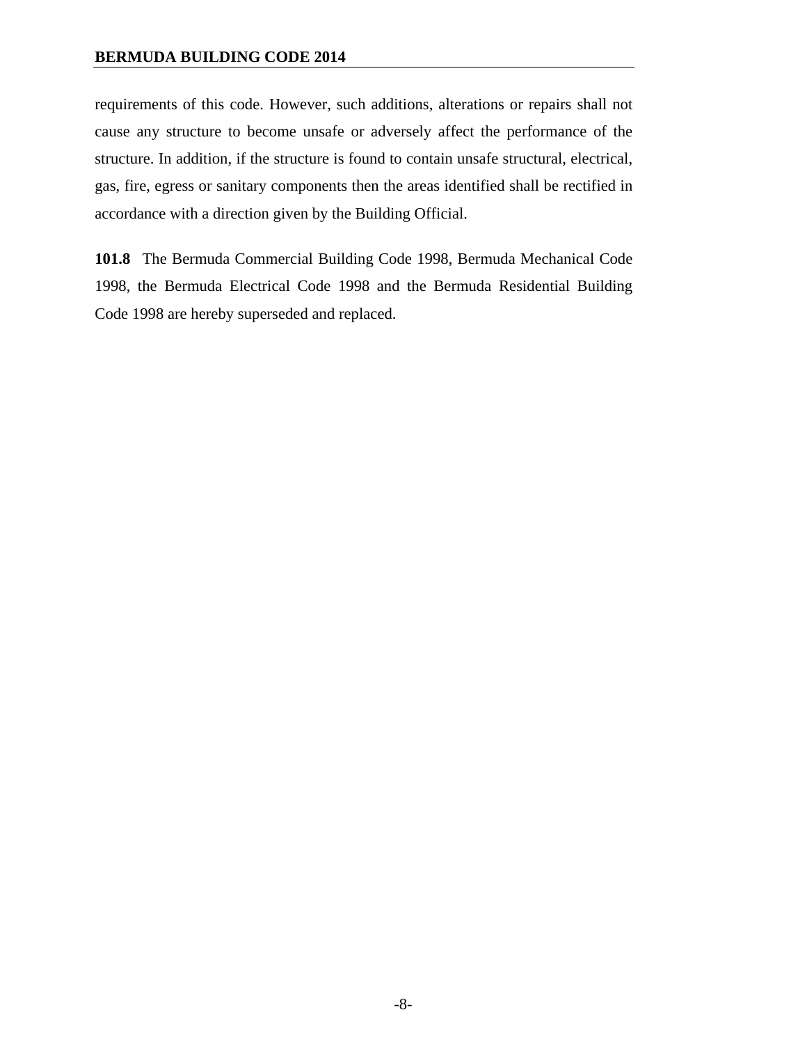requirements of this code. However, such additions, alterations or repairs shall not cause any structure to become unsafe or adversely affect the performance of the structure. In addition, if the structure is found to contain unsafe structural, electrical, gas, fire, egress or sanitary components then the areas identified shall be rectified in accordance with a direction given by the Building Official.

**101.8** The Bermuda Commercial Building Code 1998, Bermuda Mechanical Code 1998, the Bermuda Electrical Code 1998 and the Bermuda Residential Building Code 1998 are hereby superseded and replaced.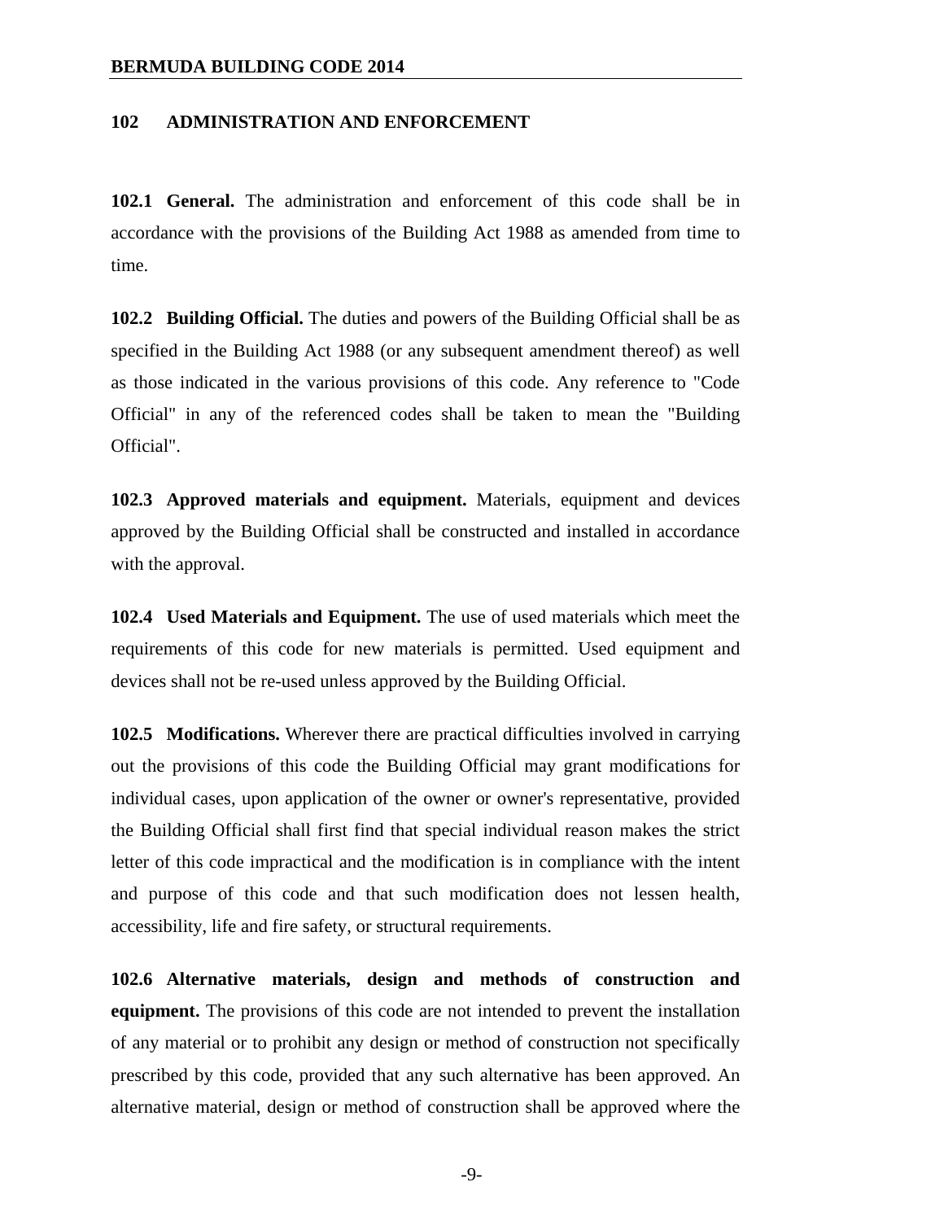## 102 ADMINISTRATION AND ENFORCEMENT

**102.1 General.** The administration and enforcement of this code shall be in accordance with the provisions of the Building Act 1988 as amended from time to time.

**102.2 Building Official.** The duties and powers of the Building Official shall be as specified in the Building Act 1988 (or any subsequent amendment thereof) as well as those indicated in the various provisions of this code. Any reference to "Code Official" in any of the referenced codes shall be taken to mean the "Building Official".

**102.3 Approved materials and equipment.** Materials, equipment and devices approved by the Building Official shall be constructed and installed in accordance with the approval.

**102.4 Used Materials and Equipment.** The use of used materials which meet the requirements of this code for new materials is permitted. Used equipment and devices shall not be re-used unless approved by the Building Official.

**102.5 Modifications.** Wherever there are practical difficulties involved in carrying out the provisions of this code the Building Official may grant modifications for individual cases, upon application of the owner or owner's representative, provided the Building Official shall first find that special individual reason makes the strict letter of this code impractical and the modification is in compliance with the intent and purpose of this code and that such modification does not lessen health, accessibility, life and fire safety, or structural requirements.

**102.6 Alternative materials, design and methods of construction and equipment.** The provisions of this code are not intended to prevent the installation of any material or to prohibit any design or method of construction not specifically prescribed by this code, provided that any such alternative has been approved. An alternative material, design or method of construction shall be approved where the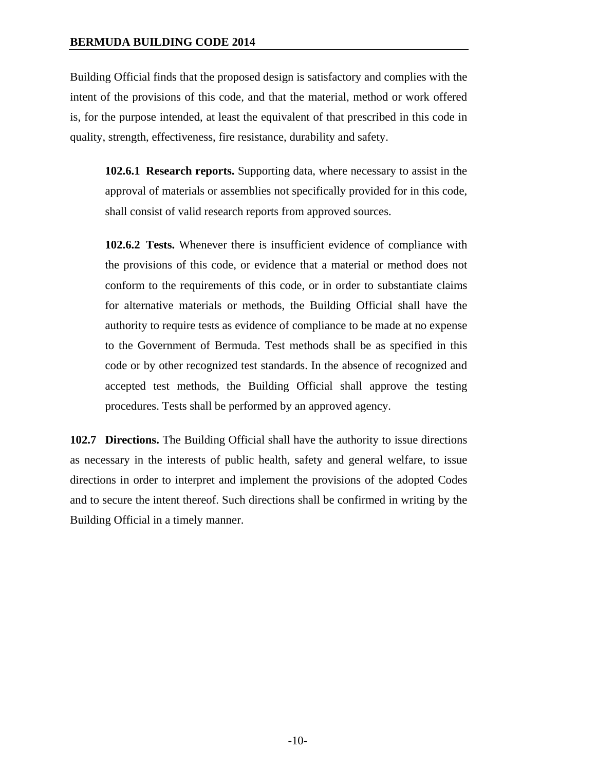Building Official finds that the proposed design is satisfactory and complies with the intent of the provisions of this code, and that the material, method or work offered is, for the purpose intended, at least the equivalent of that prescribed in this code in quality, strength, effectiveness, fire resistance, durability and safety.

**102.6.1 Research reports.** Supporting data, where necessary to assist in the approval of materials or assemblies not specifically provided for in this code, shall consist of valid research reports from approved sources.

**102.6.2 Tests.** Whenever there is insufficient evidence of compliance with the provisions of this code, or evidence that a material or method does not conform to the requirements of this code, or in order to substantiate claims for alternative materials or methods, the Building Official shall have the authority to require tests as evidence of compliance to be made at no expense to the Government of Bermuda. Test methods shall be as specified in this code or by other recognized test standards. In the absence of recognized and accepted test methods, the Building Official shall approve the testing procedures. Tests shall be performed by an approved agency.

**102.7 Directions.** The Building Official shall have the authority to issue directions as necessary in the interests of public health, safety and general welfare, to issue directions in order to interpret and implement the provisions of the adopted Codes and to secure the intent thereof. Such directions shall be confirmed in writing by the Building Official in a timely manner.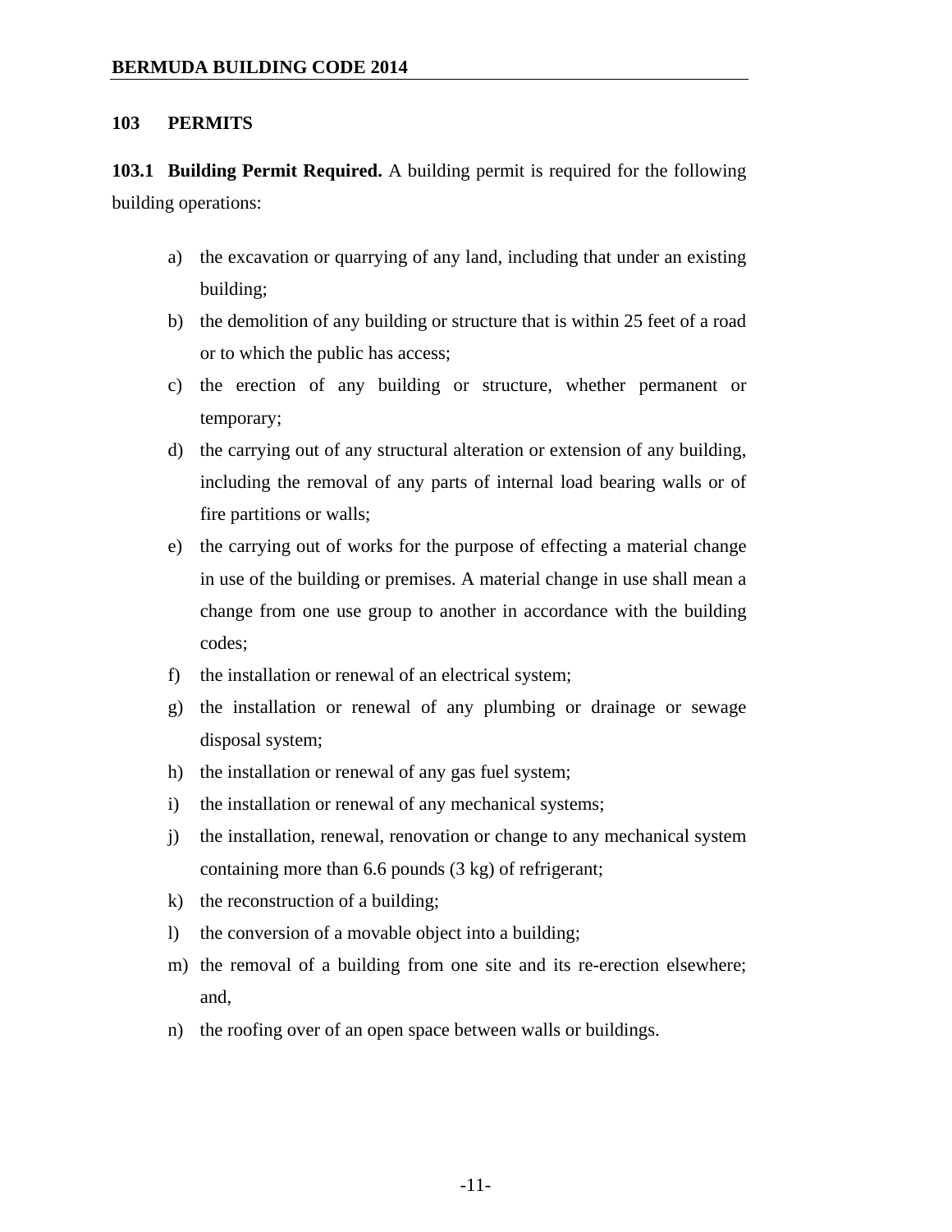## 103 PERMITS

**103.1 Building Permit Required.** A building permit is required for the following building operations:

a) the excavation or quarrying of any land, including that under an existing building;

b) the demolition of any building or structure that is within 25 feet of a road or to which the public has access;

c) the erection of any building or structure, whether permanent or temporary;

d) the carrying out of any structural alteration or extension of any building, including the removal of any parts of internal load bearing walls or of fire partitions or walls;

e) the carrying out of works for the purpose of effecting a material change in use of the building or premises. A material change in use shall mean a change from one use group to another in accordance with the building codes;

f) the installation or renewal of an electrical system;

g) the installation or renewal of any plumbing or drainage or sewage disposal system;

h) the installation or renewal of any gas fuel system;

i) the installation or renewal of any mechanical systems;

j) the installation, renewal, renovation or change to any mechanical system containing more than 6.6 pounds (3 kg) of refrigerant;

k) the reconstruction of a building;

l) the conversion of a movable object into a building;

m) the removal of a building from one site and its re-erection elsewhere; and,

n) the roofing over of an open space between walls or buildings.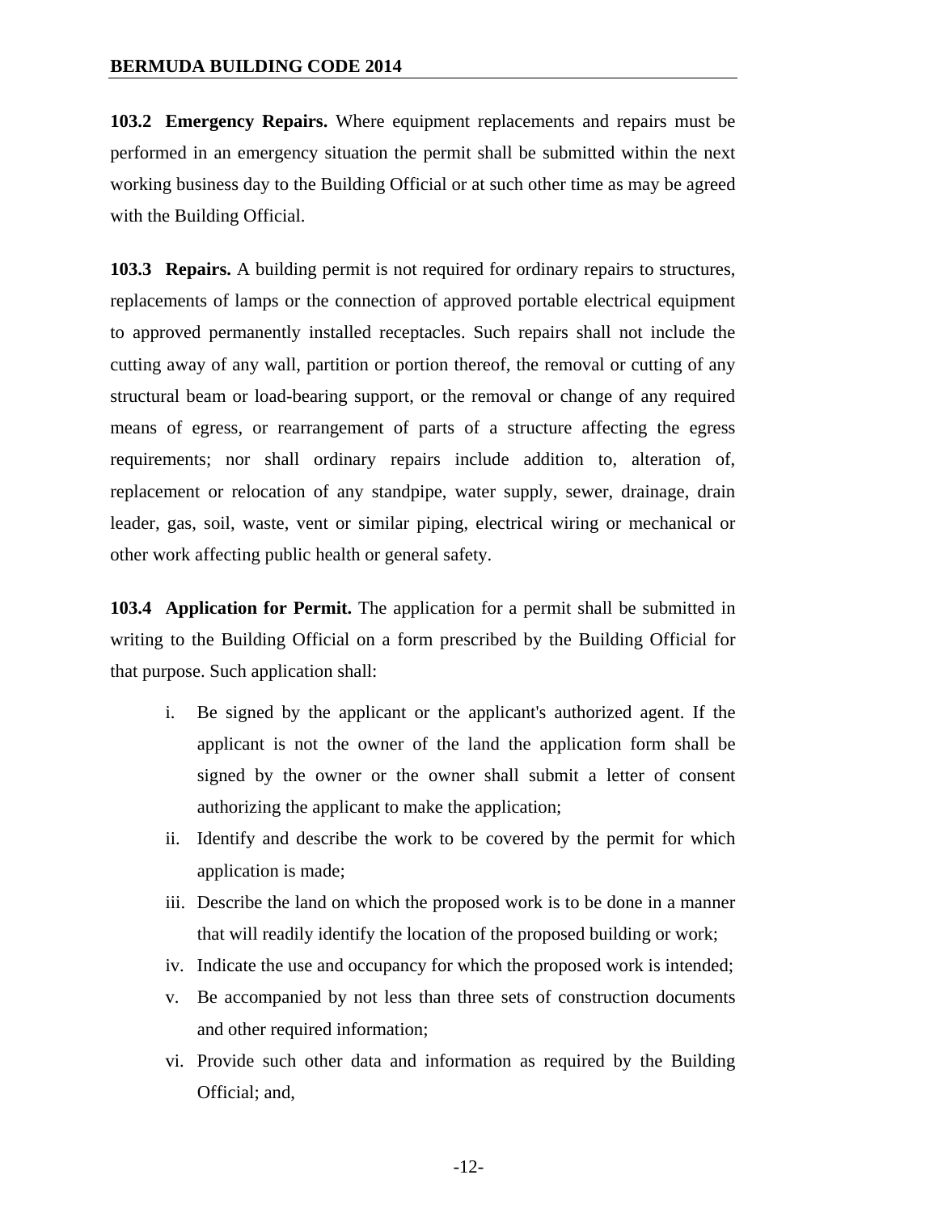**103.2 Emergency Repairs.** Where equipment replacements and repairs must be performed in an emergency situation the permit shall be submitted within the next working business day to the Building Official or at such other time as may be agreed with the Building Official.

**103.3 Repairs.** A building permit is not required for ordinary repairs to structures, replacements of lamps or the connection of approved portable electrical equipment to approved permanently installed receptacles. Such repairs shall not include the cutting away of any wall, partition or portion thereof, the removal or cutting of any structural beam or load-bearing support, or the removal or change of any required means of egress, or rearrangement of parts of a structure affecting the egress requirements; nor shall ordinary repairs include addition to, alteration of, replacement or relocation of any standpipe, water supply, sewer, drainage, drain leader, gas, soil, waste, vent or similar piping, electrical wiring or mechanical or other work affecting public health or general safety.

**103.4 Application for Permit.** The application for a permit shall be submitted in writing to the Building Official on a form prescribed by the Building Official for that purpose. Such application shall:

i. Be signed by the applicant or the applicant's authorized agent. If the applicant is not the owner of the land the application form shall be signed by the owner or the owner shall submit a letter of consent authorizing the applicant to make the application;

ii. Identify and describe the work to be covered by the permit for which application is made;

iii. Describe the land on which the proposed work is to be done in a manner that will readily identify the location of the proposed building or work;

iv. Indicate the use and occupancy for which the proposed work is intended;

v. Be accompanied by not less than three sets of construction documents and other required information;

vi. Provide such other data and information as required by the Building Official; and,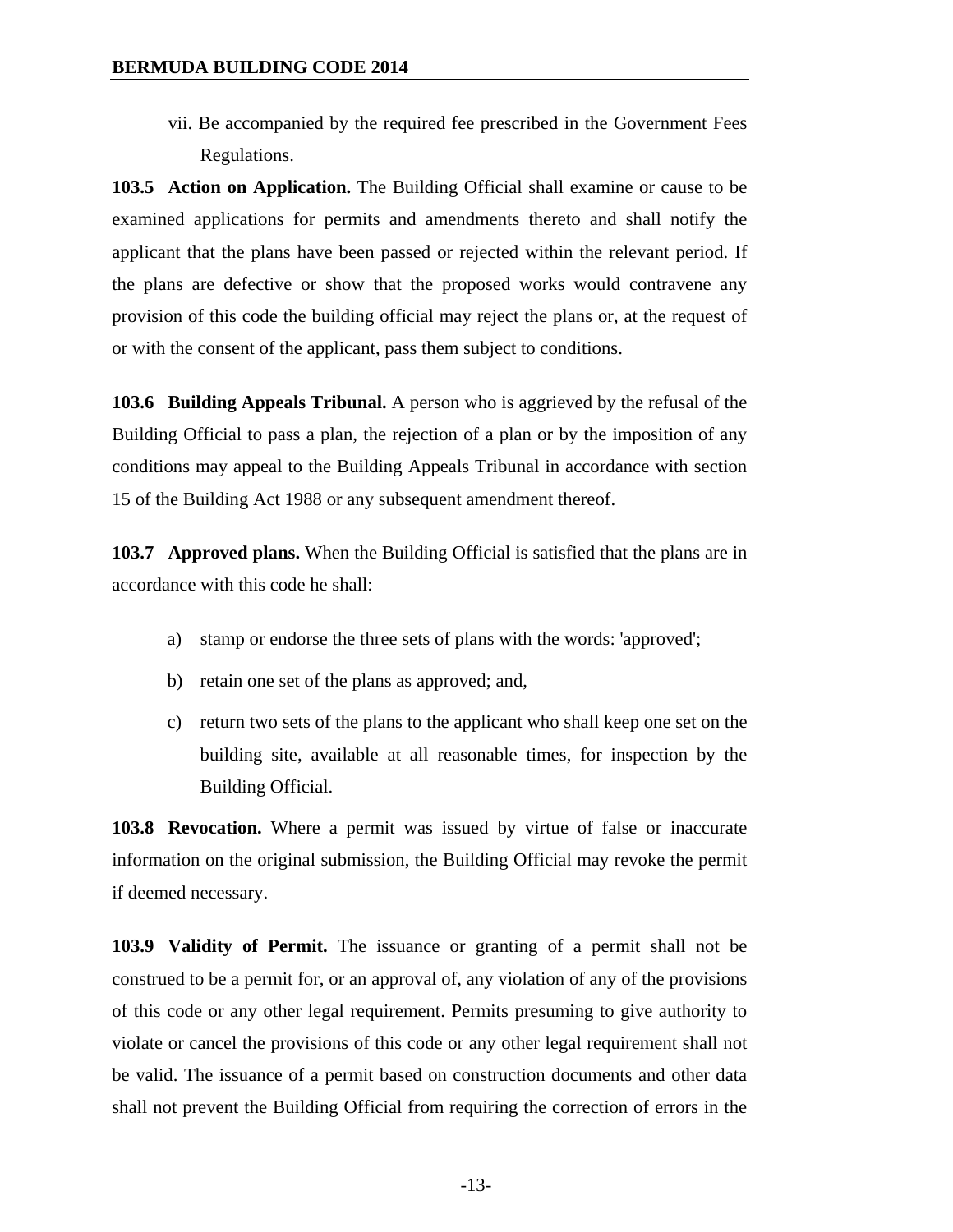vii. Be accompanied by the required fee prescribed in the Government Fees Regulations.

**103.5 Action on Application.** The Building Official shall examine or cause to be examined applications for permits and amendments thereto and shall notify the applicant that the plans have been passed or rejected within the relevant period. If the plans are defective or show that the proposed works would contravene any provision of this code the building official may reject the plans or, at the request of or with the consent of the applicant, pass them subject to conditions.

**103.6 Building Appeals Tribunal.** A person who is aggrieved by the refusal of the Building Official to pass a plan, the rejection of a plan or by the imposition of any conditions may appeal to the Building Appeals Tribunal in accordance with section 15 of the Building Act 1988 or any subsequent amendment thereof.

**103.7 Approved plans.** When the Building Official is satisfied that the plans are in accordance with this code he shall:

a) stamp or endorse the three sets of plans with the words: 'approved';

b) retain one set of the plans as approved; and,

c) return two sets of the plans to the applicant who shall keep one set on the building site, available at all reasonable times, for inspection by the Building Official.

**103.8 Revocation.** Where a permit was issued by virtue of false or inaccurate information on the original submission, the Building Official may revoke the permit if deemed necessary.

**103.9 Validity of Permit.** The issuance or granting of a permit shall not be construed to be a permit for, or an approval of, any violation of any of the provisions of this code or any other legal requirement. Permits presuming to give authority to violate or cancel the provisions of this code or any other legal requirement shall not be valid. The issuance of a permit based on construction documents and other data shall not prevent the Building Official from requiring the correction of errors in the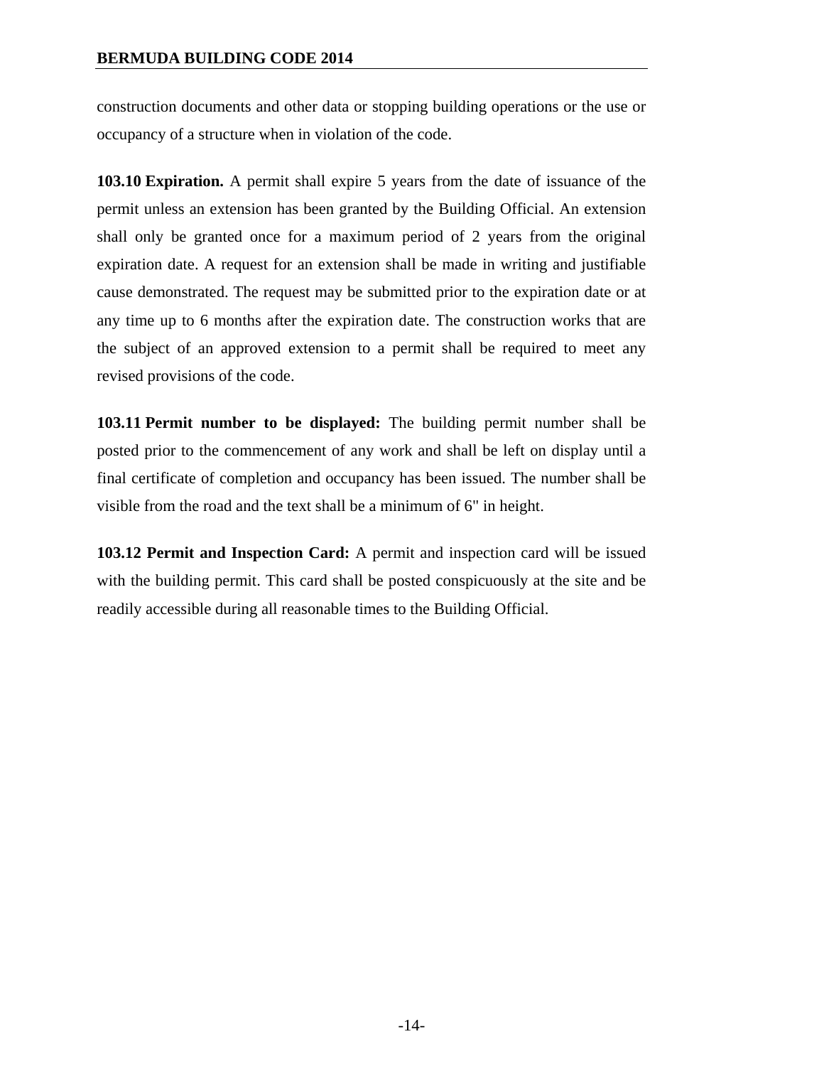construction documents and other data or stopping building operations or the use or occupancy of a structure when in violation of the code.

**103.10 Expiration.** A permit shall expire 5 years from the date of issuance of the permit unless an extension has been granted by the Building Official. An extension shall only be granted once for a maximum period of 2 years from the original expiration date. A request for an extension shall be made in writing and justifiable cause demonstrated. The request may be submitted prior to the expiration date or at any time up to 6 months after the expiration date. The construction works that are the subject of an approved extension to a permit shall be required to meet any revised provisions of the code.

**103.11 Permit number to be displayed:** The building permit number shall be posted prior to the commencement of any work and shall be left on display until a final certificate of completion and occupancy has been issued. The number shall be visible from the road and the text shall be a minimum of 6" in height.

**103.12 Permit and Inspection Card:** A permit and inspection card will be issued with the building permit. This card shall be posted conspicuously at the site and be readily accessible during all reasonable times to the Building Official.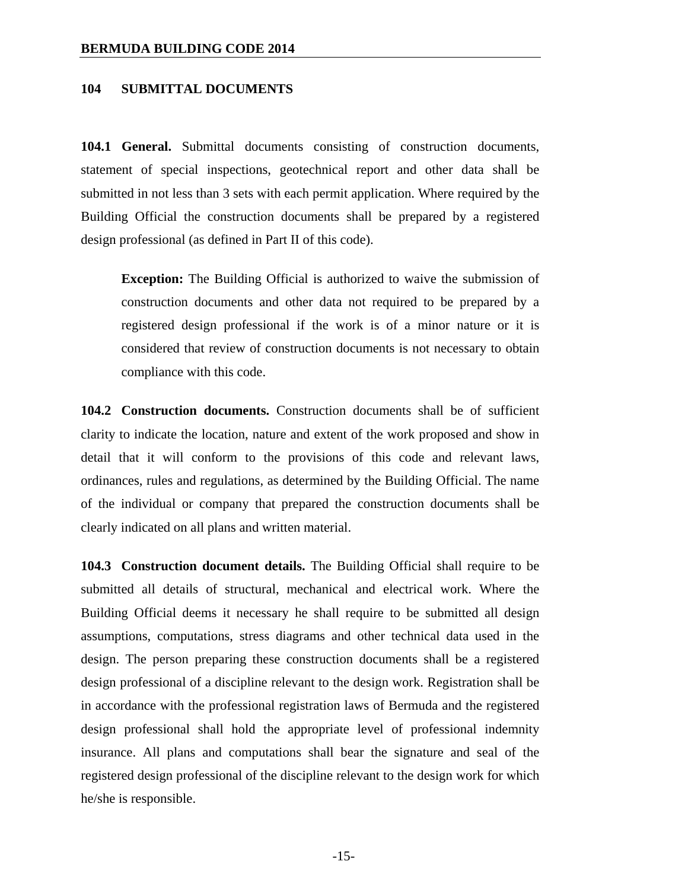## 104 SUBMITTAL DOCUMENTS

**104.1 General.** Submittal documents consisting of construction documents, statement of special inspections, geotechnical report and other data shall be submitted in not less than 3 sets with each permit application. Where required by the Building Official the construction documents shall be prepared by a registered design professional (as defined in Part II of this code).

> **Exception:** The Building Official is authorized to waive the submission of construction documents and other data not required to be prepared by a registered design professional if the work is of a minor nature or it is considered that review of construction documents is not necessary to obtain compliance with this code.

**104.2 Construction documents.** Construction documents shall be of sufficient clarity to indicate the location, nature and extent of the work proposed and show in detail that it will conform to the provisions of this code and relevant laws, ordinances, rules and regulations, as determined by the Building Official. The name of the individual or company that prepared the construction documents shall be clearly indicated on all plans and written material.

**104.3 Construction document details.** The Building Official shall require to be submitted all details of structural, mechanical and electrical work. Where the Building Official deems it necessary he shall require to be submitted all design assumptions, computations, stress diagrams and other technical data used in the design. The person preparing these construction documents shall be a registered design professional of a discipline relevant to the design work. Registration shall be in accordance with the professional registration laws of Bermuda and the registered design professional shall hold the appropriate level of professional indemnity insurance. All plans and computations shall bear the signature and seal of the registered design professional of the discipline relevant to the design work for which he/she is responsible.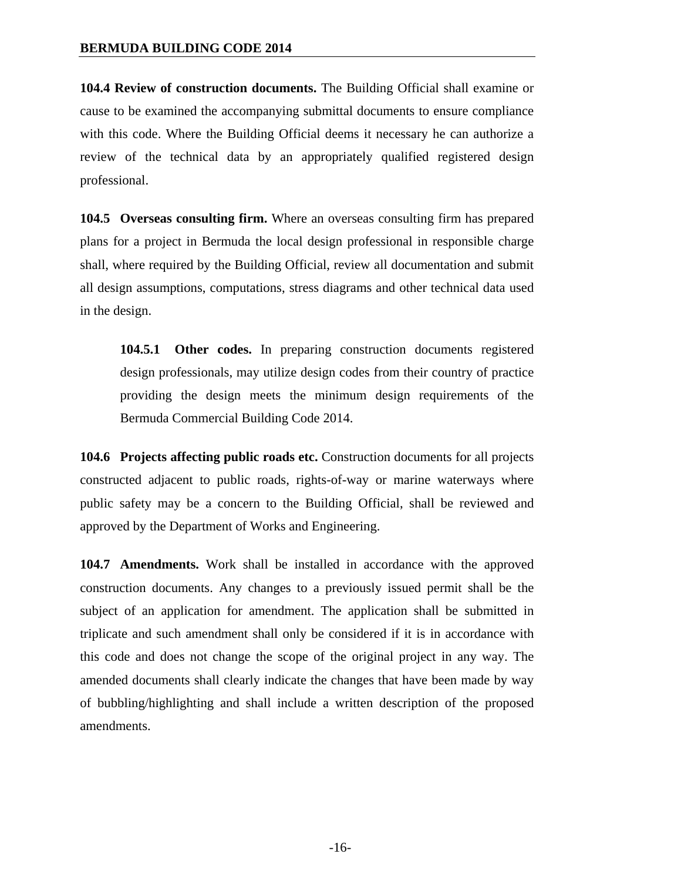**104.4 Review of construction documents.** The Building Official shall examine or cause to be examined the accompanying submittal documents to ensure compliance with this code. Where the Building Official deems it necessary he can authorize a review of the technical data by an appropriately qualified registered design professional.

**104.5 Overseas consulting firm.** Where an overseas consulting firm has prepared plans for a project in Bermuda the local design professional in responsible charge shall, where required by the Building Official, review all documentation and submit all design assumptions, computations, stress diagrams and other technical data used in the design.

> **104.5.1 Other codes.** In preparing construction documents registered design professionals, may utilize design codes from their country of practice providing the design meets the minimum design requirements of the Bermuda Commercial Building Code 2014.

**104.6 Projects affecting public roads etc.** Construction documents for all projects constructed adjacent to public roads, rights-of-way or marine waterways where public safety may be a concern to the Building Official, shall be reviewed and approved by the Department of Works and Engineering.

**104.7 Amendments.** Work shall be installed in accordance with the approved construction documents. Any changes to a previously issued permit shall be the subject of an application for amendment. The application shall be submitted in triplicate and such amendment shall only be considered if it is in accordance with this code and does not change the scope of the original project in any way. The amended documents shall clearly indicate the changes that have been made by way of bubbling/highlighting and shall include a written description of the proposed amendments.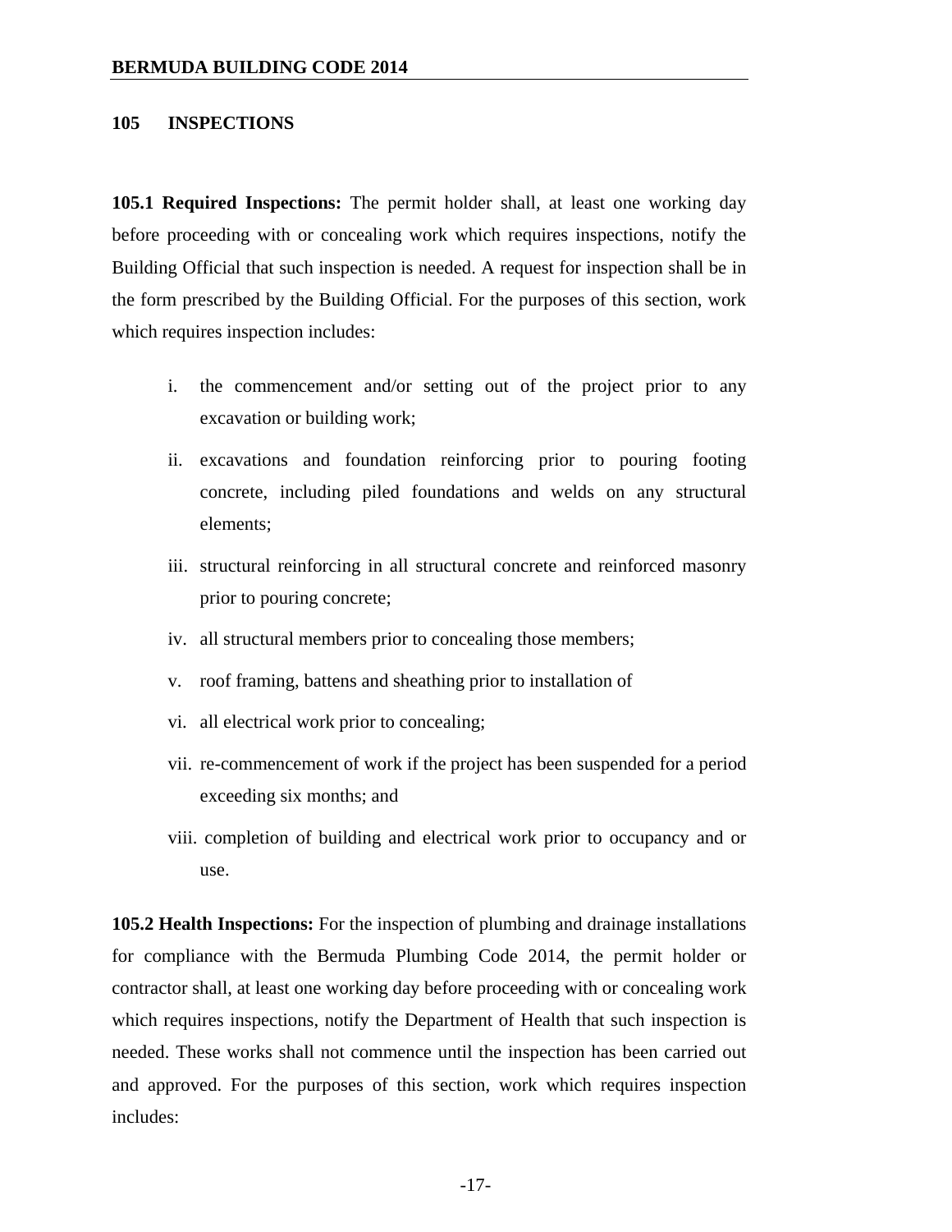## 105 INSPECTIONS

**105.1 Required Inspections:** The permit holder shall, at least one working day before proceeding with or concealing work which requires inspections, notify the Building Official that such inspection is needed. A request for inspection shall be in the form prescribed by the Building Official. For the purposes of this section, work which requires inspection includes:

i. the commencement and/or setting out of the project prior to any excavation or building work;

ii. excavations and foundation reinforcing prior to pouring footing concrete, including piled foundations and welds on any structural elements;

iii. structural reinforcing in all structural concrete and reinforced masonry prior to pouring concrete;

iv. all structural members prior to concealing those members;

v. roof framing, battens and sheathing prior to installation of

vi. all electrical work prior to concealing;

vii. re-commencement of work if the project has been suspended for a period exceeding six months; and

viii. completion of building and electrical work prior to occupancy and or use.

**105.2 Health Inspections:** For the inspection of plumbing and drainage installations for compliance with the Bermuda Plumbing Code 2014, the permit holder or contractor shall, at least one working day before proceeding with or concealing work which requires inspections, notify the Department of Health that such inspection is needed. These works shall not commence until the inspection has been carried out and approved. For the purposes of this section, work which requires inspection includes: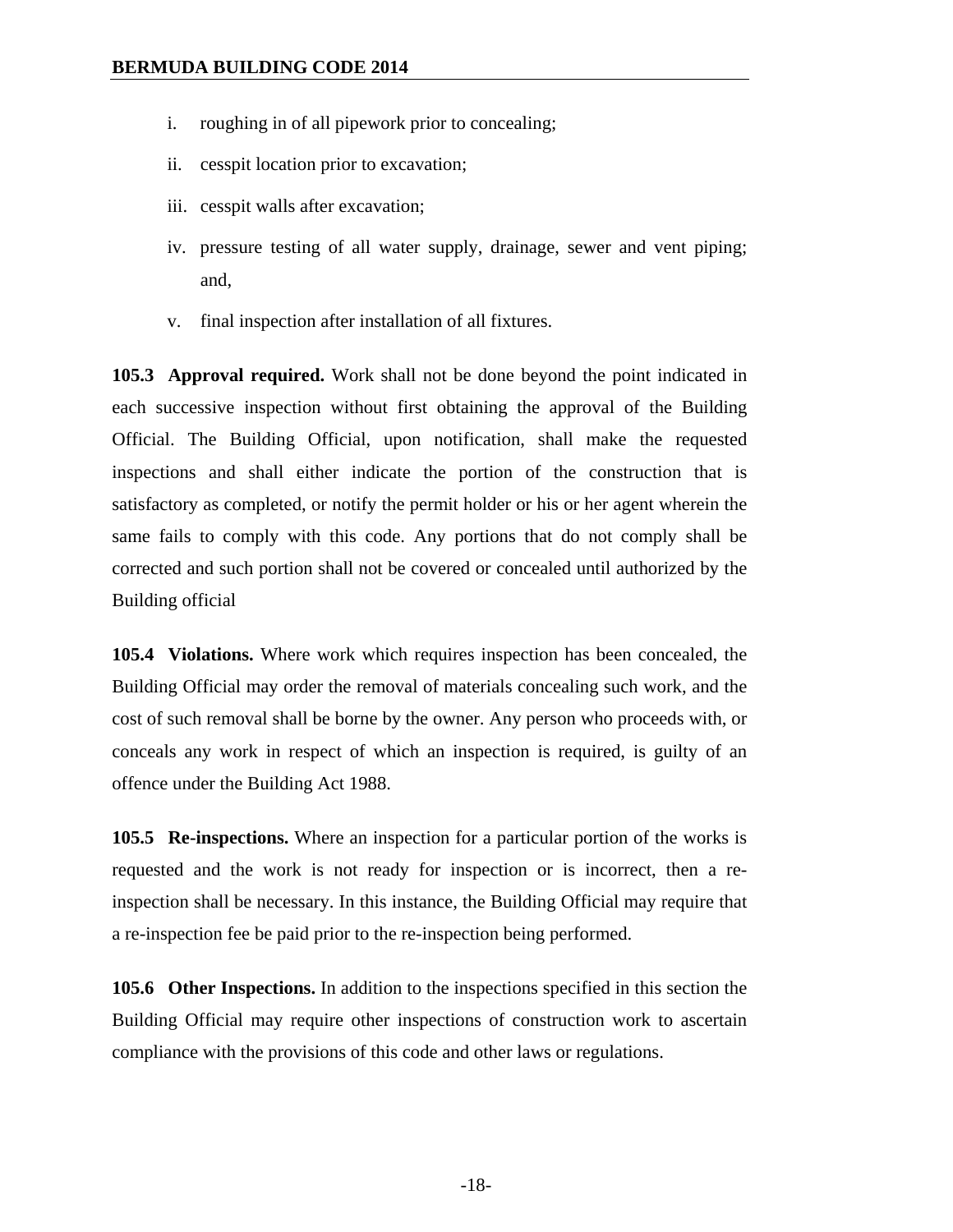i. roughing in of all pipework prior to concealing;

ii. cesspit location prior to excavation;

iii. cesspit walls after excavation;

iv. pressure testing of all water supply, drainage, sewer and vent piping; and,

v. final inspection after installation of all fixtures.

**105.3 Approval required.** Work shall not be done beyond the point indicated in each successive inspection without first obtaining the approval of the Building Official. The Building Official, upon notification, shall make the requested inspections and shall either indicate the portion of the construction that is satisfactory as completed, or notify the permit holder or his or her agent wherein the same fails to comply with this code. Any portions that do not comply shall be corrected and such portion shall not be covered or concealed until authorized by the Building official

**105.4 Violations.** Where work which requires inspection has been concealed, the Building Official may order the removal of materials concealing such work, and the cost of such removal shall be borne by the owner. Any person who proceeds with, or conceals any work in respect of which an inspection is required, is guilty of an offence under the Building Act 1988.

**105.5 Re-inspections.** Where an inspection for a particular portion of the works is requested and the work is not ready for inspection or is incorrect, then a re-inspection shall be necessary. In this instance, the Building Official may require that a re-inspection fee be paid prior to the re-inspection being performed.

**105.6 Other Inspections.** In addition to the inspections specified in this section the Building Official may require other inspections of construction work to ascertain compliance with the provisions of this code and other laws or regulations.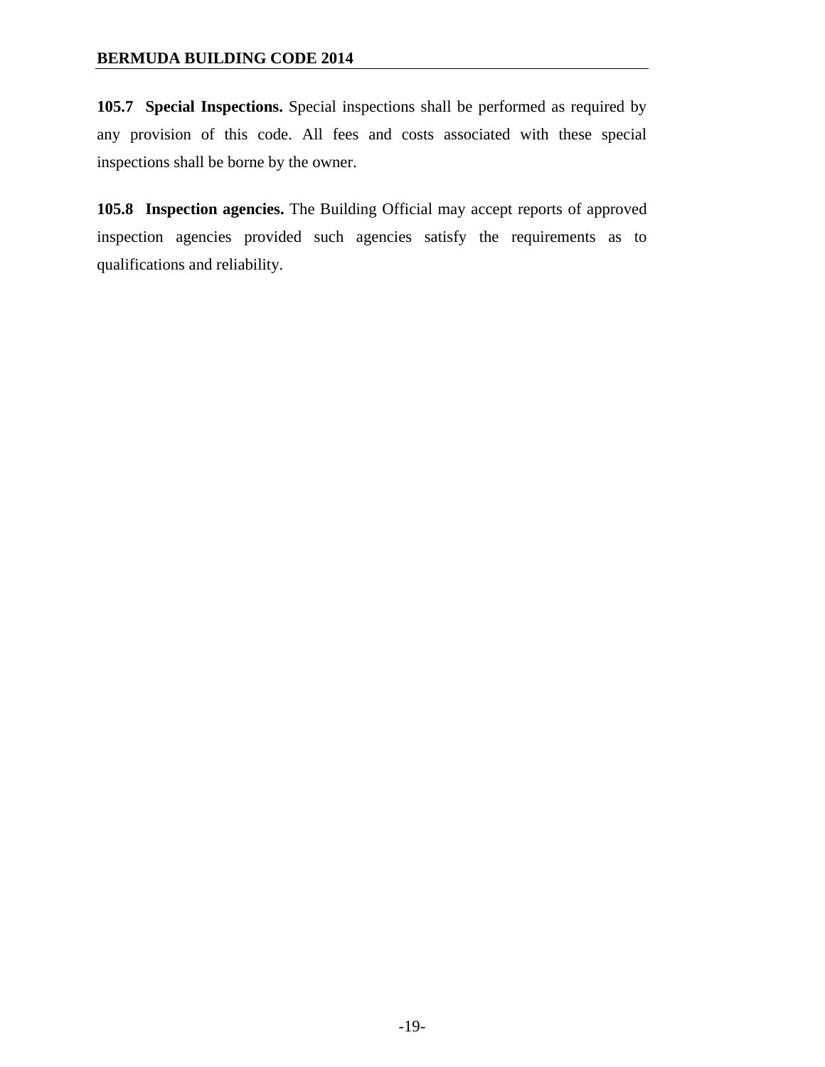**105.7 Special Inspections.** Special inspections shall be performed as required by any provision of this code. All fees and costs associated with these special inspections shall be borne by the owner.

**105.8 Inspection agencies.** The Building Official may accept reports of approved inspection agencies provided such agencies satisfy the requirements as to qualifications and reliability.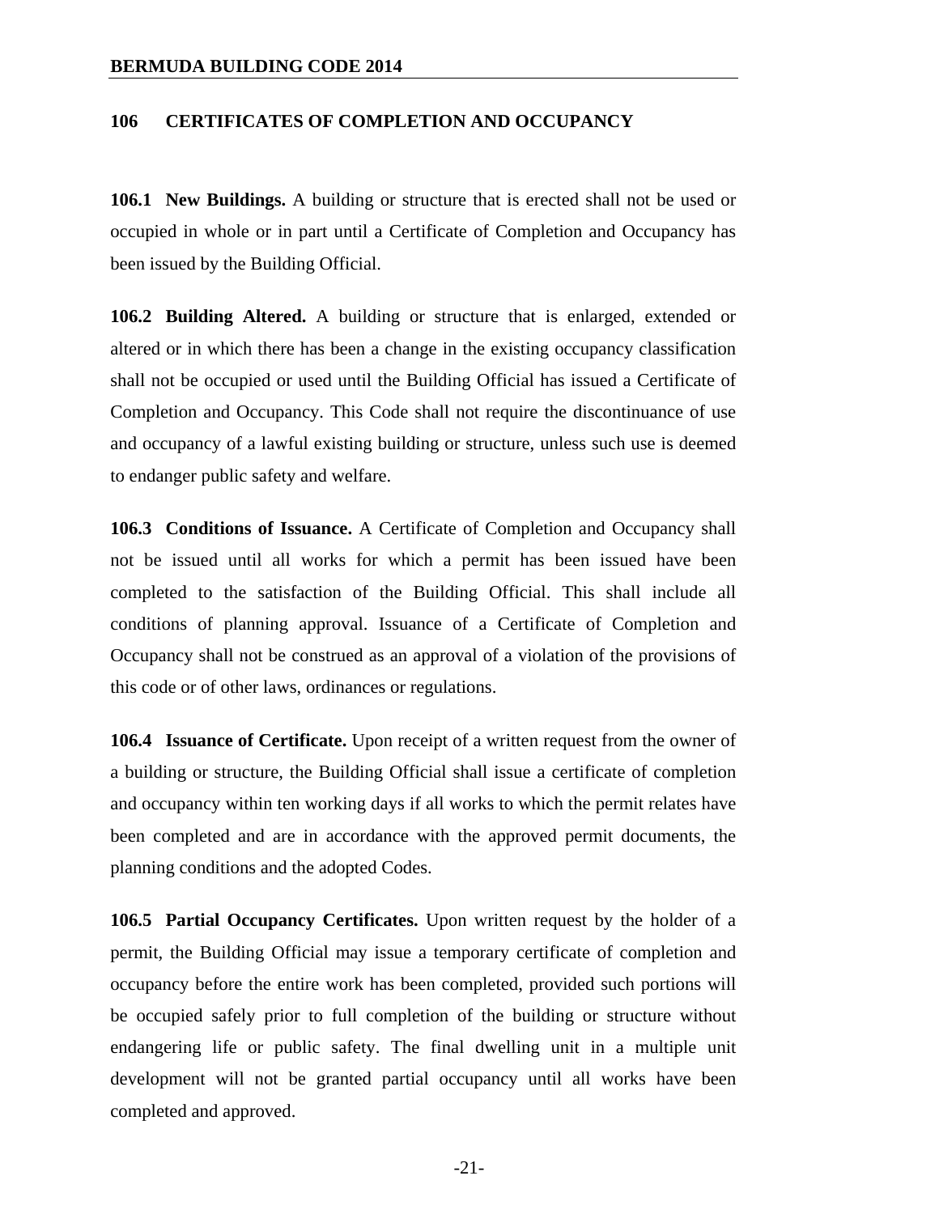## 106 CERTIFICATES OF COMPLETION AND OCCUPANCY

**106.1 New Buildings.** A building or structure that is erected shall not be used or occupied in whole or in part until a Certificate of Completion and Occupancy has been issued by the Building Official.

**106.2 Building Altered.** A building or structure that is enlarged, extended or altered or in which there has been a change in the existing occupancy classification shall not be occupied or used until the Building Official has issued a Certificate of Completion and Occupancy. This Code shall not require the discontinuance of use and occupancy of a lawful existing building or structure, unless such use is deemed to endanger public safety and welfare.

**106.3 Conditions of Issuance.** A Certificate of Completion and Occupancy shall not be issued until all works for which a permit has been issued have been completed to the satisfaction of the Building Official. This shall include all conditions of planning approval. Issuance of a Certificate of Completion and Occupancy shall not be construed as an approval of a violation of the provisions of this code or of other laws, ordinances or regulations.

**106.4 Issuance of Certificate.** Upon receipt of a written request from the owner of a building or structure, the Building Official shall issue a certificate of completion and occupancy within ten working days if all works to which the permit relates have been completed and are in accordance with the approved permit documents, the planning conditions and the adopted Codes.

**106.5 Partial Occupancy Certificates.** Upon written request by the holder of a permit, the Building Official may issue a temporary certificate of completion and occupancy before the entire work has been completed, provided such portions will be occupied safely prior to full completion of the building or structure without endangering life or public safety. The final dwelling unit in a multiple unit development will not be granted partial occupancy until all works have been completed and approved.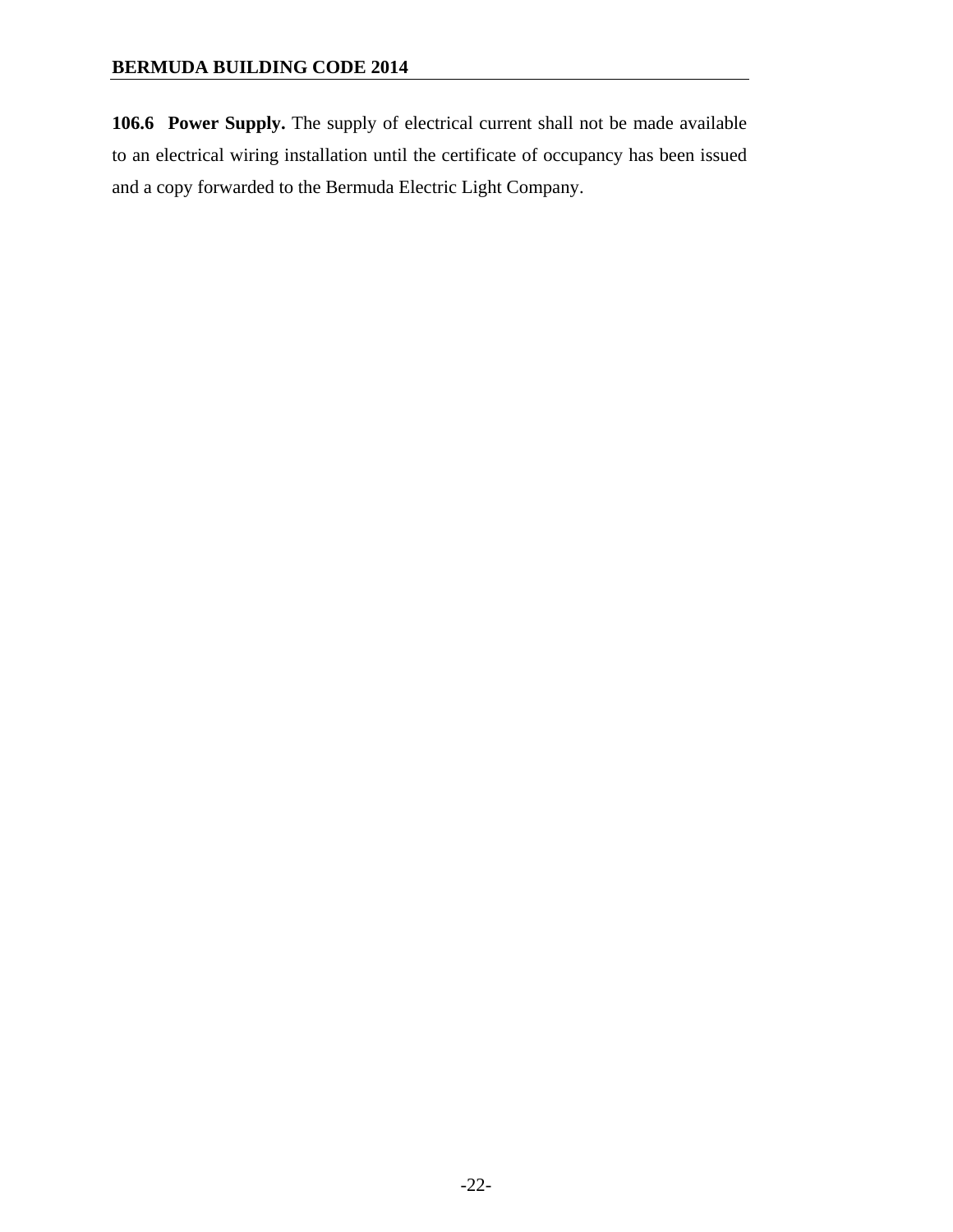**106.6 Power Supply.** The supply of electrical current shall not be made available to an electrical wiring installation until the certificate of occupancy has been issued and a copy forwarded to the Bermuda Electric Light Company.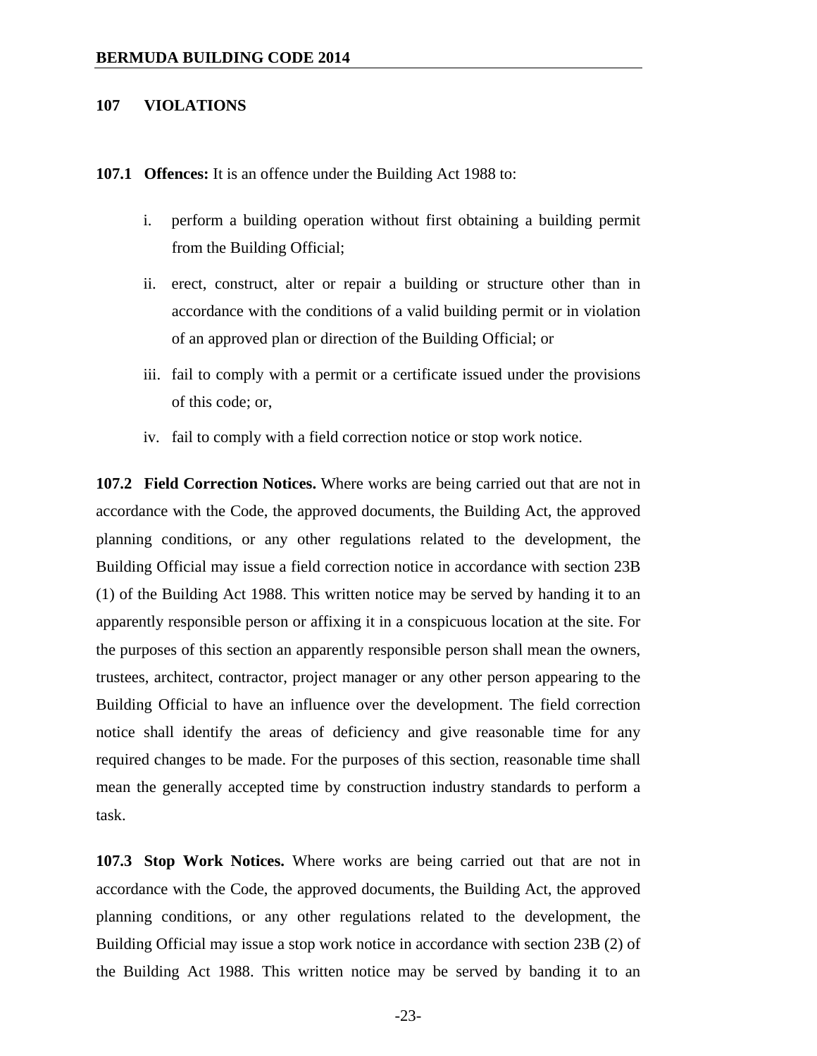## 107 VIOLATIONS

**107.1 Offences:** It is an offence under the Building Act 1988 to:

i. perform a building operation without first obtaining a building permit from the Building Official;

ii. erect, construct, alter or repair a building or structure other than in accordance with the conditions of a valid building permit or in violation of an approved plan or direction of the Building Official; or

iii. fail to comply with a permit or a certificate issued under the provisions of this code; or,

iv. fail to comply with a field correction notice or stop work notice.

**107.2 Field Correction Notices.** Where works are being carried out that are not in accordance with the Code, the approved documents, the Building Act, the approved planning conditions, or any other regulations related to the development, the Building Official may issue a field correction notice in accordance with section 23B (1) of the Building Act 1988. This written notice may be served by handing it to an apparently responsible person or affixing it in a conspicuous location at the site. For the purposes of this section an apparently responsible person shall mean the owners, trustees, architect, contractor, project manager or any other person appearing to the Building Official to have an influence over the development. The field correction notice shall identify the areas of deficiency and give reasonable time for any required changes to be made. For the purposes of this section, reasonable time shall mean the generally accepted time by construction industry standards to perform a task.

**107.3 Stop Work Notices.** Where works are being carried out that are not in accordance with the Code, the approved documents, the Building Act, the approved planning conditions, or any other regulations related to the development, the Building Official may issue a stop work notice in accordance with section 23B (2) of the Building Act 1988. This written notice may be served by banding it to an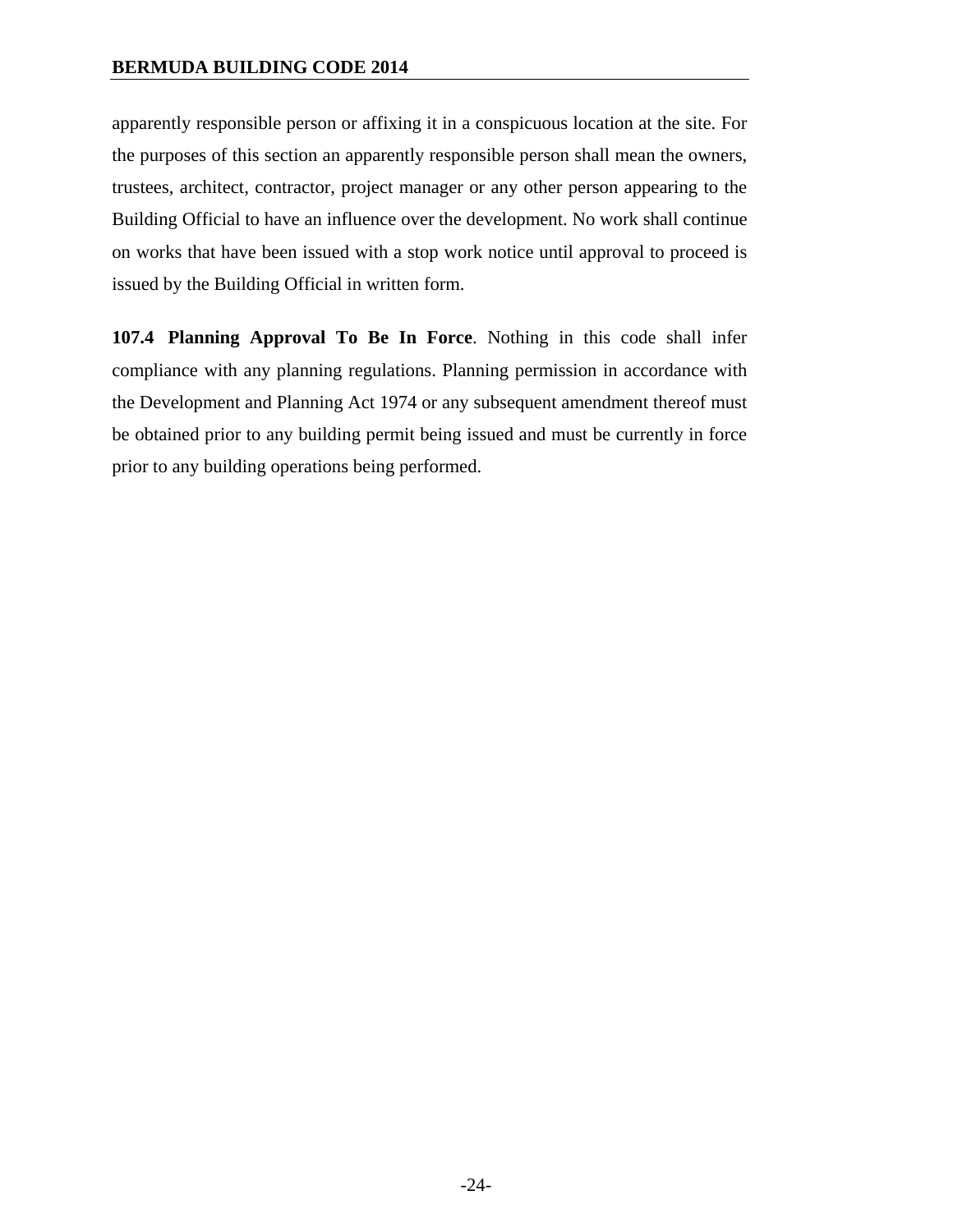apparently responsible person or affixing it in a conspicuous location at the site. For the purposes of this section an apparently responsible person shall mean the owners, trustees, architect, contractor, project manager or any other person appearing to the Building Official to have an influence over the development. No work shall continue on works that have been issued with a stop work notice until approval to proceed is issued by the Building Official in written form.

**107.4 Planning Approval To Be In Force**. Nothing in this code shall infer compliance with any planning regulations. Planning permission in accordance with the Development and Planning Act 1974 or any subsequent amendment thereof must be obtained prior to any building permit being issued and must be currently in force prior to any building operations being performed.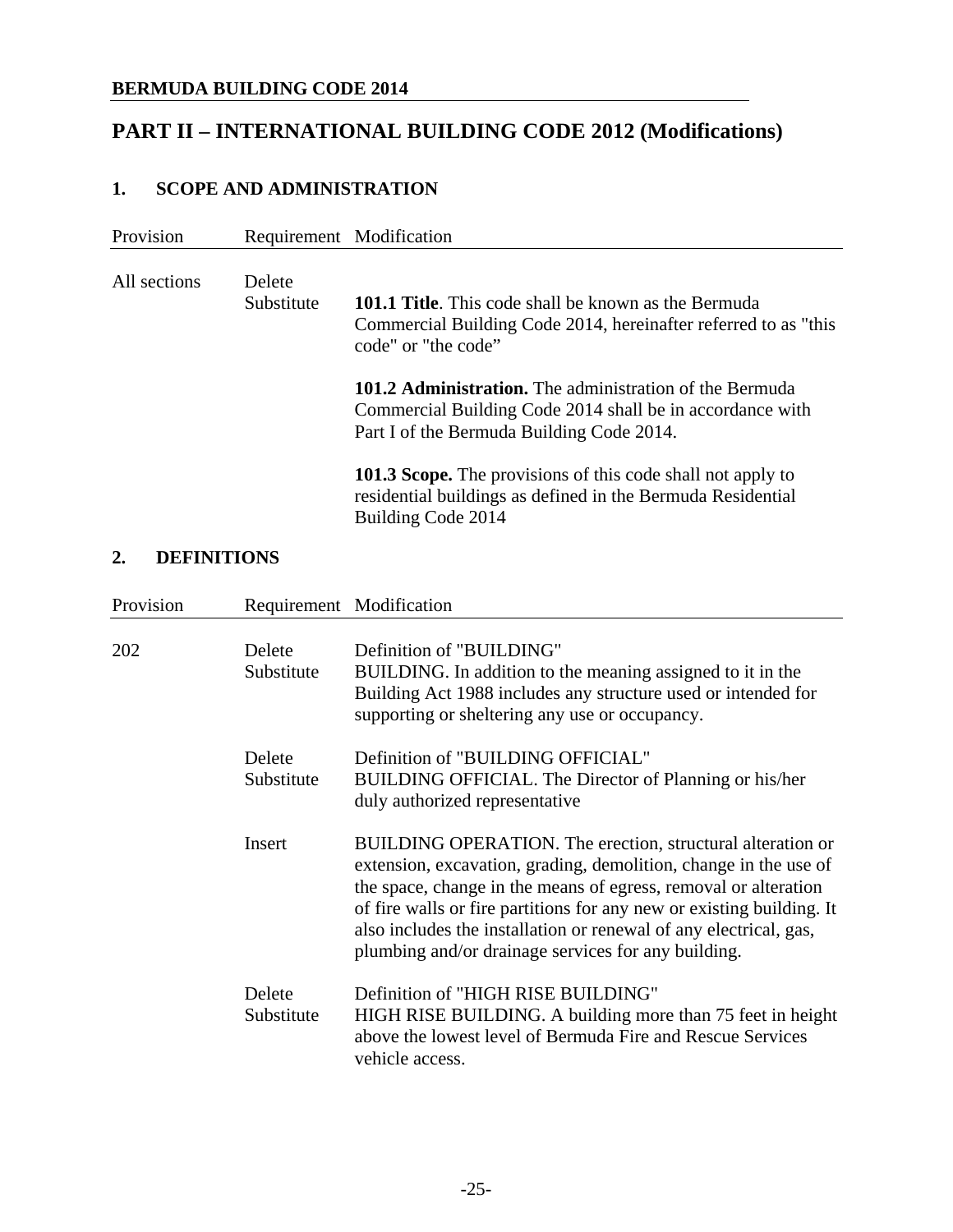## PART II – INTERNATIONAL BUILDING CODE 2012 (Modifications)

### 1. SCOPE AND ADMINISTRATION

| Provision | Requirement | Modification |
|---|---|---|
| All sections | Delete<br>Substitute | **101.1 Title**. This code shall be known as the Bermuda Commercial Building Code 2014, hereinafter referred to as "this code" or "the code"<br><br>**101.2 Administration.** The administration of the Bermuda Commercial Building Code 2014 shall be in accordance with Part I of the Bermuda Building Code 2014.<br><br>**101.3 Scope.** The provisions of this code shall not apply to residential buildings as defined in the Bermuda Residential Building Code 2014 |

### 2. DEFINITIONS

| Provision | Requirement | Modification |
|---|---|---|
| 202 | Delete<br>Substitute | Definition of "BUILDING"<br>BUILDING. In addition to the meaning assigned to it in the Building Act 1988 includes any structure used or intended for supporting or sheltering any use or occupancy. |
| | Delete<br>Substitute | Definition of "BUILDING OFFICIAL"<br>BUILDING OFFICIAL. The Director of Planning or his/her duly authorized representative |
| | Insert | BUILDING OPERATION. The erection, structural alteration or extension, excavation, grading, demolition, change in the use of the space, change in the means of egress, removal or alteration of fire walls or fire partitions for any new or existing building. It also includes the installation or renewal of any electrical, gas, plumbing and/or drainage services for any building. |
| | Delete<br>Substitute | Definition of "HIGH RISE BUILDING"<br>HIGH RISE BUILDING. A building more than 75 feet in height above the lowest level of Bermuda Fire and Rescue Services vehicle access. |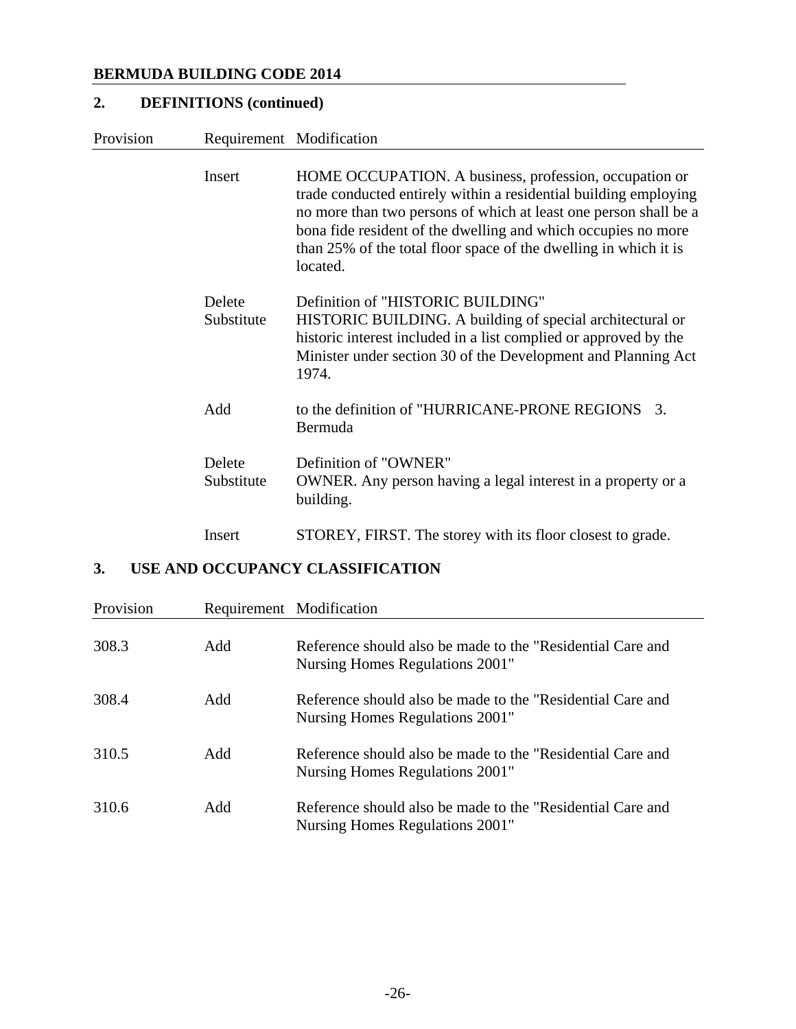## 2. DEFINITIONS (continued)

| Provision | Requirement | Modification |
|---|---|---|
| | Insert | HOME OCCUPATION. A business, profession, occupation or trade conducted entirely within a residential building employing no more than two persons of which at least one person shall be a bona fide resident of the dwelling and which occupies no more than 25% of the total floor space of the dwelling in which it is located. |
| | Delete<br>Substitute | Definition of "HISTORIC BUILDING"<br>HISTORIC BUILDING. A building of special architectural or historic interest included in a list complied or approved by the Minister under section 30 of the Development and Planning Act 1974. |
| | Add | to the definition of "HURRICANE-PRONE REGIONS 3. Bermuda |
| | Delete<br>Substitute | Definition of "OWNER"<br>OWNER. Any person having a legal interest in a property or a building. |
| | Insert | STOREY, FIRST. The storey with its floor closest to grade. |

## 3. USE AND OCCUPANCY CLASSIFICATION

| Provision | Requirement | Modification |
|---|---|---|
| 308.3 | Add | Reference should also be made to the "Residential Care and Nursing Homes Regulations 2001" |
| 308.4 | Add | Reference should also be made to the "Residential Care and Nursing Homes Regulations 2001" |
| 310.5 | Add | Reference should also be made to the "Residential Care and Nursing Homes Regulations 2001" |
| 310.6 | Add | Reference should also be made to the "Residential Care and Nursing Homes Regulations 2001" |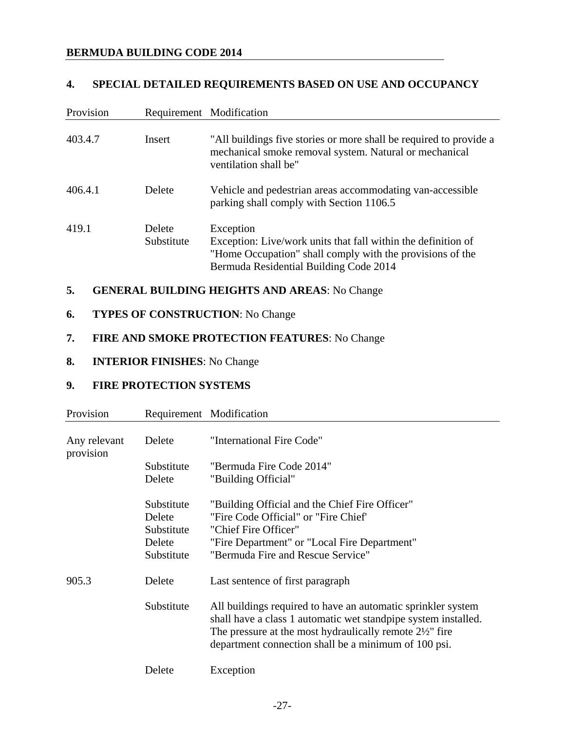## 4. SPECIAL DETAILED REQUIREMENTS BASED ON USE AND OCCUPANCY

| Provision | Requirement | Modification |
|---|---|---|
| 403.4.7 | Insert | "All buildings five stories or more shall be required to provide a mechanical smoke removal system. Natural or mechanical ventilation shall be" |
| 406.4.1 | Delete | Vehicle and pedestrian areas accommodating van-accessible parking shall comply with Section 1106.5 |
| 419.1 | Delete | Exception |
| | Substitute | Exception: Live/work units that fall within the definition of "Home Occupation" shall comply with the provisions of the Bermuda Residential Building Code 2014 |

## 5. GENERAL BUILDING HEIGHTS AND AREAS: No Change

## 6. TYPES OF CONSTRUCTION: No Change

## 7. FIRE AND SMOKE PROTECTION FEATURES: No Change

## 8. INTERIOR FINISHES: No Change

## 9. FIRE PROTECTION SYSTEMS

| Provision | Requirement | Modification |
|---|---|---|
| Any relevant provision | Delete | "International Fire Code" |
| | Substitute | "Bermuda Fire Code 2014" |
| | Delete | "Building Official" |
| | Substitute | "Building Official and the Chief Fire Officer" |
| | Delete | "Fire Code Official" or "Fire Chief' |
| | Substitute | "Chief Fire Officer" |
| | Delete | "Fire Department" or "Local Fire Department" |
| | Substitute | "Bermuda Fire and Rescue Service" |
| 905.3 | Delete | Last sentence of first paragraph |
| | Substitute | All buildings required to have an automatic sprinkler system shall have a class 1 automatic wet standpipe system installed. The pressure at the most hydraulically remote 2½" fire department connection shall be a minimum of 100 psi. |
| | Delete | Exception |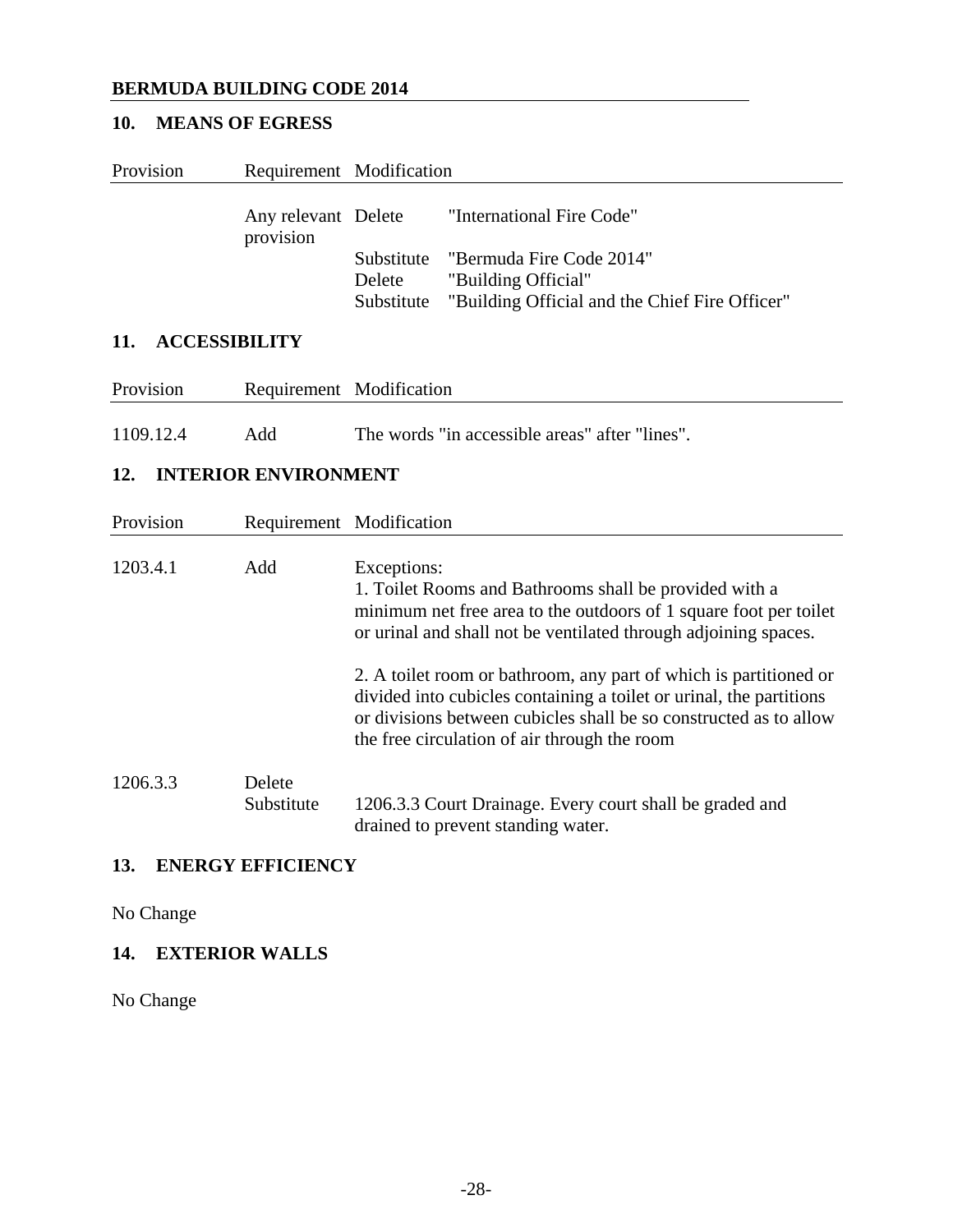## 10. MEANS OF EGRESS

| Provision | Requirement | Modification | |
|---|---|---|---|
| | Any relevant provision | Delete | "International Fire Code" |
| | | Substitute | "Bermuda Fire Code 2014" |
| | | Delete | "Building Official" |
| | | Substitute | "Building Official and the Chief Fire Officer" |

## 11. ACCESSIBILITY

| Provision | Requirement | Modification |
|---|---|---|
| 1109.12.4 | Add | The words "in accessible areas" after "lines". |

## 12. INTERIOR ENVIRONMENT

| Provision | Requirement | Modification |
|---|---|---|
| 1203.4.1 | Add | Exceptions:<br>1. Toilet Rooms and Bathrooms shall be provided with a minimum net free area to the outdoors of 1 square foot per toilet or urinal and shall not be ventilated through adjoining spaces.<br><br>2. A toilet room or bathroom, any part of which is partitioned or divided into cubicles containing a toilet or urinal, the partitions or divisions between cubicles shall be so constructed as to allow the free circulation of air through the room |
| 1206.3.3 | Delete<br>Substitute | 1206.3.3 Court Drainage. Every court shall be graded and drained to prevent standing water. |

## 13. ENERGY EFFICIENCY

No Change

## 14. EXTERIOR WALLS

No Change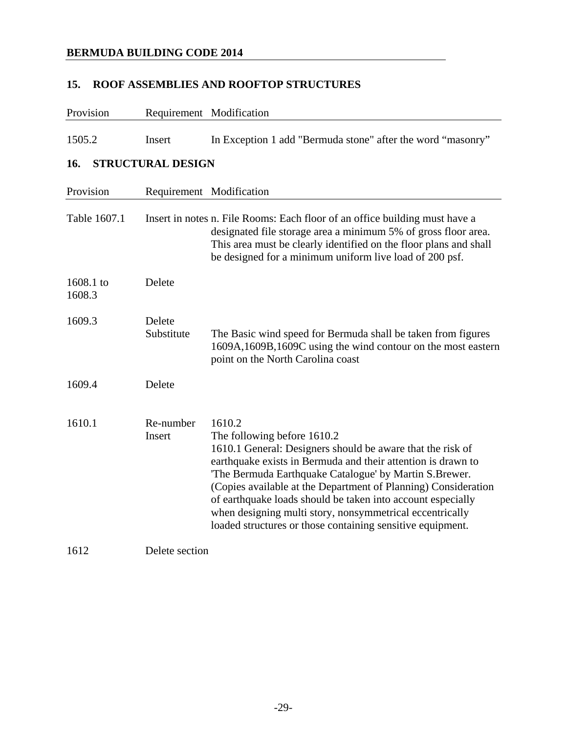## 15. ROOF ASSEMBLIES AND ROOFTOP STRUCTURES

| Provision | Requirement | Modification |
| --- | --- | --- |
| 1505.2 | Insert | In Exception 1 add "Bermuda stone" after the word "masonry" |

## 16. STRUCTURAL DESIGN

| Provision | Requirement | Modification |
| --- | --- | --- |
| Table 1607.1 | Insert in notes | n. File Rooms: Each floor of an office building must have a designated file storage area a minimum 5% of gross floor area. This area must be clearly identified on the floor plans and shall be designed for a minimum uniform live load of 200 psf. |
| 1608.1 to 1608.3 | Delete | |
| 1609.3 | Delete<br>Substitute | The Basic wind speed for Bermuda shall be taken from figures 1609A,1609B,1609C using the wind contour on the most eastern point on the North Carolina coast |
| 1609.4 | Delete | |
| 1610.1 | Re-number<br>Insert | 1610.2<br>The following before 1610.2<br>1610.1 General: Designers should be aware that the risk of earthquake exists in Bermuda and their attention is drawn to 'The Bermuda Earthquake Catalogue' by Martin S.Brewer. (Copies available at the Department of Planning) Consideration of earthquake loads should be taken into account especially when designing multi story, nonsymmetrical eccentrically loaded structures or those containing sensitive equipment. |
| 1612 | Delete section | |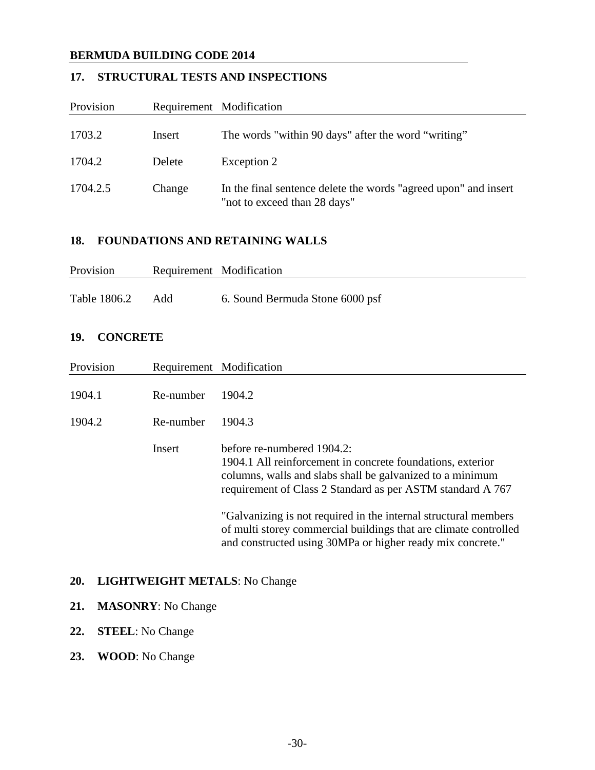## 17. STRUCTURAL TESTS AND INSPECTIONS

| Provision | Requirement | Modification |
|---|---|---|
| 1703.2 | Insert | The words "within 90 days" after the word "writing" |
| 1704.2 | Delete | Exception 2 |
| 1704.2.5 | Change | In the final sentence delete the words "agreed upon" and insert "not to exceed than 28 days" |

## 18. FOUNDATIONS AND RETAINING WALLS

| Provision | Requirement | Modification |
|---|---|---|
| Table 1806.2 | Add | 6. Sound Bermuda Stone 6000 psf |

## 19. CONCRETE

| Provision | Requirement | Modification |
|---|---|---|
| 1904.1 | Re-number | 1904.2 |
| 1904.2 | Re-number | 1904.3 |
| | Insert | before re-numbered 1904.2:<br>1904.1 All reinforcement in concrete foundations, exterior columns, walls and slabs shall be galvanized to a minimum requirement of Class 2 Standard as per ASTM standard A 767<br><br>"Galvanizing is not required in the internal structural members of multi storey commercial buildings that are climate controlled and constructed using 30MPa or higher ready mix concrete." |

## 20. LIGHTWEIGHT METALS: No Change

## 21. MASONRY: No Change

## 22. STEEL: No Change

## 23. WOOD: No Change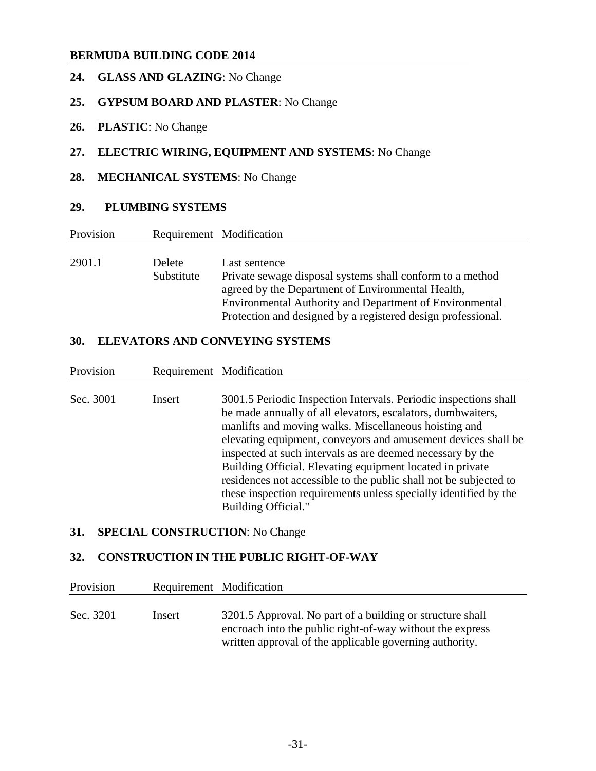**24. GLASS AND GLAZING**: No Change

**25. GYPSUM BOARD AND PLASTER**: No Change

**26. PLASTIC**: No Change

**27. ELECTRIC WIRING, EQUIPMENT AND SYSTEMS**: No Change

**28. MECHANICAL SYSTEMS**: No Change

## 29. PLUMBING SYSTEMS

| Provision | Requirement | Modification |
|---|---|---|
| 2901.1 | Delete<br>Substitute | Last sentence<br>Private sewage disposal systems shall conform to a method agreed by the Department of Environmental Health, Environmental Authority and Department of Environmental Protection and designed by a registered design professional. |

## 30. ELEVATORS AND CONVEYING SYSTEMS

| Provision | Requirement | Modification |
|---|---|---|
| Sec. 3001 | Insert | 3001.5 Periodic Inspection Intervals. Periodic inspections shall be made annually of all elevators, escalators, dumbwaiters, manlifts and moving walks. Miscellaneous hoisting and elevating equipment, conveyors and amusement devices shall be inspected at such intervals as are deemed necessary by the Building Official. Elevating equipment located in private residences not accessible to the public shall not be subjected to these inspection requirements unless specially identified by the Building Official." |

**31. SPECIAL CONSTRUCTION**: No Change

## 32. CONSTRUCTION IN THE PUBLIC RIGHT-OF-WAY

| Provision | Requirement | Modification |
|---|---|---|
| Sec. 3201 | Insert | 3201.5 Approval. No part of a building or structure shall encroach into the public right-of-way without the express written approval of the applicable governing authority. |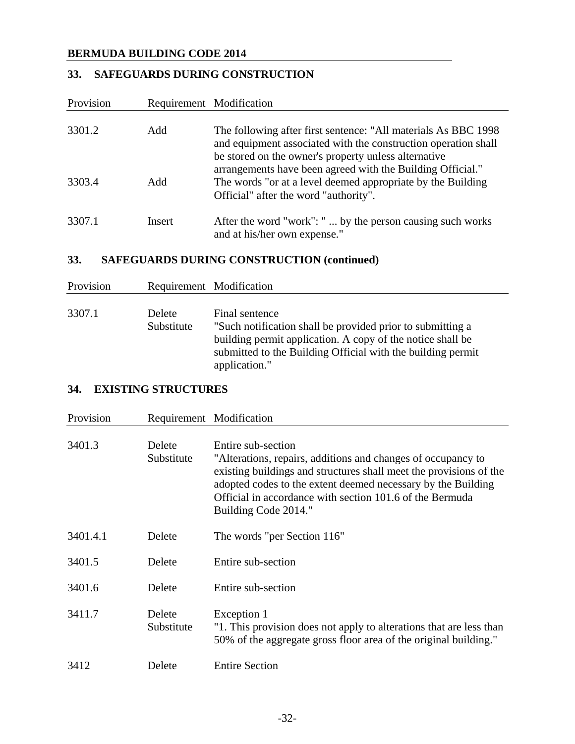## 33. SAFEGUARDS DURING CONSTRUCTION

| Provision | Requirement | Modification |
|---|---|---|
| 3301.2 | Add | The following after first sentence: "All materials As BBC 1998 and equipment associated with the construction operation shall be stored on the owner's property unless alternative arrangements have been agreed with the Building Official." |
| 3303.4 | Add | The words "or at a level deemed appropriate by the Building Official" after the word "authority". |
| 3307.1 | Insert | After the word "work": " ... by the person causing such works and at his/her own expense." |

## 33. SAFEGUARDS DURING CONSTRUCTION (continued)

| Provision | Requirement | Modification |
|---|---|---|
| 3307.1 | Delete<br>Substitute | Final sentence<br>"Such notification shall be provided prior to submitting a building permit application. A copy of the notice shall be submitted to the Building Official with the building permit application." |

## 34. EXISTING STRUCTURES

| Provision | Requirement | Modification |
|---|---|---|
| 3401.3 | Delete<br>Substitute | Entire sub-section<br>"Alterations, repairs, additions and changes of occupancy to existing buildings and structures shall meet the provisions of the adopted codes to the extent deemed necessary by the Building Official in accordance with section 101.6 of the Bermuda Building Code 2014." |
| 3401.4.1 | Delete | The words "per Section 116" |
| 3401.5 | Delete | Entire sub-section |
| 3401.6 | Delete | Entire sub-section |
| 3411.7 | Delete<br>Substitute | Exception 1<br>"1. This provision does not apply to alterations that are less than 50% of the aggregate gross floor area of the original building." |
| 3412 | Delete | Entire Section |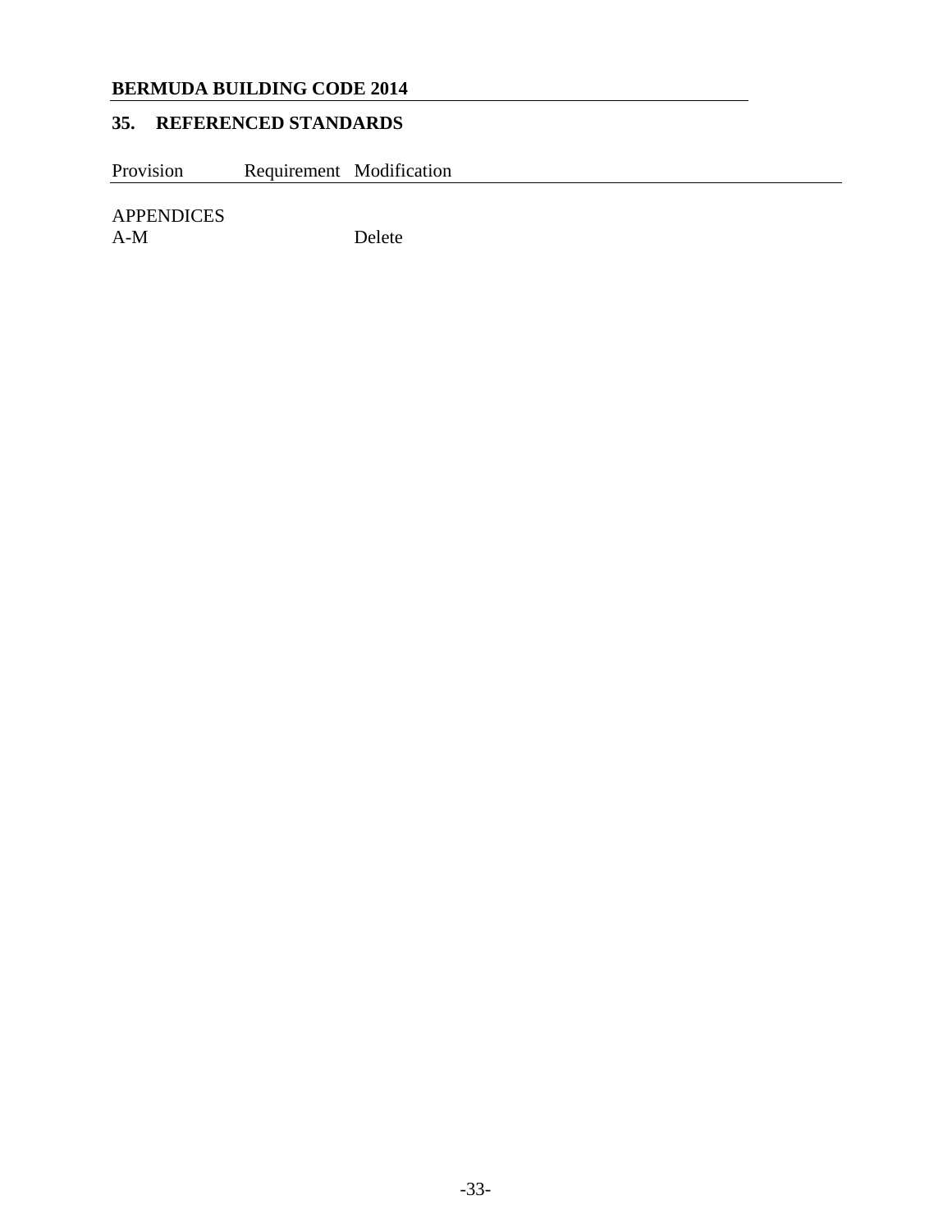## 35. REFERENCED STANDARDS

| Provision | Requirement | Modification |
|---|---|---|
| APPENDICES A-M | | Delete |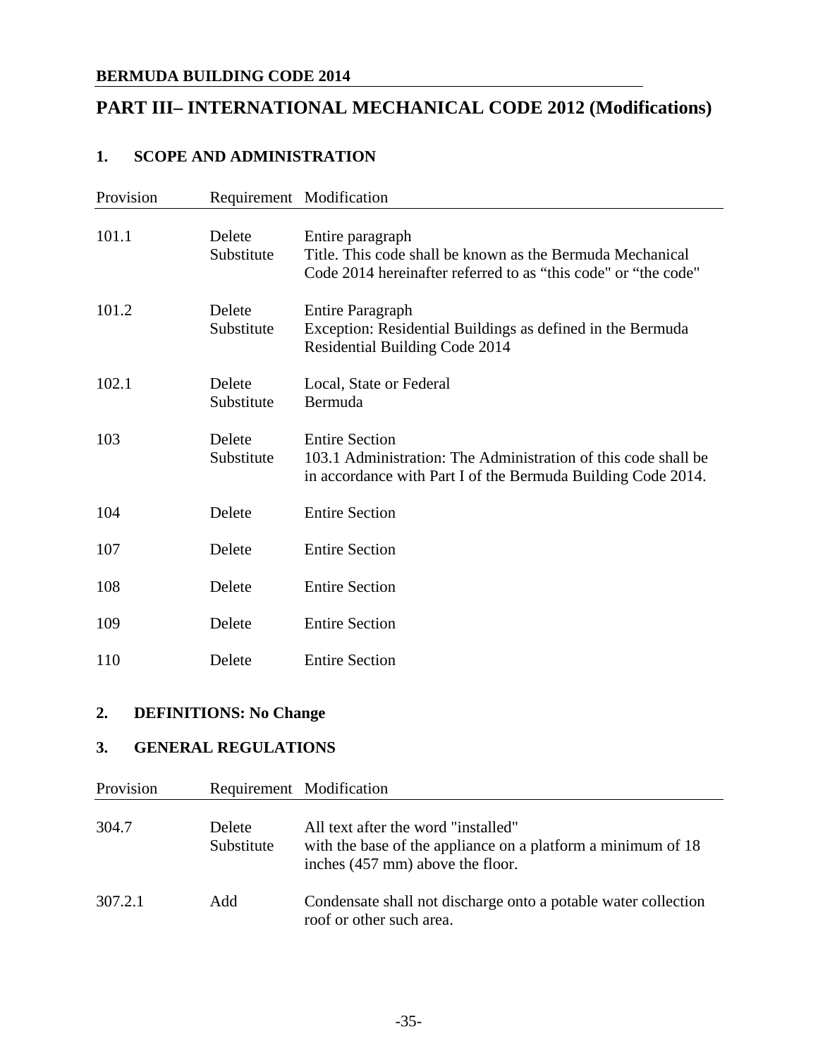## PART III– INTERNATIONAL MECHANICAL CODE 2012 (Modifications)

### 1. SCOPE AND ADMINISTRATION

| Provision | Requirement | Modification |
|---|---|---|
| 101.1 | Delete<br>Substitute | Entire paragraph<br>Title. This code shall be known as the Bermuda Mechanical Code 2014 hereinafter referred to as “this code" or “the code" |
| 101.2 | Delete<br>Substitute | Entire Paragraph<br>Exception: Residential Buildings as defined in the Bermuda Residential Building Code 2014 |
| 102.1 | Delete<br>Substitute | Local, State or Federal<br>Bermuda |
| 103 | Delete<br>Substitute | Entire Section<br>103.1 Administration: The Administration of this code shall be in accordance with Part I of the Bermuda Building Code 2014. |
| 104 | Delete | Entire Section |
| 107 | Delete | Entire Section |
| 108 | Delete | Entire Section |
| 109 | Delete | Entire Section |
| 110 | Delete | Entire Section |

### 2. DEFINITIONS: No Change

### 3. GENERAL REGULATIONS

| Provision | Requirement | Modification |
|---|---|---|
| 304.7 | Delete<br>Substitute | All text after the word "installed"<br>with the base of the appliance on a platform a minimum of 18 inches (457 mm) above the floor. |
| 307.2.1 | Add | Condensate shall not discharge onto a potable water collection roof or other such area. |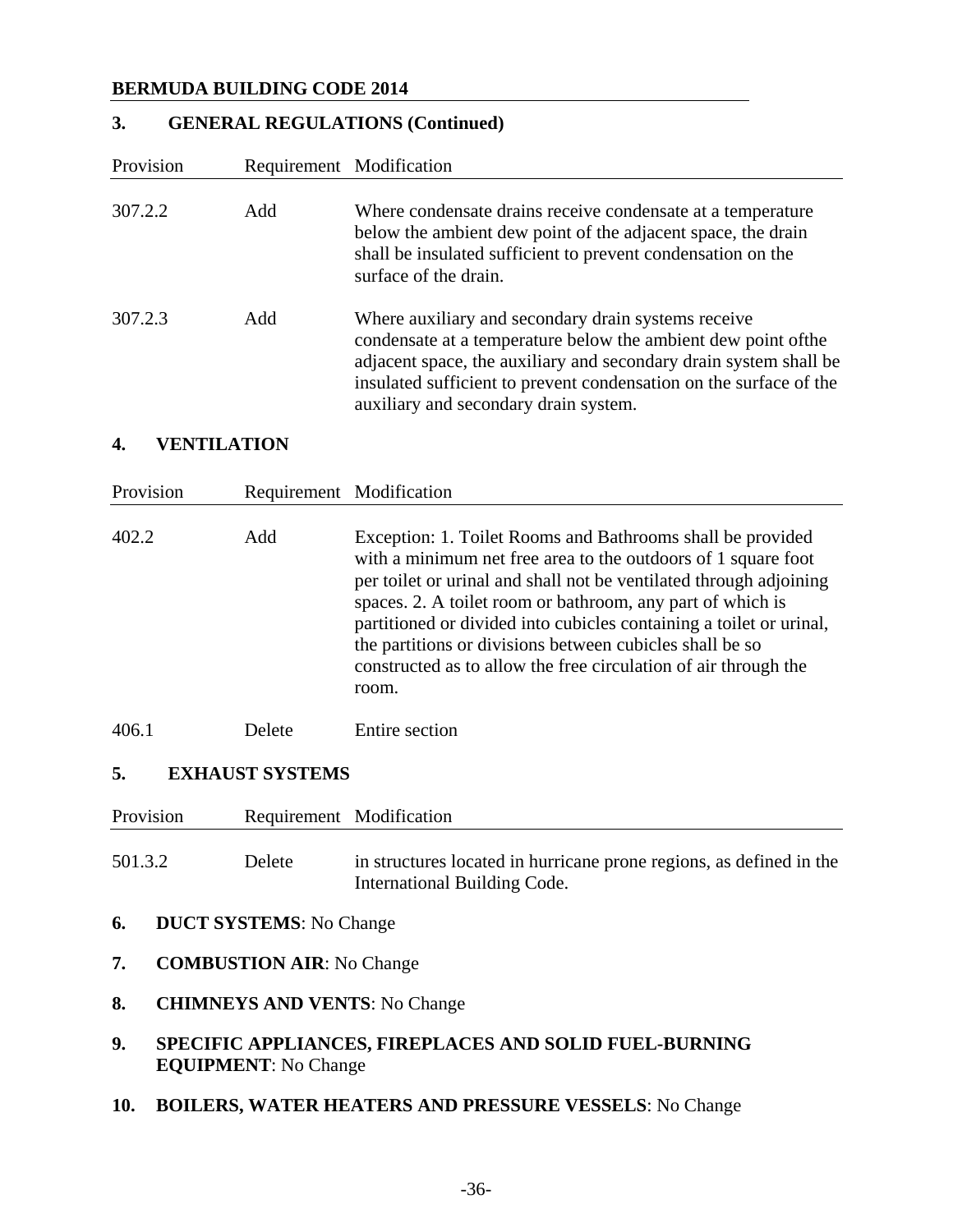## 3. GENERAL REGULATIONS (Continued)

| Provision | Requirement | Modification |
|---|---|---|
| 307.2.2 | Add | Where condensate drains receive condensate at a temperature below the ambient dew point of the adjacent space, the drain shall be insulated sufficient to prevent condensation on the surface of the drain. |
| 307.2.3 | Add | Where auxiliary and secondary drain systems receive condensate at a temperature below the ambient dew point ofthe adjacent space, the auxiliary and secondary drain system shall be insulated sufficient to prevent condensation on the surface of the auxiliary and secondary drain system. |

## 4. VENTILATION

| Provision | Requirement | Modification |
|---|---|---|
| 402.2 | Add | Exception: 1. Toilet Rooms and Bathrooms shall be provided with a minimum net free area to the outdoors of 1 square foot per toilet or urinal and shall not be ventilated through adjoining spaces. 2. A toilet room or bathroom, any part of which is partitioned or divided into cubicles containing a toilet or urinal, the partitions or divisions between cubicles shall be so constructed as to allow the free circulation of air through the room. |
| 406.1 | Delete | Entire section |

## 5. EXHAUST SYSTEMS

| Provision | Requirement | Modification |
|---|---|---|
| 501.3.2 | Delete | in structures located in hurricane prone regions, as defined in the International Building Code. |

## 6. DUCT SYSTEMS: No Change

## 7. COMBUSTION AIR: No Change

## 8. CHIMNEYS AND VENTS: No Change

## 9. SPECIFIC APPLIANCES, FIREPLACES AND SOLID FUEL-BURNING EQUIPMENT: No Change

## 10. BOILERS, WATER HEATERS AND PRESSURE VESSELS: No Change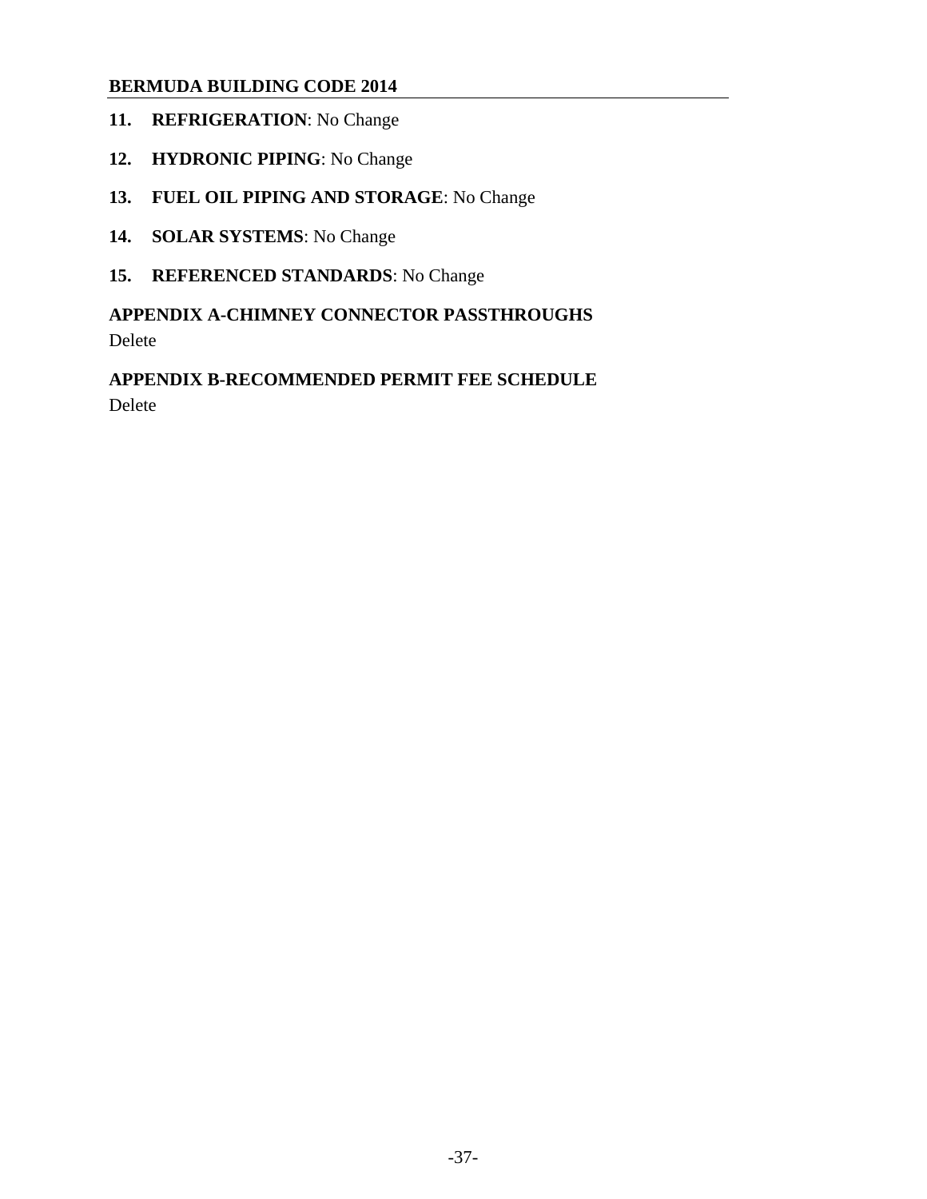**11. REFRIGERATION**: No Change

**12. HYDRONIC PIPING**: No Change

**13. FUEL OIL PIPING AND STORAGE**: No Change

**14. SOLAR SYSTEMS**: No Change

**15. REFERENCED STANDARDS**: No Change

**APPENDIX A-CHIMNEY CONNECTOR PASSTHROUGHS**

Delete

**APPENDIX B-RECOMMENDED PERMIT FEE SCHEDULE**

Delete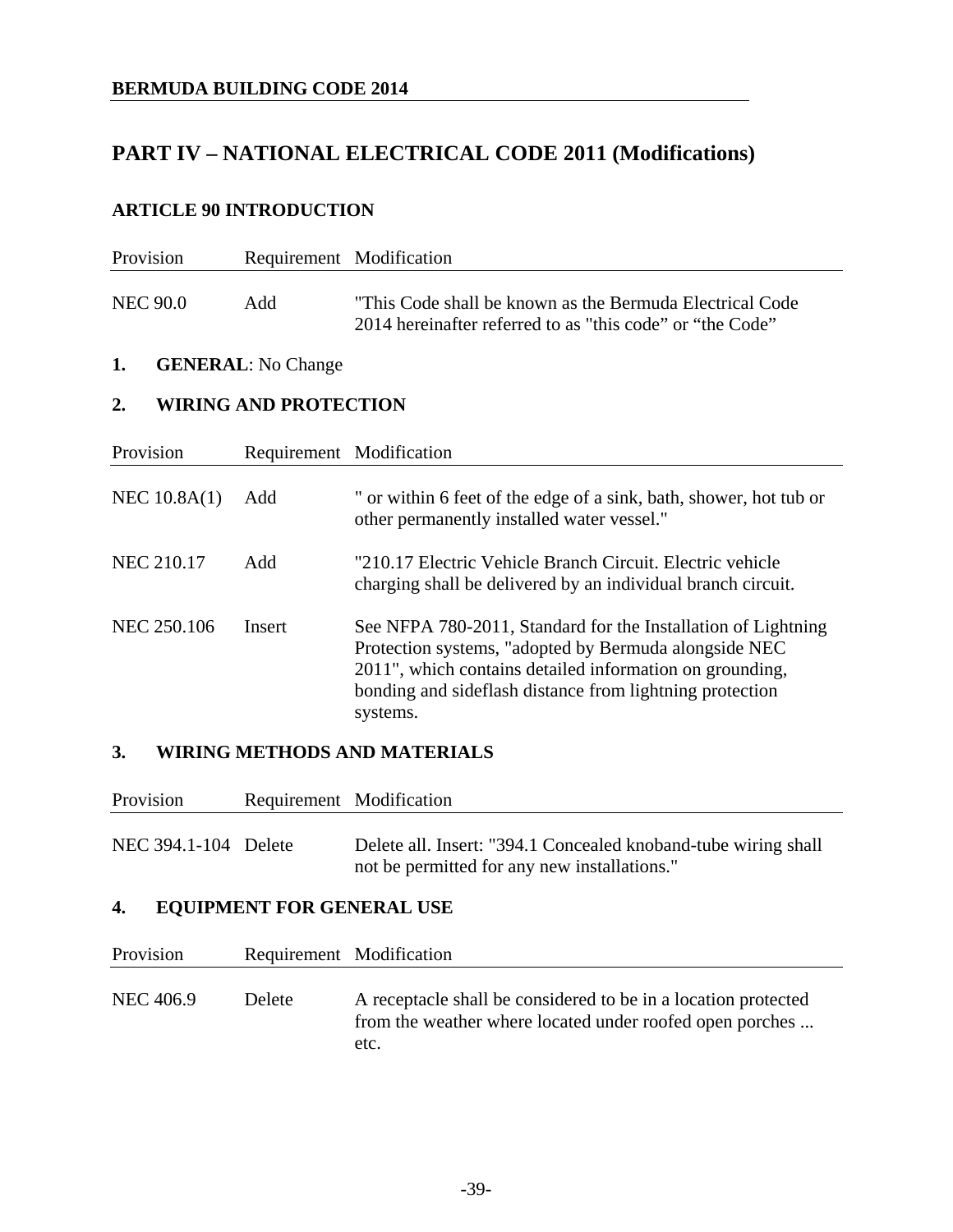## PART IV – NATIONAL ELECTRICAL CODE 2011 (Modifications)

### ARTICLE 90 INTRODUCTION

| Provision | Requirement | Modification |
|---|---|---|
| NEC 90.0 | Add | "This Code shall be known as the Bermuda Electrical Code 2014 hereinafter referred to as "this code" or "the Code" |

### 1. GENERAL: No Change

### 2. WIRING AND PROTECTION

| Provision | Requirement | Modification |
|---|---|---|
| NEC 10.8A(1) | Add | " or within 6 feet of the edge of a sink, bath, shower, hot tub or other permanently installed water vessel." |
| NEC 210.17 | Add | "210.17 Electric Vehicle Branch Circuit. Electric vehicle charging shall be delivered by an individual branch circuit. |
| NEC 250.106 | Insert | See NFPA 780-2011, Standard for the Installation of Lightning Protection systems, "adopted by Bermuda alongside NEC 2011", which contains detailed information on grounding, bonding and sideflash distance from lightning protection systems. |

### 3. WIRING METHODS AND MATERIALS

| Provision | Requirement | Modification |
|---|---|---|
| NEC 394.1-104 | Delete | Delete all. Insert: "394.1 Concealed knoband-tube wiring shall not be permitted for any new installations." |

### 4. EQUIPMENT FOR GENERAL USE

| Provision | Requirement | Modification |
|---|---|---|
| NEC 406.9 | Delete | A receptacle shall be considered to be in a location protected from the weather where located under roofed open porches ... etc. |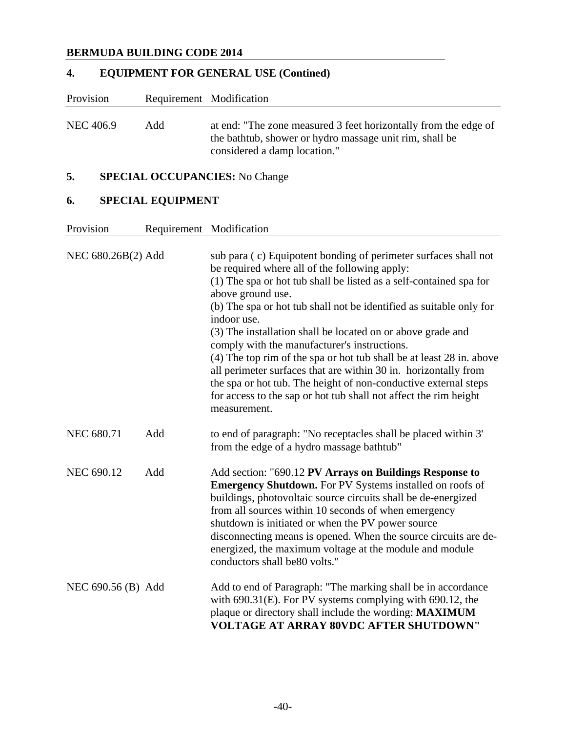## 4. EQUIPMENT FOR GENERAL USE (Contined)

| Provision | Requirement | Modification |
|---|---|---|
| NEC 406.9 | Add | at end: "The zone measured 3 feet horizontally from the edge of the bathtub, shower or hydro massage unit rim, shall be considered a damp location." |

## 5. SPECIAL OCCUPANCIES: No Change

## 6. SPECIAL EQUIPMENT

| Provision | Requirement | Modification |
|---|---|---|
| NEC 680.26B(2) | Add | sub para ( c) Equipotent bonding of perimeter surfaces shall not be required where all of the following apply:<br>(1) The spa or hot tub shall be listed as a self-contained spa for above ground use.<br>(b) The spa or hot tub shall not be identified as suitable only for indoor use.<br>(3) The installation shall be located on or above grade and comply with the manufacturer's instructions.<br>(4) The top rim of the spa or hot tub shall be at least 28 in. above all perimeter surfaces that are within 30 in. horizontally from the spa or hot tub. The height of non-conductive external steps for access to the sap or hot tub shall not affect the rim height measurement. |
| NEC 680.71 | Add | to end of paragraph: "No receptacles shall be placed within 3' from the edge of a hydro massage bathtub" |
| NEC 690.12 | Add | Add section: "690.12 **PV Arrays on Buildings Response to Emergency Shutdown.** For PV Systems installed on roofs of buildings, photovoltaic source circuits shall be de-energized from all sources within 10 seconds of when emergency shutdown is initiated or when the PV power source disconnecting means is opened. When the source circuits are de-energized, the maximum voltage at the module and module conductors shall be80 volts." |
| NEC 690.56 (B) | Add | Add to end of Paragraph: "The marking shall be in accordance with 690.31(E). For PV systems complying with 690.12, the plaque or directory shall include the wording: **MAXIMUM VOLTAGE AT ARRAY 80VDC AFTER SHUTDOWN"** |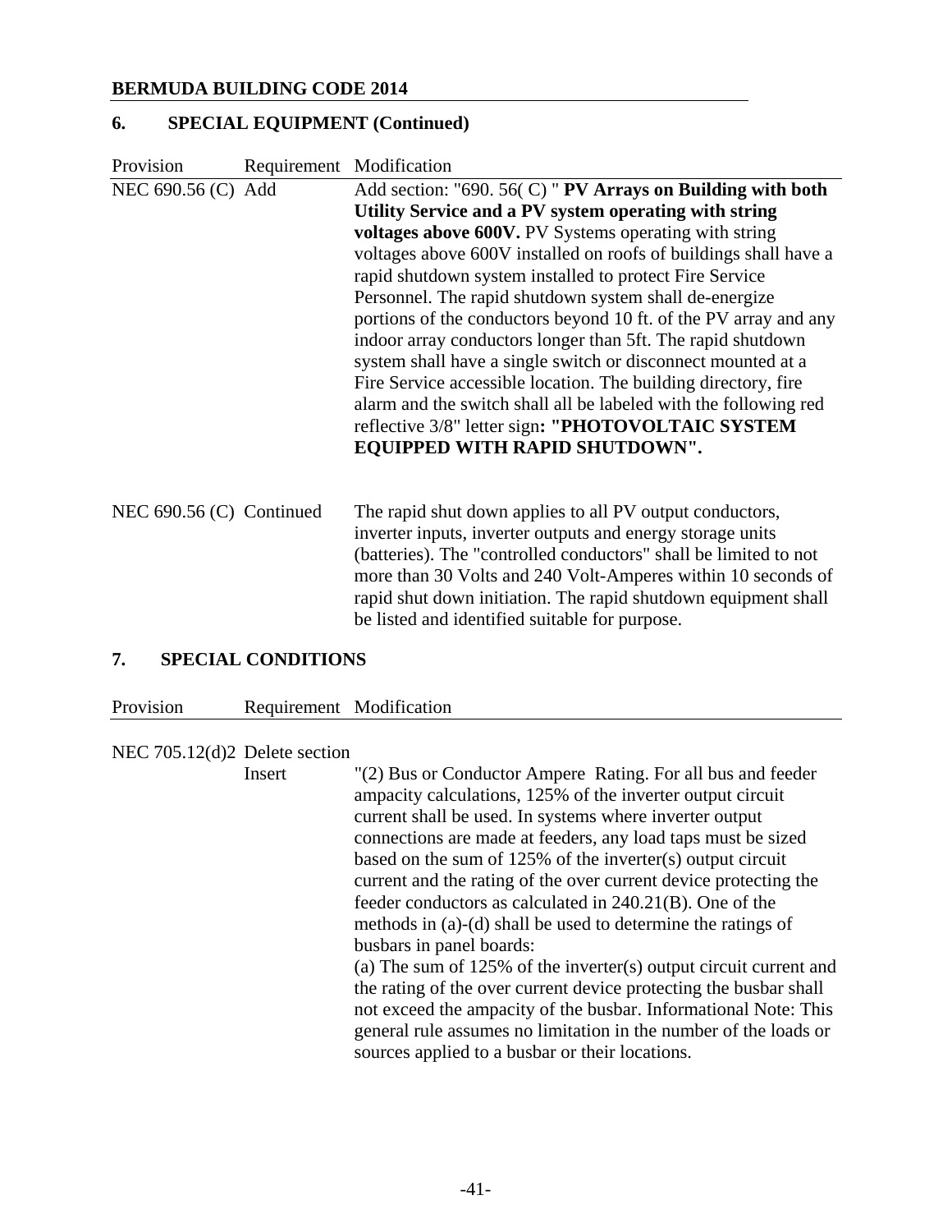## 6. SPECIAL EQUIPMENT (Continued)

| Provision | Requirement | Modification |
|---|---|---|
| NEC 690.56 (C) | Add | Add section: "690. 56( C) " **PV Arrays on Building with both Utility Service and a PV system operating with string voltages above 600V.** PV Systems operating with string voltages above 600V installed on roofs of buildings shall have a rapid shutdown system installed to protect Fire Service Personnel. The rapid shutdown system shall de-energize portions of the conductors beyond 10 ft. of the PV array and any indoor array conductors longer than 5ft. The rapid shutdown system shall have a single switch or disconnect mounted at a Fire Service accessible location. The building directory, fire alarm and the switch shall all be labeled with the following red reflective 3/8" letter sign**: "PHOTOVOLTAIC SYSTEM EQUIPPED WITH RAPID SHUTDOWN".** |
| NEC 690.56 (C) | Continued | The rapid shut down applies to all PV output conductors, inverter inputs, inverter outputs and energy storage units (batteries). The "controlled conductors" shall be limited to not more than 30 Volts and 240 Volt-Amperes within 10 seconds of rapid shut down initiation. The rapid shutdown equipment shall be listed and identified suitable for purpose. |

## 7. SPECIAL CONDITIONS

| Provision | Requirement | Modification |
|---|---|---|
| NEC 705.12(d)2 | Delete section | |
| | Insert | "(2) Bus or Conductor Ampere Rating. For all bus and feeder ampacity calculations, 125% of the inverter output circuit current shall be used. In systems where inverter output connections are made at feeders, any load taps must be sized based on the sum of 125% of the inverter(s) output circuit current and the rating of the over current device protecting the feeder conductors as calculated in 240.21(B). One of the methods in (a)-(d) shall be used to determine the ratings of busbars in panel boards:<br>(a) The sum of 125% of the inverter(s) output circuit current and the rating of the over current device protecting the busbar shall not exceed the ampacity of the busbar. Informational Note: This general rule assumes no limitation in the number of the loads or sources applied to a busbar or their locations. |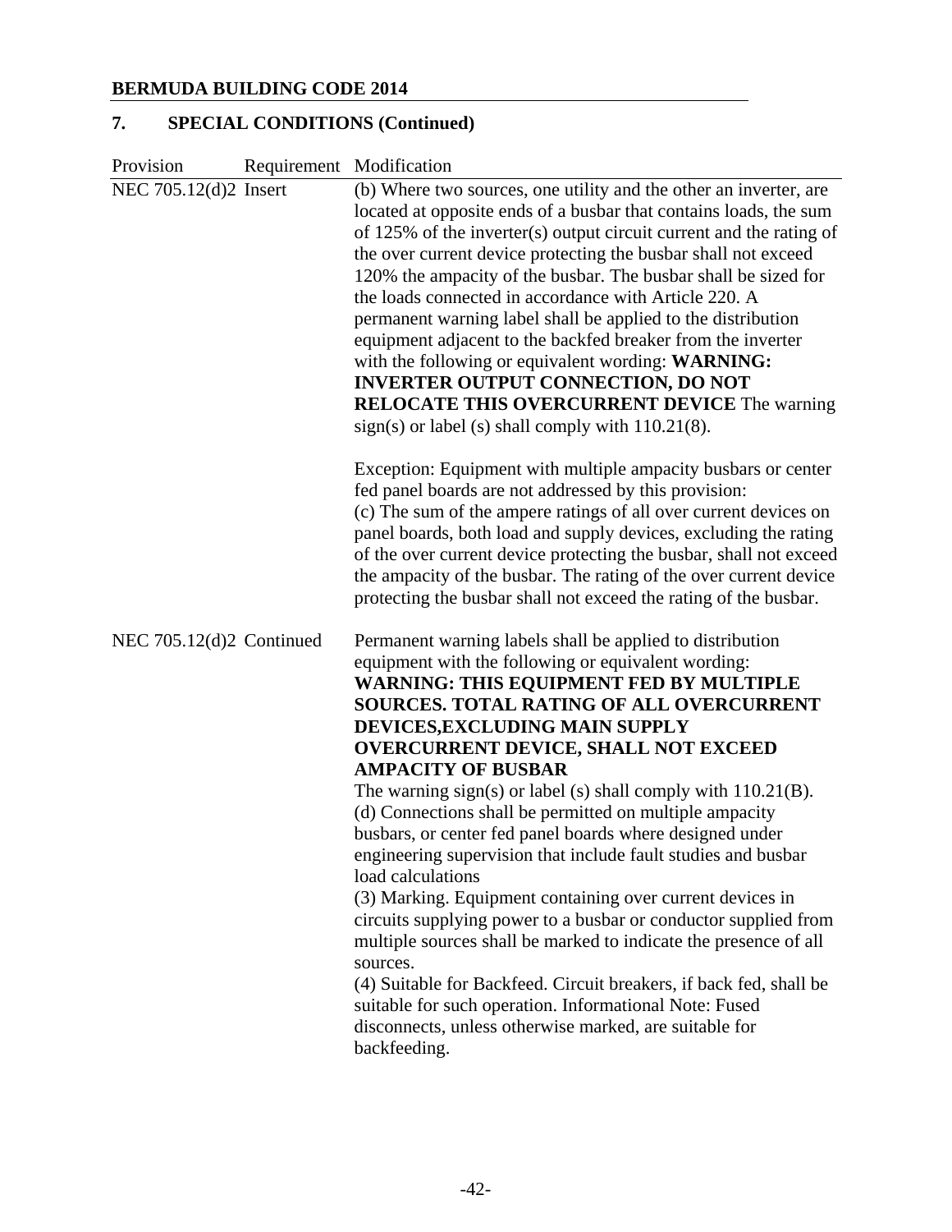## 7. SPECIAL CONDITIONS (Continued)

| Provision | Requirement | Modification |
| --- | --- | --- |
| NEC 705.12(d)2 | Insert | (b) Where two sources, one utility and the other an inverter, are located at opposite ends of a busbar that contains loads, the sum of 125% of the inverter(s) output circuit current and the rating of the over current device protecting the busbar shall not exceed 120% the ampacity of the busbar. The busbar shall be sized for the loads connected in accordance with Article 220. A permanent warning label shall be applied to the distribution equipment adjacent to the backfed breaker from the inverter with the following or equivalent wording: **WARNING: INVERTER OUTPUT CONNECTION, DO NOT RELOCATE THIS OVERCURRENT DEVICE** The warning sign(s) or label (s) shall comply with 110.21(8).<br><br>Exception: Equipment with multiple ampacity busbars or center fed panel boards are not addressed by this provision:<br>(c) The sum of the ampere ratings of all over current devices on panel boards, both load and supply devices, excluding the rating of the over current device protecting the busbar, shall not exceed the ampacity of the busbar. The rating of the over current device protecting the busbar shall not exceed the rating of the busbar. |
| NEC 705.12(d)2 | Continued | Permanent warning labels shall be applied to distribution equipment with the following or equivalent wording:<br>**WARNING: THIS EQUIPMENT FED BY MULTIPLE SOURCES. TOTAL RATING OF ALL OVERCURRENT DEVICES,EXCLUDING MAIN SUPPLY OVERCURRENT DEVICE, SHALL NOT EXCEED AMPACITY OF BUSBAR**<br>The warning sign(s) or label (s) shall comply with 110.21(B).<br>(d) Connections shall be permitted on multiple ampacity busbars, or center fed panel boards where designed under engineering supervision that include fault studies and busbar load calculations<br>(3) Marking. Equipment containing over current devices in circuits supplying power to a busbar or conductor supplied from multiple sources shall be marked to indicate the presence of all sources.<br>(4) Suitable for Backfeed. Circuit breakers, if back fed, shall be suitable for such operation. Informational Note: Fused disconnects, unless otherwise marked, are suitable for backfeeding. |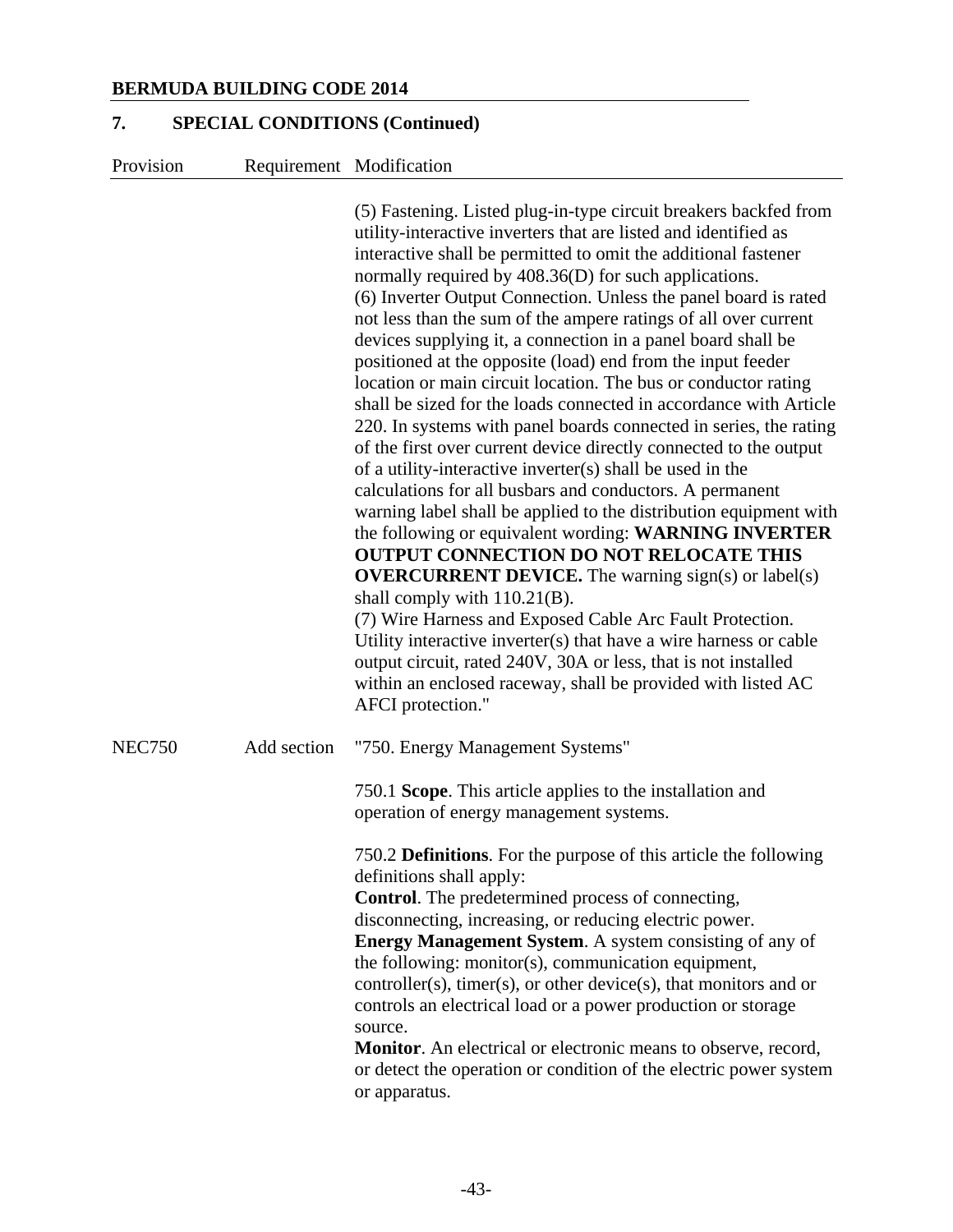## 7. SPECIAL CONDITIONS (Continued)

| Provision | Requirement | Modification |
|---|---|---|
| | | (5) Fastening. Listed plug-in-type circuit breakers backfed from utility-interactive inverters that are listed and identified as interactive shall be permitted to omit the additional fastener normally required by 408.36(D) for such applications.<br>(6) Inverter Output Connection. Unless the panel board is rated not less than the sum of the ampere ratings of all over current devices supplying it, a connection in a panel board shall be positioned at the opposite (load) end from the input feeder location or main circuit location. The bus or conductor rating shall be sized for the loads connected in accordance with Article 220. In systems with panel boards connected in series, the rating of the first over current device directly connected to the output of a utility-interactive inverter(s) shall be used in the calculations for all busbars and conductors. A permanent warning label shall be applied to the distribution equipment with the following or equivalent wording: **WARNING INVERTER OUTPUT CONNECTION DO NOT RELOCATE THIS OVERCURRENT DEVICE.** The warning sign(s) or label(s) shall comply with 110.21(B).<br>(7) Wire Harness and Exposed Cable Arc Fault Protection. Utility interactive inverter(s) that have a wire harness or cable output circuit, rated 240V, 30A or less, that is not installed within an enclosed raceway, shall be provided with listed AC AFCI protection." |
| NEC750 | Add section | "750. Energy Management Systems"<br><br>750.1 **Scope**. This article applies to the installation and operation of energy management systems.<br><br>750.2 **Definitions**. For the purpose of this article the following definitions shall apply:<br>**Control**. The predetermined process of connecting, disconnecting, increasing, or reducing electric power.<br>**Energy Management System**. A system consisting of any of the following: monitor(s), communication equipment, controller(s), timer(s), or other device(s), that monitors and or controls an electrical load or a power production or storage source.<br>**Monitor**. An electrical or electronic means to observe, record, or detect the operation or condition of the electric power system or apparatus. |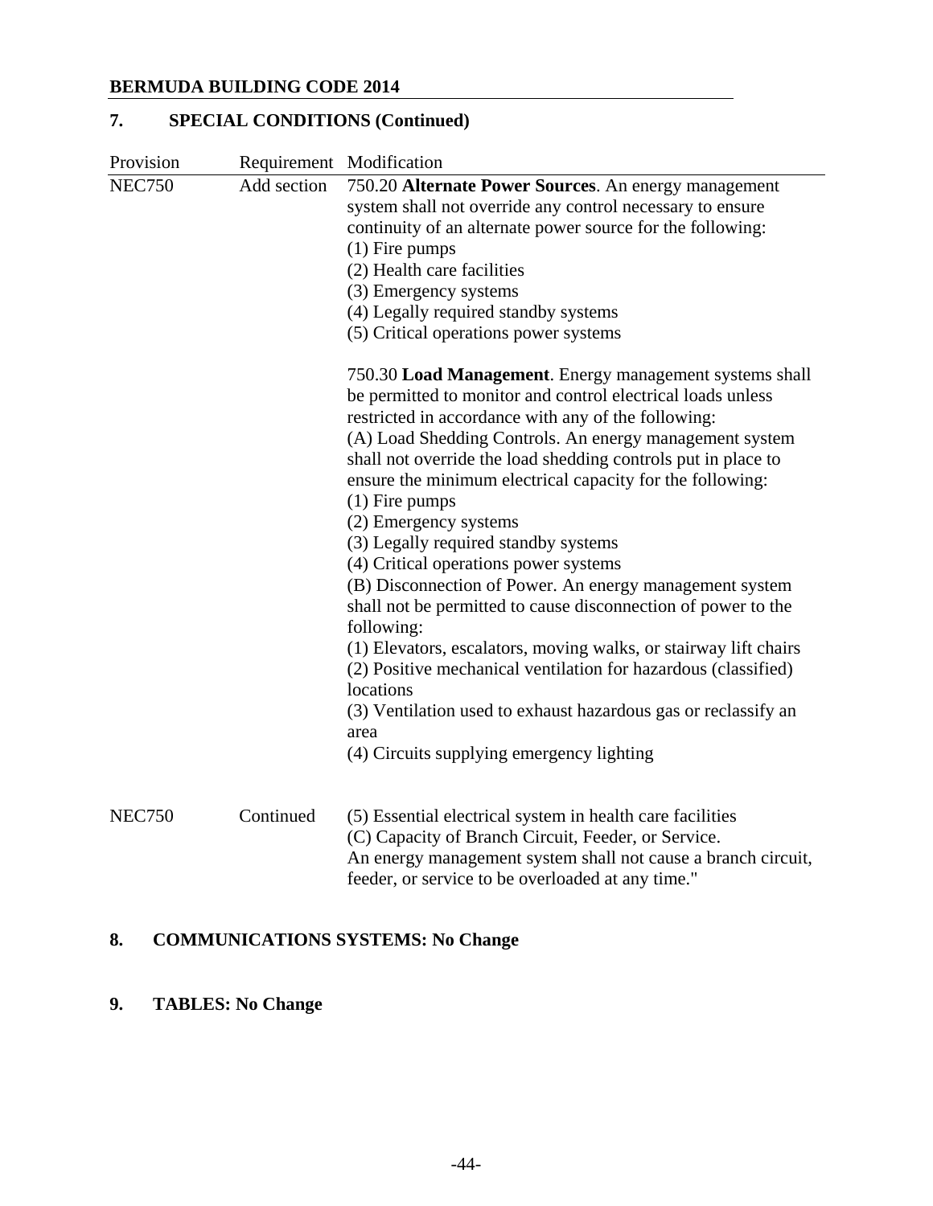## 7. SPECIAL CONDITIONS (Continued)

| Provision | Requirement | Modification |
|---|---|---|
| NEC750 | Add section | 750.20 **Alternate Power Sources**. An energy management system shall not override any control necessary to ensure continuity of an alternate power source for the following:<br>(1) Fire pumps<br>(2) Health care facilities<br>(3) Emergency systems<br>(4) Legally required standby systems<br>(5) Critical operations power systems<br><br>750.30 **Load Management**. Energy management systems shall be permitted to monitor and control electrical loads unless restricted in accordance with any of the following:<br>(A) Load Shedding Controls. An energy management system shall not override the load shedding controls put in place to ensure the minimum electrical capacity for the following:<br>(1) Fire pumps<br>(2) Emergency systems<br>(3) Legally required standby systems<br>(4) Critical operations power systems<br>(B) Disconnection of Power. An energy management system shall not be permitted to cause disconnection of power to the following:<br>(1) Elevators, escalators, moving walks, or stairway lift chairs<br>(2) Positive mechanical ventilation for hazardous (classified) locations<br>(3) Ventilation used to exhaust hazardous gas or reclassify an area<br>(4) Circuits supplying emergency lighting |
| NEC750 | Continued | (5) Essential electrical system in health care facilities<br>(C) Capacity of Branch Circuit, Feeder, or Service. An energy management system shall not cause a branch circuit, feeder, or service to be overloaded at any time." |

## 8. COMMUNICATIONS SYSTEMS: No Change

## 9. TABLES: No Change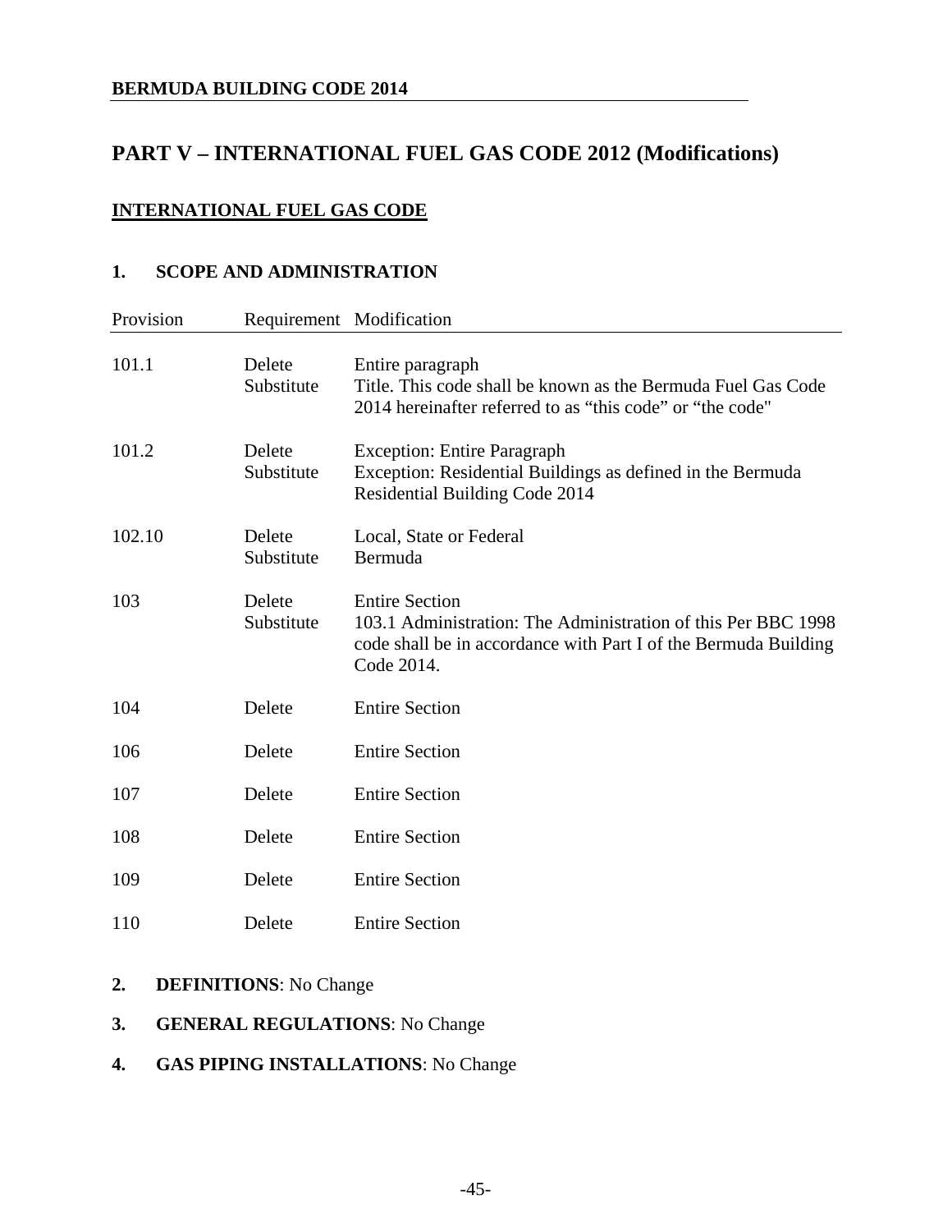# PART V – INTERNATIONAL FUEL GAS CODE 2012 (Modifications)

## INTERNATIONAL FUEL GAS CODE

### 1. SCOPE AND ADMINISTRATION

| Provision | Requirement | Modification |
|---|---|---|
| 101.1 | Delete<br>Substitute | Entire paragraph<br>Title. This code shall be known as the Bermuda Fuel Gas Code 2014 hereinafter referred to as "this code" or "the code" |
| 101.2 | Delete<br>Substitute | Exception: Entire Paragraph<br>Exception: Residential Buildings as defined in the Bermuda Residential Building Code 2014 |
| 102.10 | Delete<br>Substitute | Local, State or Federal<br>Bermuda |
| 103 | Delete<br>Substitute | Entire Section<br>103.1 Administration: The Administration of this Per BBC 1998 code shall be in accordance with Part I of the Bermuda Building Code 2014. |
| 104 | Delete | Entire Section |
| 106 | Delete | Entire Section |
| 107 | Delete | Entire Section |
| 108 | Delete | Entire Section |
| 109 | Delete | Entire Section |
| 110 | Delete | Entire Section |

### 2. DEFINITIONS: No Change

### 3. GENERAL REGULATIONS: No Change

### 4. GAS PIPING INSTALLATIONS: No Change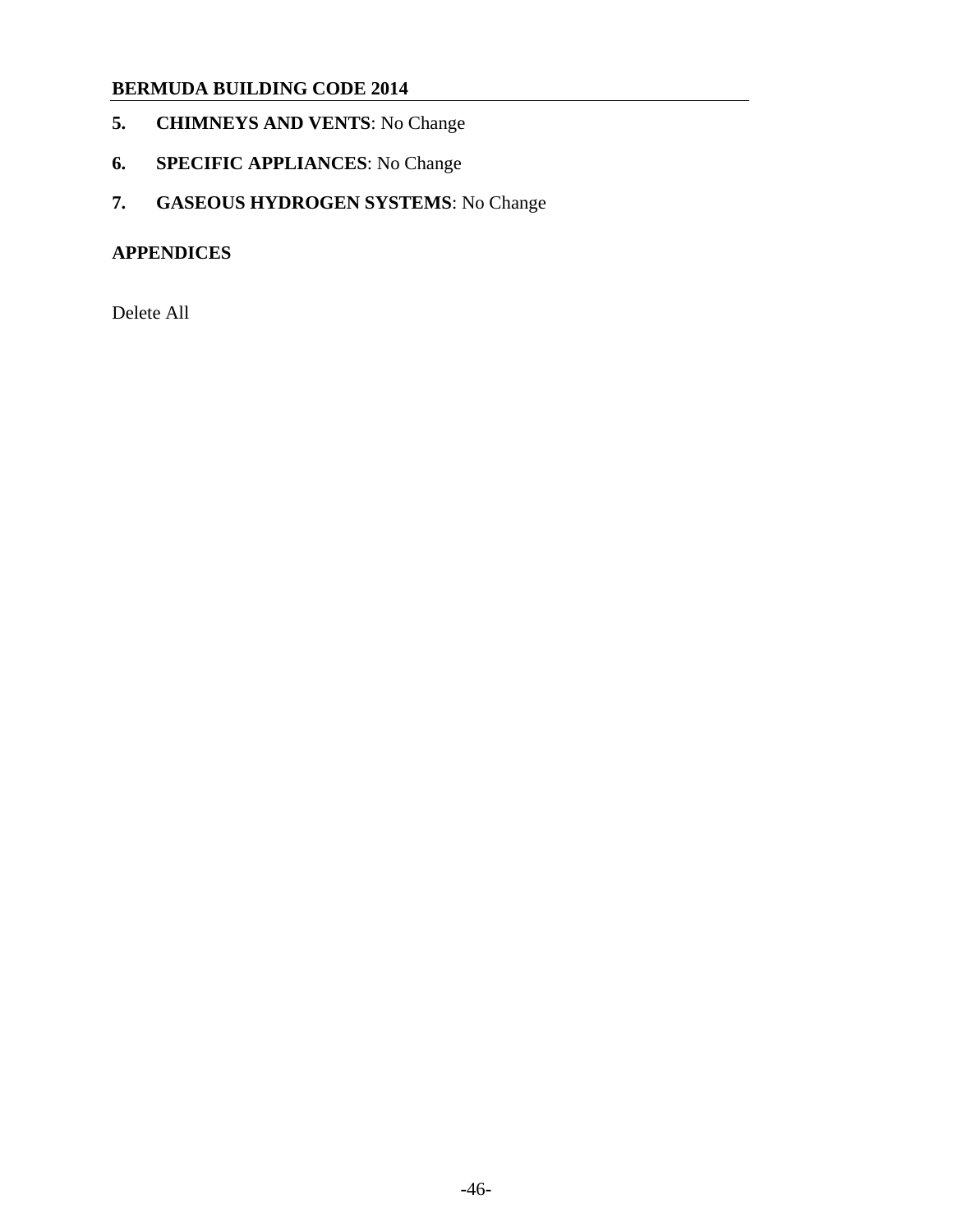**5. CHIMNEYS AND VENTS**: No Change

**6. SPECIFIC APPLIANCES**: No Change

**7. GASEOUS HYDROGEN SYSTEMS**: No Change

**APPENDICES**

Delete All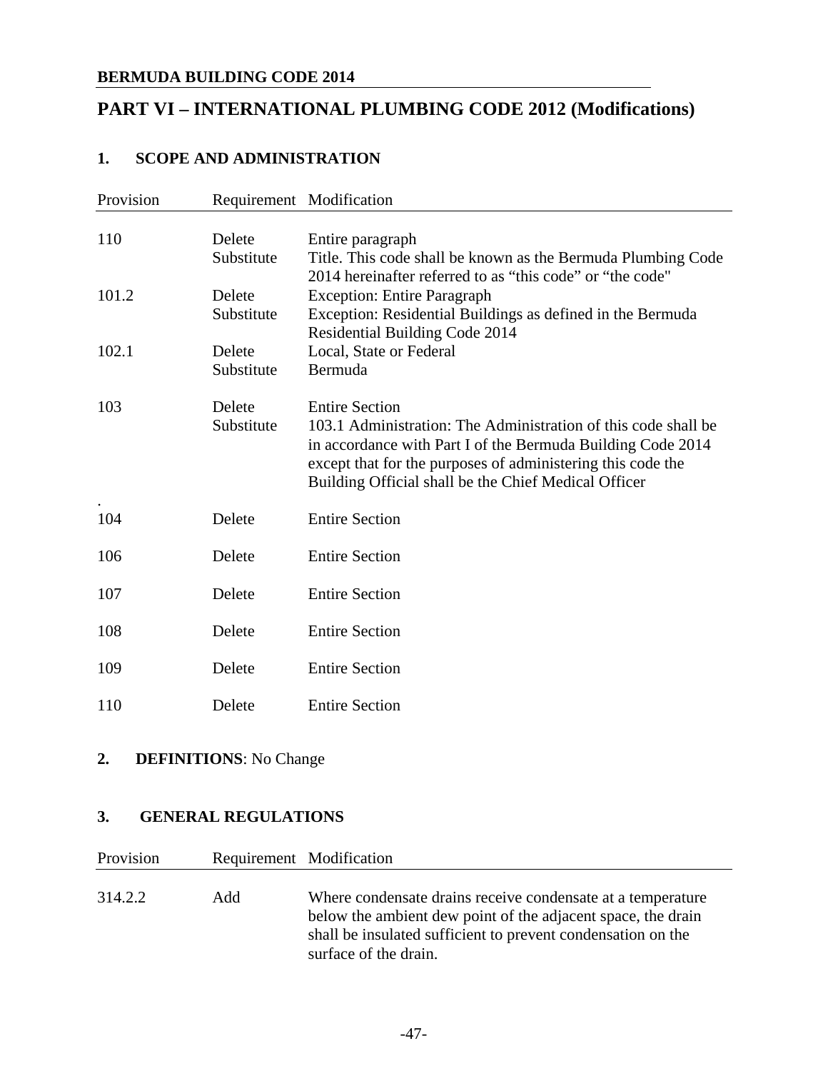**BERMUDA BUILDING CODE 2014**

# PART VI – INTERNATIONAL PLUMBING CODE 2012 (Modifications)

## 1. SCOPE AND ADMINISTRATION

| Provision | Requirement | Modification |
|---|---|---|
| 110 | Delete | Entire paragraph |
| | Substitute | Title. This code shall be known as the Bermuda Plumbing Code 2014 hereinafter referred to as "this code" or "the code" |
| 101.2 | Delete | Exception: Entire Paragraph |
| | Substitute | Exception: Residential Buildings as defined in the Bermuda Residential Building Code 2014 |
| 102.1 | Delete | Local, State or Federal |
| | Substitute | Bermuda |
| 103 | Delete | Entire Section |
| | Substitute | 103.1 Administration: The Administration of this code shall be in accordance with Part I of the Bermuda Building Code 2014 except that for the purposes of administering this code the Building Official shall be the Chief Medical Officer |
| . | | |
| 104 | Delete | Entire Section |
| 106 | Delete | Entire Section |
| 107 | Delete | Entire Section |
| 108 | Delete | Entire Section |
| 109 | Delete | Entire Section |
| 110 | Delete | Entire Section |

## 2. DEFINITIONS: No Change

## 3. GENERAL REGULATIONS

| Provision | Requirement | Modification |
|---|---|---|
| 314.2.2 | Add | Where condensate drains receive condensate at a temperature below the ambient dew point of the adjacent space, the drain shall be insulated sufficient to prevent condensation on the surface of the drain. |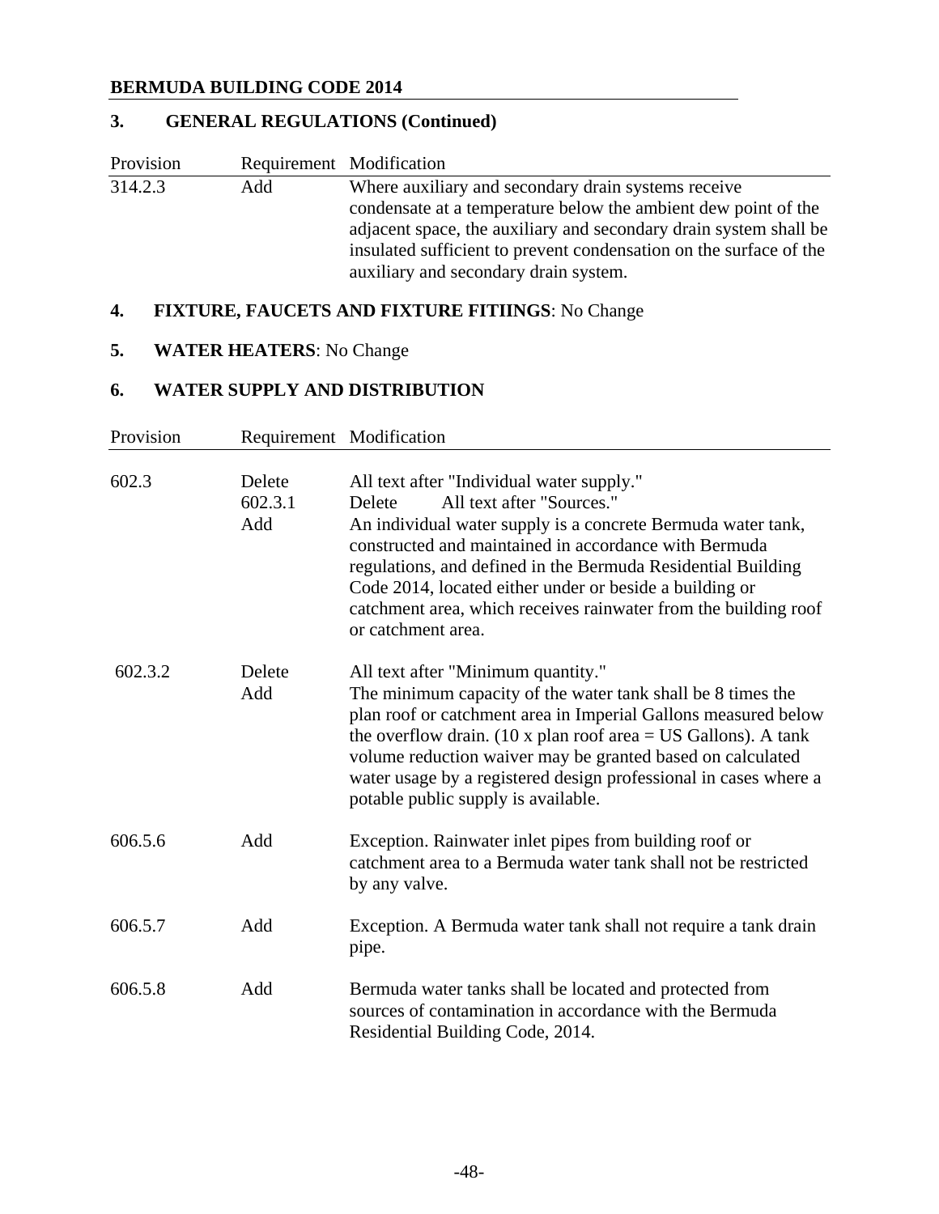## 3. GENERAL REGULATIONS (Continued)

| Provision | Requirement | Modification |
|---|---|---|
| 314.2.3 | Add | Where auxiliary and secondary drain systems receive condensate at a temperature below the ambient dew point of the adjacent space, the auxiliary and secondary drain system shall be insulated sufficient to prevent condensation on the surface of the auxiliary and secondary drain system. |

## 4. FIXTURE, FAUCETS AND FIXTURE FITIINGS: No Change

## 5. WATER HEATERS: No Change

## 6. WATER SUPPLY AND DISTRIBUTION

| Provision | Requirement | Modification |
|---|---|---|
| 602.3 | Delete | All text after "Individual water supply." |
| | 602.3.1 | Delete All text after "Sources." |
| | Add | An individual water supply is a concrete Bermuda water tank, constructed and maintained in accordance with Bermuda regulations, and defined in the Bermuda Residential Building Code 2014, located either under or beside a building or catchment area, which receives rainwater from the building roof or catchment area. |
| 602.3.2 | Delete | All text after "Minimum quantity." |
| | Add | The minimum capacity of the water tank shall be 8 times the plan roof or catchment area in Imperial Gallons measured below the overflow drain. (10 x plan roof area = US Gallons). A tank volume reduction waiver may be granted based on calculated water usage by a registered design professional in cases where a potable public supply is available. |
| 606.5.6 | Add | Exception. Rainwater inlet pipes from building roof or catchment area to a Bermuda water tank shall not be restricted by any valve. |
| 606.5.7 | Add | Exception. A Bermuda water tank shall not require a tank drain pipe. |
| 606.5.8 | Add | Bermuda water tanks shall be located and protected from sources of contamination in accordance with the Bermuda Residential Building Code, 2014. |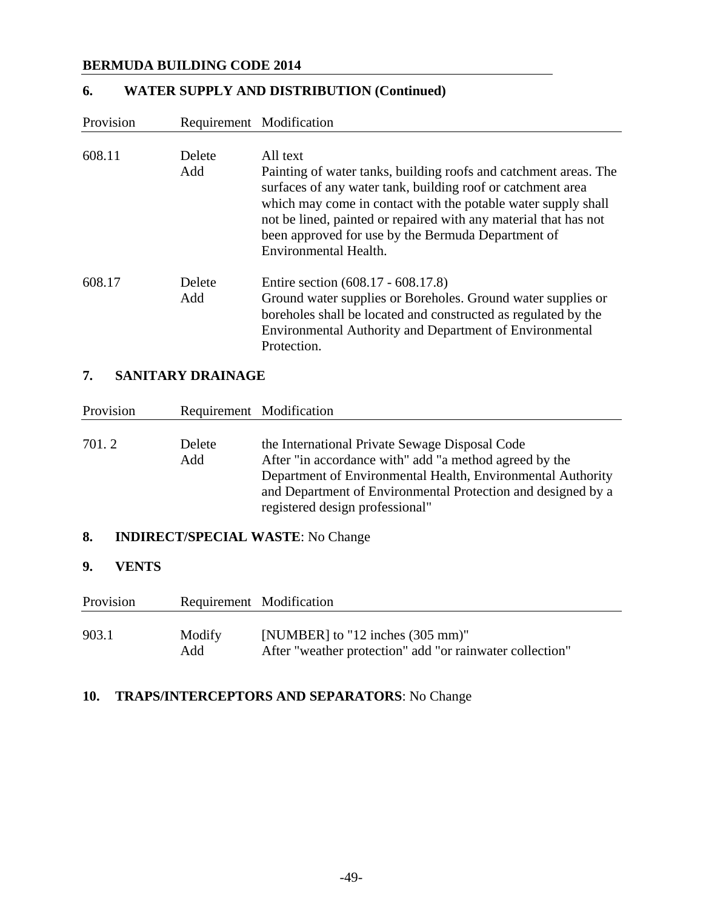## 6. WATER SUPPLY AND DISTRIBUTION (Continued)

| Provision | Requirement | Modification |
|---|---|---|
| 608.11 | Delete<br>Add | All text<br>Painting of water tanks, building roofs and catchment areas. The surfaces of any water tank, building roof or catchment area which may come in contact with the potable water supply shall not be lined, painted or repaired with any material that has not been approved for use by the Bermuda Department of Environmental Health. |
| 608.17 | Delete<br>Add | Entire section (608.17 - 608.17.8)<br>Ground water supplies or Boreholes. Ground water supplies or boreholes shall be located and constructed as regulated by the Environmental Authority and Department of Environmental Protection. |

## 7. SANITARY DRAINAGE

| Provision | Requirement | Modification |
|---|---|---|
| 701. 2 | Delete<br>Add | the International Private Sewage Disposal Code<br>After "in accordance with" add "a method agreed by the Department of Environmental Health, Environmental Authority and Department of Environmental Protection and designed by a registered design professional" |

## 8. INDIRECT/SPECIAL WASTE: No Change

## 9. VENTS

| Provision | Requirement | Modification |
|---|---|---|
| 903.1 | Modify<br>Add | [NUMBER] to "12 inches (305 mm)"<br>After "weather protection" add "or rainwater collection" |

## 10. TRAPS/INTERCEPTORS AND SEPARATORS: No Change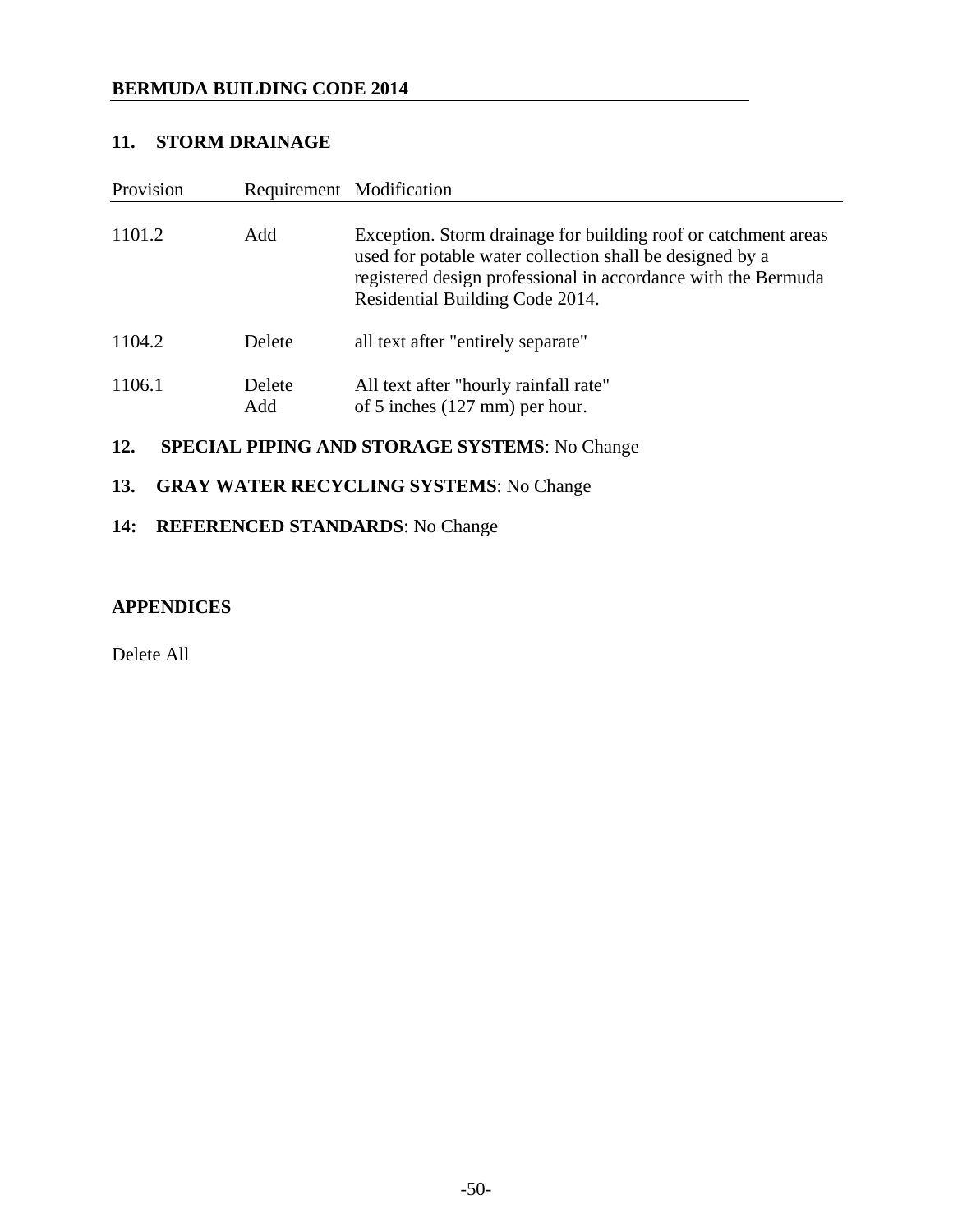## 11. STORM DRAINAGE

| Provision | Requirement | Modification |
|---|---|---|
| 1101.2 | Add | Exception. Storm drainage for building roof or catchment areas used for potable water collection shall be designed by a registered design professional in accordance with the Bermuda Residential Building Code 2014. |
| 1104.2 | Delete | all text after "entirely separate" |
| 1106.1 | Delete<br>Add | All text after "hourly rainfall rate"<br>of 5 inches (127 mm) per hour. |

## 12. SPECIAL PIPING AND STORAGE SYSTEMS: No Change

## 13. GRAY WATER RECYCLING SYSTEMS: No Change

## 14: REFERENCED STANDARDS: No Change

## APPENDICES

Delete All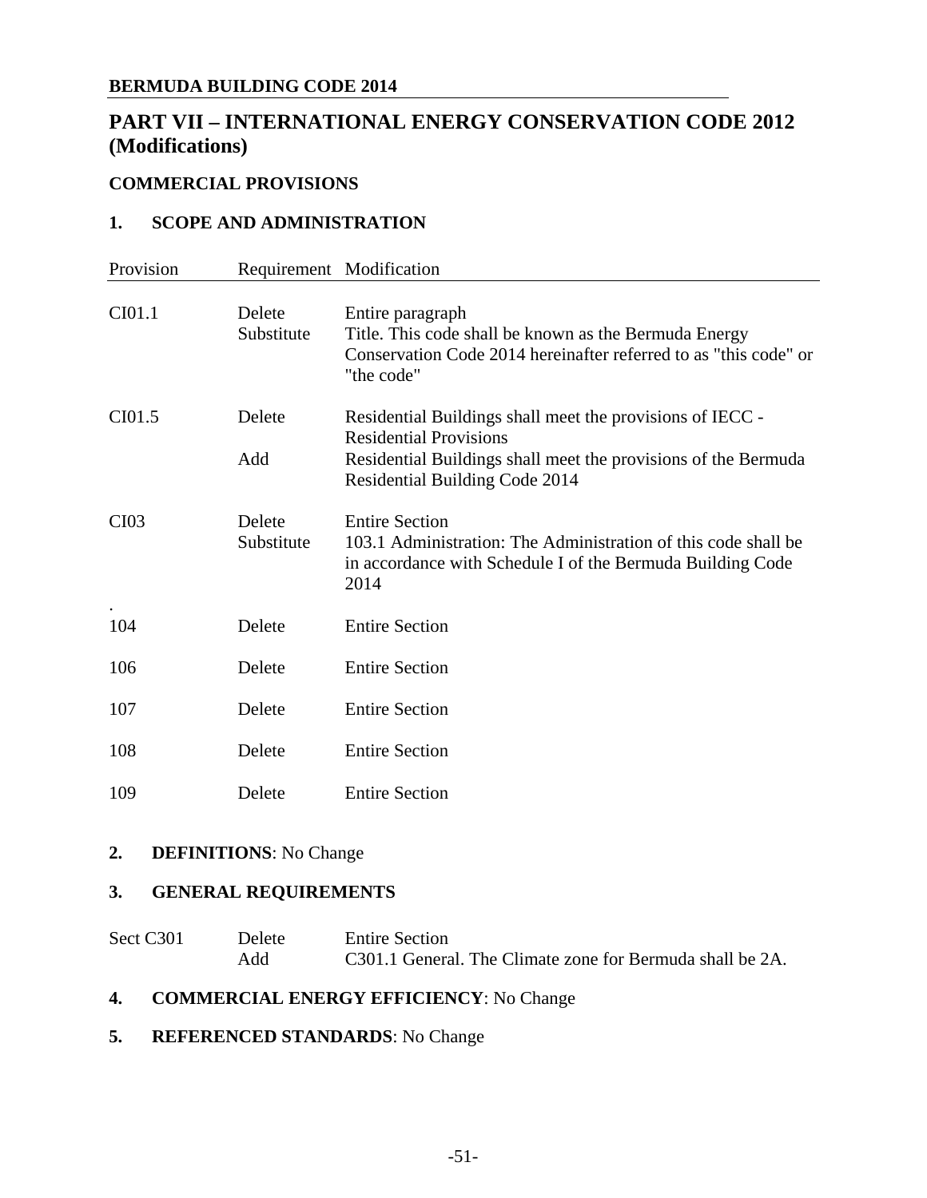**BERMUDA BUILDING CODE 2014**

# PART VII – INTERNATIONAL ENERGY CONSERVATION CODE 2012 (Modifications)

## COMMERCIAL PROVISIONS

### 1. SCOPE AND ADMINISTRATION

| Provision | Requirement | Modification |
|---|---|---|
| CI01.1 | Delete | Entire paragraph |
| | Substitute | Title. This code shall be known as the Bermuda Energy Conservation Code 2014 hereinafter referred to as "this code" or "the code" |
| CI01.5 | Delete | Residential Buildings shall meet the provisions of IECC - Residential Provisions |
| | Add | Residential Buildings shall meet the provisions of the Bermuda Residential Building Code 2014 |
| CI03 | Delete | Entire Section |
| | Substitute | 103.1 Administration: The Administration of this code shall be in accordance with Schedule I of the Bermuda Building Code 2014 |
| . | | |
| 104 | Delete | Entire Section |
| 106 | Delete | Entire Section |
| 107 | Delete | Entire Section |
| 108 | Delete | Entire Section |
| 109 | Delete | Entire Section |

### 2. DEFINITIONS: No Change

### 3. GENERAL REQUIREMENTS

| Provision | Requirement | Modification |
|---|---|---|
| Sect C301 | Delete | Entire Section |
| | Add | C301.1 General. The Climate zone for Bermuda shall be 2A. |

### 4. COMMERCIAL ENERGY EFFICIENCY: No Change

### 5. REFERENCED STANDARDS: No Change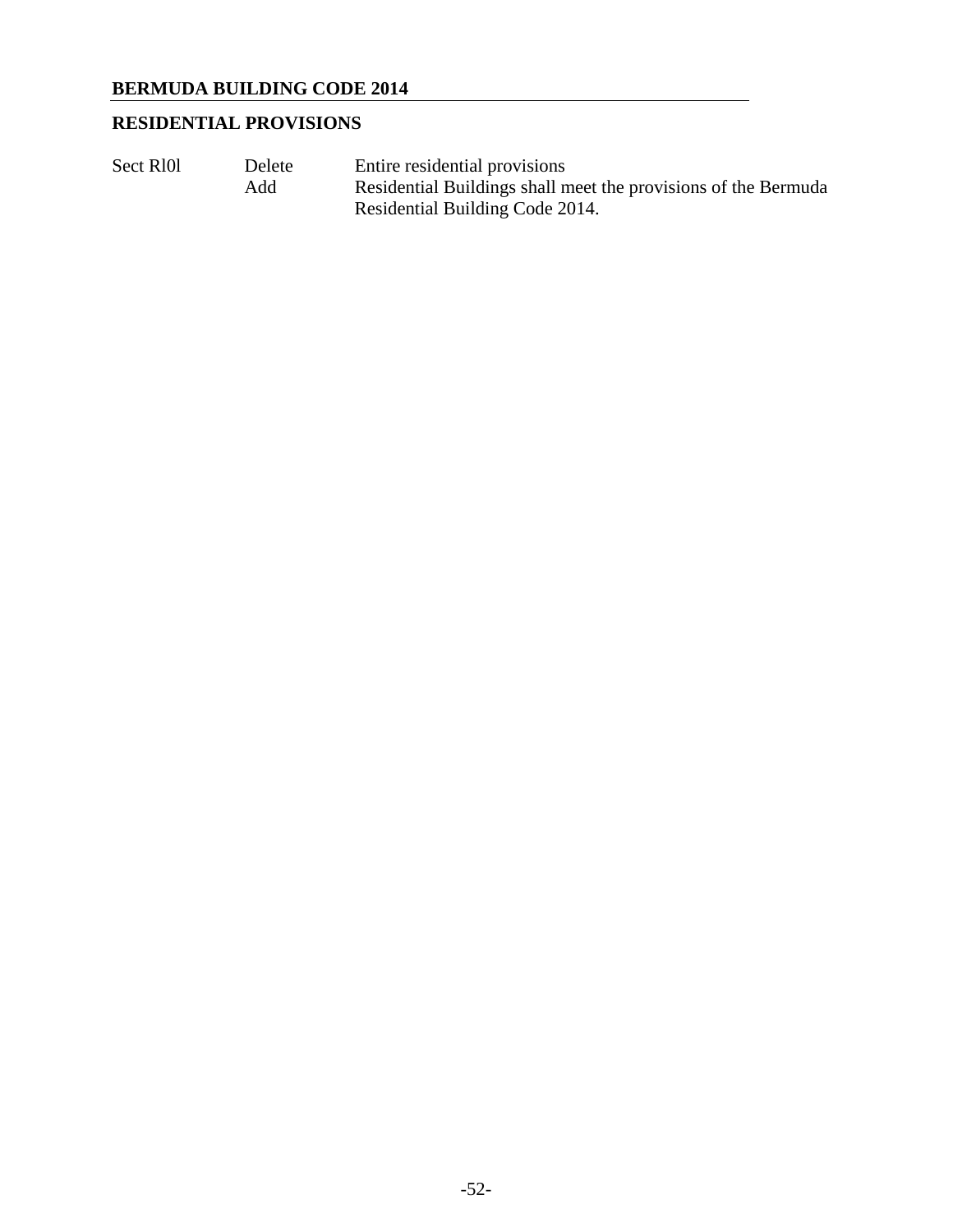**BERMUDA BUILDING CODE 2014**

**RESIDENTIAL PROVISIONS**

| | | |
|---|---|---|
| Sect Rl0l | Delete | Entire residential provisions |
| | Add | Residential Buildings shall meet the provisions of the Bermuda Residential Building Code 2014. |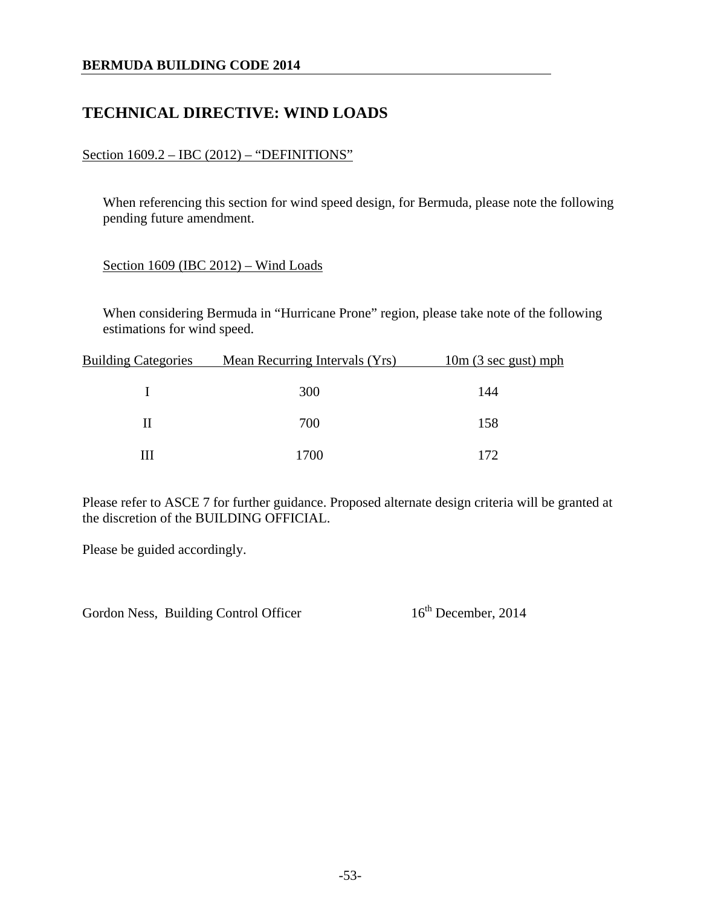# TECHNICAL DIRECTIVE: WIND LOADS

Section 1609.2 – IBC (2012) – "DEFINITIONS"

When referencing this section for wind speed design, for Bermuda, please note the following pending future amendment.

Section 1609 (IBC 2012) – Wind Loads

When considering Bermuda in "Hurricane Prone" region, please take note of the following estimations for wind speed.

| Building Categories | Mean Recurring Intervals (Yrs) | 10m (3 sec gust) mph |
|---|---|---|
| I | 300 | 144 |
| II | 700 | 158 |
| III | 1700 | 172 |

Please refer to ASCE 7 for further guidance. Proposed alternate design criteria will be granted at the discretion of the BUILDING OFFICIAL.

Please be guided accordingly.

Gordon Ness, Building Control Officer    16th December, 2014